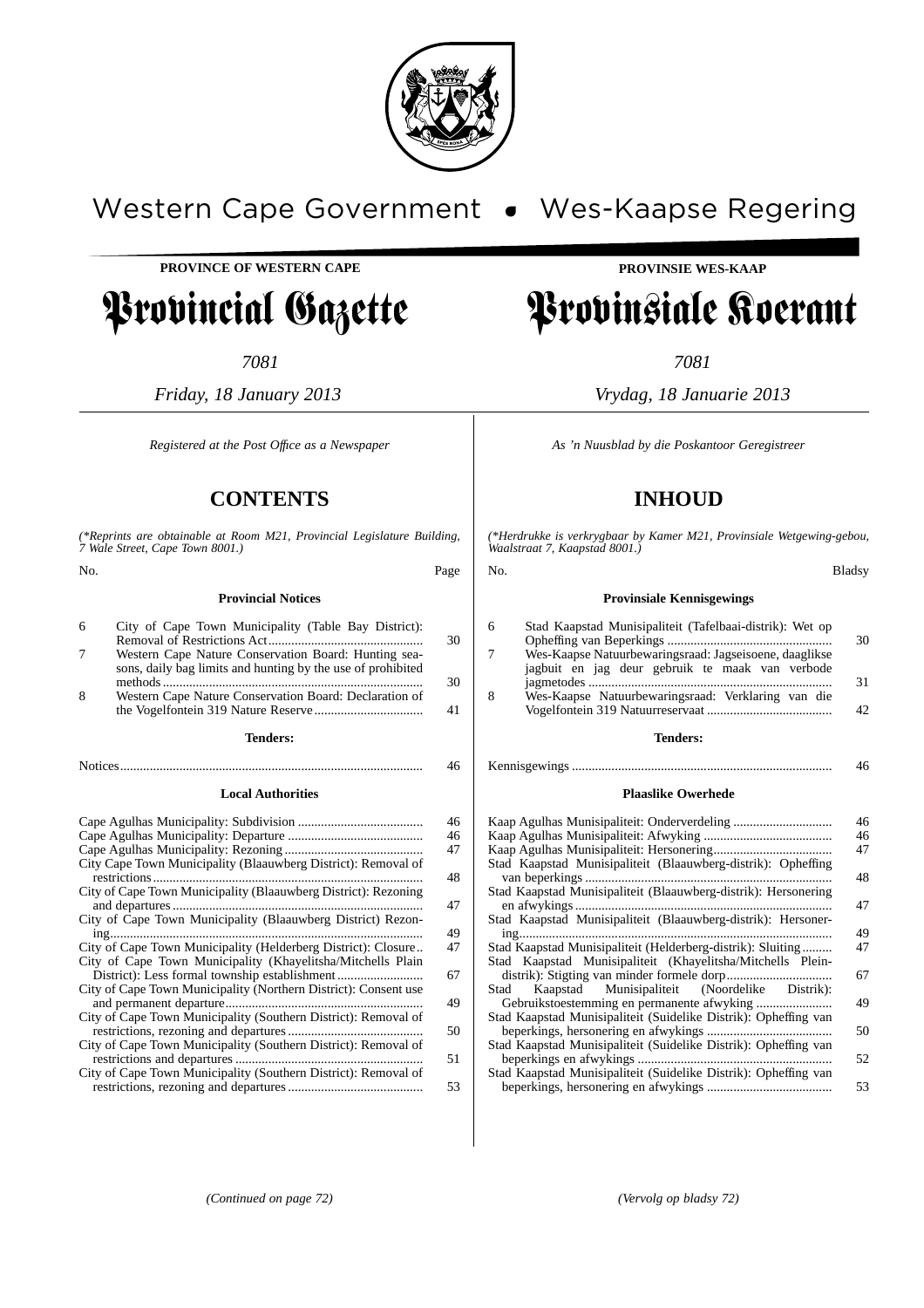Western Cape Government • Wes-Kaapse Regering

**PROVINCE OF WESTERN CAPE**

# Provincial Gazette

*7081*

*Friday, 18 January 2013*

*Registered at the Post Office as a Newspaper*

## CONTENTS

*(\*Reprints are obtainable at Room M21, Provincial Legislature Building, 7 Wale Street, Cape Town 8001.)*

| No. | | Page |
|---|---|---|
| | **Provincial Notices** | |
| 6 | City of Cape Town Municipality (Table Bay District): Removal of Restrictions Act | 30 |
| 7 | Western Cape Nature Conservation Board: Hunting seasons, daily bag limits and hunting by the use of prohibited methods | 30 |
| 8 | Western Cape Nature Conservation Board: Declaration of the Vogelfontein 319 Nature Reserve | 41 |
| | **Tenders:** | |
| | Notices | 46 |
| | **Local Authorities** | |
| | Cape Agulhas Municipality: Subdivision | 46 |
| | Cape Agulhas Municipality: Departure | 46 |
| | Cape Agulhas Municipality: Rezoning | 47 |
| | City Cape Town Municipality (Blaauwberg District): Removal of restrictions | 48 |
| | City of Cape Town Municipality (Blaauwberg District): Rezoning and departures | 47 |
| | City of Cape Town Municipality (Blaauwberg District) Rezoning | 49 |
| | City of Cape Town Municipality (Helderberg District): Closure | 47 |
| | City of Cape Town Municipality (Khayelitsha/Mitchells Plain District): Less formal township establishment | 67 |
| | City of Cape Town Municipality (Northern District): Consent use and permanent departure | 49 |
| | City of Cape Town Municipality (Southern District): Removal of restrictions, rezoning and departures | 50 |
| | City of Cape Town Municipality (Southern District): Removal of restrictions and departures | 51 |
| | City of Cape Town Municipality (Southern District): Removal of restrictions, rezoning and departures | 53 |

*(Continued on page 72)*

**PROVINSIE WES-KAAP**

# Provinsiale Koerant

*7081*

*Vrydag, 18 Januarie 2013*

*As 'n Nuusblad by die Poskantoor Geregistreer*

## INHOUD

*(\*Herdrukke is verkrygbaar by Kamer M21, Provinsiale Wetgewing-gebou, Waalstraat 7, Kaapstad 8001.)*

| No. | | Bladsy |
|---|---|---|
| | **Provinsiale Kennisgewings** | |
| 6 | Stad Kaapstad Munisipaliteit (Tafelbaai-distrik): Wet op Opheffing van Beperkings | 30 |
| 7 | Wes-Kaapse Natuurbewaringsraad: Jagseisoene, daaglikse jagbuit en jag deur gebruik te maak van verbode jagmetodes | 31 |
| 8 | Wes-Kaapse Natuurbewaringsraad: Verklaring van die Vogelfontein 319 Natuurreservaat | 42 |
| | **Tenders:** | |
| | Kennisgewings | 46 |
| | **Plaaslike Owerhede** | |
| | Kaap Agulhas Munisipaliteit: Onderverdeling | 46 |
| | Kaap Agulhas Munisipaliteit: Afwyking | 46 |
| | Kaap Agulhas Munisipaliteit: Hersonering | 47 |
| | Stad Kaapstad Munisipaliteit (Blaauwberg-distrik): Opheffing van beperkings | 48 |
| | Stad Kaapstad Munisipaliteit (Blaauwberg-distrik): Hersonering en afwykings | 47 |
| | Stad Kaapstad Munisipaliteit (Blaauwberg-distrik): Hersonering | 49 |
| | Stad Kaapstad Munisipaliteit (Helderberg-distrik): Sluiting | 47 |
| | Stad Kaapstad Munisipaliteit (Khayelitsha/Mitchells Plein-distrik): Stigting van minder formele dorp | 67 |
| | Stad Kaapstad Munisipaliteit (Noordelike Distrik): Gebruikstoestemming en permanente afwyking | 49 |
| | Stad Kaapstad Munisipaliteit (Suidelike Distrik): Opheffing van beperkings, hersonering en afwykings | 50 |
| | Stad Kaapstad Munisipaliteit (Suidelike Distrik): Opheffing van beperkings en afwykings | 52 |
| | Stad Kaapstad Munisipaliteit (Suidelike Distrik): Opheffing van beperkings, hersonering en afwykings | 53 |

*(Vervolg op bladsy 72)*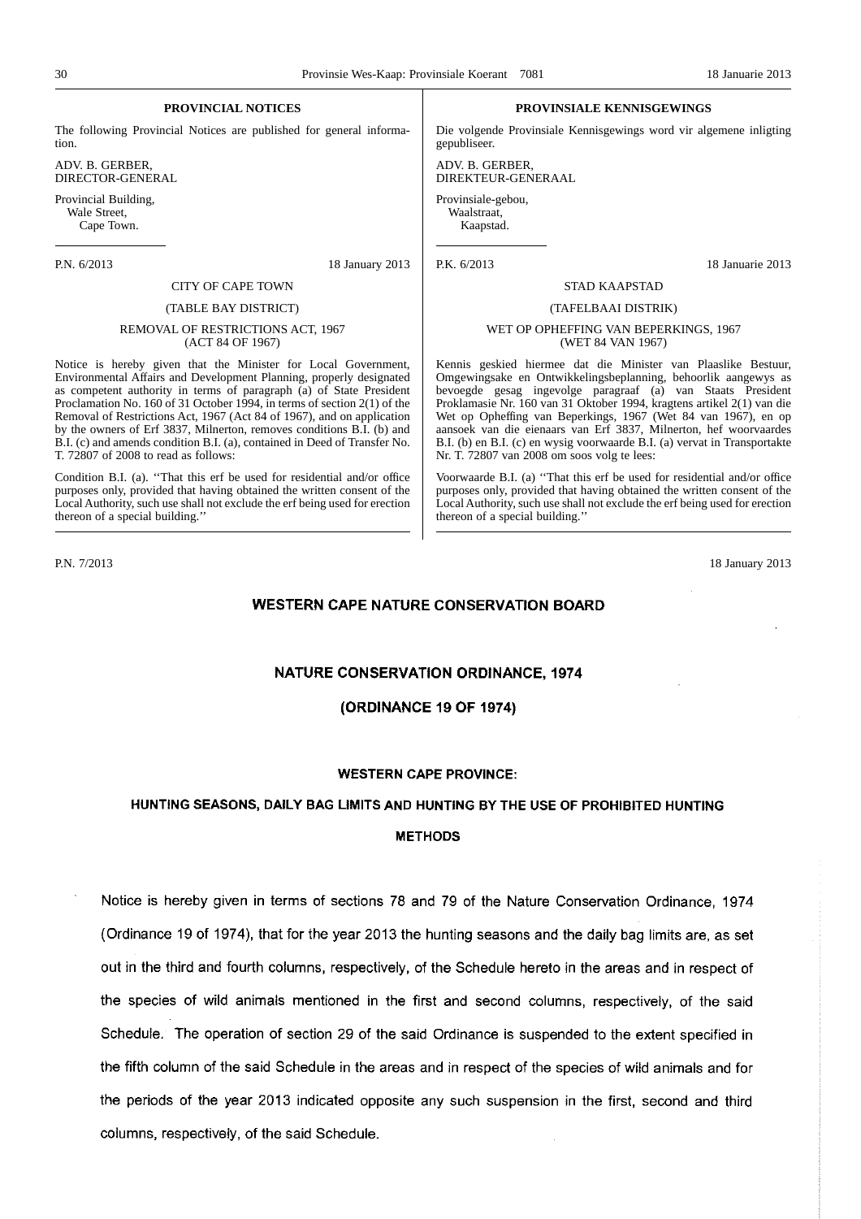## PROVINCIAL NOTICES

The following Provincial Notices are published for general information.

ADV. B. GERBER,
DIRECTOR-GENERAL

Provincial Building,
Wale Street,
Cape Town.

P.N. 6/2013 18 January 2013

CITY OF CAPE TOWN

(TABLE BAY DISTRICT)

REMOVAL OF RESTRICTIONS ACT, 1967
(ACT 84 OF 1967)

Notice is hereby given that the Minister for Local Government, Environmental Affairs and Development Planning, properly designated as competent authority in terms of paragraph (a) of State President Proclamation No. 160 of 31 October 1994, in terms of section 2(1) of the Removal of Restrictions Act, 1967 (Act 84 of 1967), and on application by the owners of Erf 3837, Milnerton, removes conditions B.I. (b) and B.I. (c) and amends condition B.I. (a), contained in Deed of Transfer No. T. 72807 of 2008 to read as follows:

Condition B.I. (a). ''That this erf be used for residential and/or office purposes only, provided that having obtained the written consent of the Local Authority, such use shall not exclude the erf being used for erection thereof of a special building.''

## PROVINSIALE KENNISGEWINGS

Die volgende Provinsiale Kennisgewings word vir algemene inligting gepubliseer.

ADV. B. GERBER,
DIREKTEUR-GENERAAL

Provinsiale-gebou,
Waalstraat,
Kaapstad.

P.K. 6/2013 18 Januarie 2013

STAD KAAPSTAD

(TAFELBAAI DISTRIK)

WET OP OPHEFFING VAN BEPERKINGS, 1967
(WET 84 VAN 1967)

Kennis geskied hiermee dat die Minister van Plaaslike Bestuur, Omgewingsake en Ontwikkelingsbeplanning, behoorlik aangewys as bevoegde gesag ingevolge paragraaf (a) van Staats President Proklamasie Nr. 160 van 31 Oktober 1994, kragtens artikel 2(1) van die Wet op Opheffing van Beperkings, 1967 (Wet 84 van 1967), en op aansoek van die eienaars van Erf 3837, Milnerton, hef woorvaardes B.I. (b) en B.I. (c) en wysig voorwaarde B.I. (a) vervat in Transportakte Nr. T. 72807 van 2008 om soos volg te lees:

Voorwaarde B.I. (a) ''That this erf be used for residential and/or office purposes only, provided that having obtained the written consent of the Local Authority, such use shall not exclude the erf being used for erection thereof of a special building.''

---

P.N. 7/2013 18 January 2013

## WESTERN CAPE NATURE CONSERVATION BOARD

### NATURE CONSERVATION ORDINANCE, 1974

### (ORDINANCE 19 OF 1974)

### WESTERN CAPE PROVINCE:

### HUNTING SEASONS, DAILY BAG LIMITS AND HUNTING BY THE USE OF PROHIBITED HUNTING METHODS

Notice is hereby given in terms of sections 78 and 79 of the Nature Conservation Ordinance, 1974 (Ordinance 19 of 1974), that for the year 2013 the hunting seasons and the daily bag limits are, as set out in the third and fourth columns, respectively, of the Schedule hereto in the areas and in respect of the species of wild animals mentioned in the first and second columns, respectively, of the said Schedule. The operation of section 29 of the said Ordinance is suspended to the extent specified in the fifth column of the said Schedule in the areas and in respect of the species of wild animals and for the periods of the year 2013 indicated opposite any such suspension in the first, second and third columns, respectively, of the said Schedule.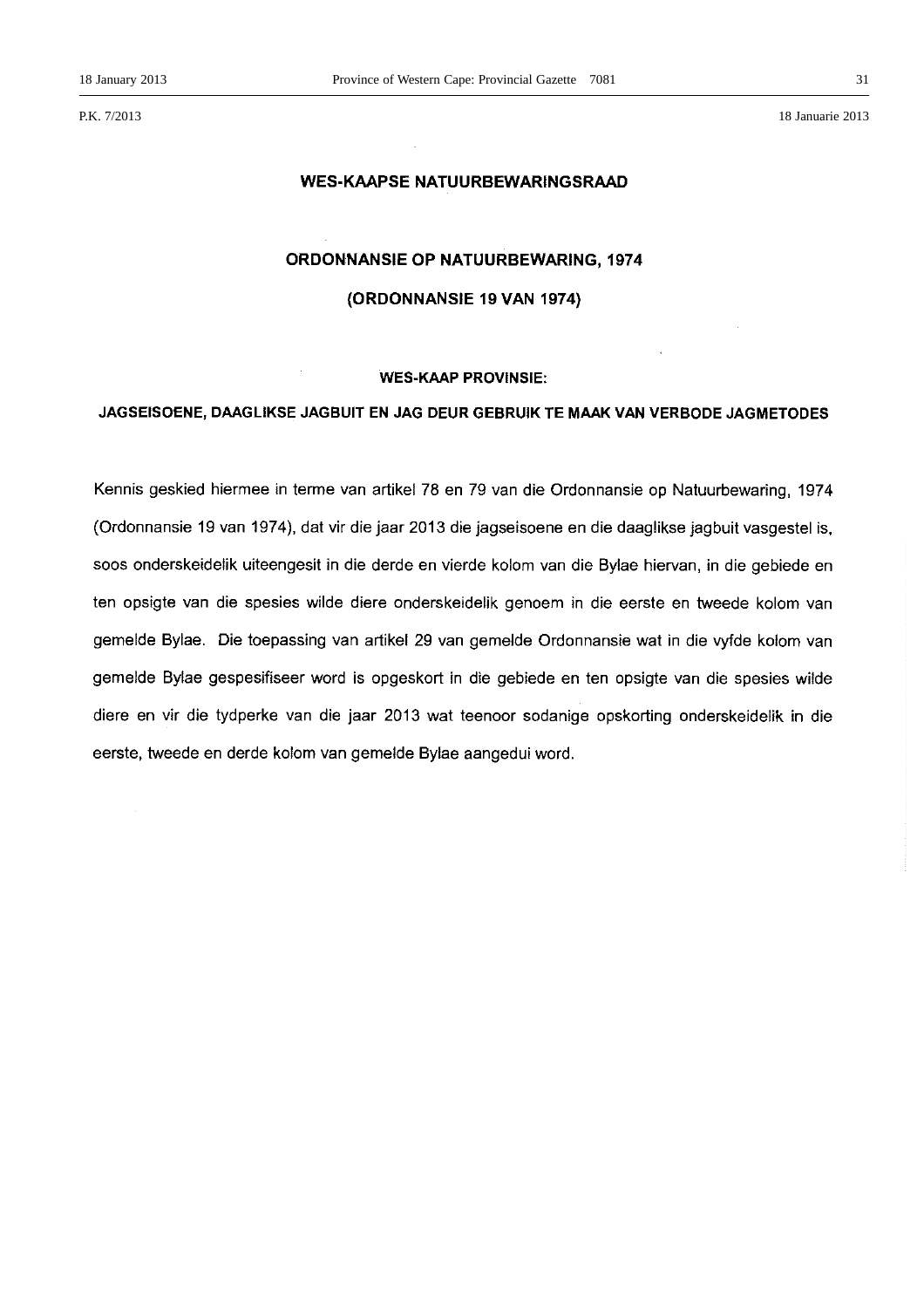P.K. 7/2013 18 Januarie 2013

## WES-KAAPSE NATUURBEWARINGSRAAD

### ORDONNANSIE OP NATUURBEWARING, 1974

### (ORDONNANSIE 19 VAN 1974)

#### WES-KAAP PROVINSIE:

#### JAGSEISOENE, DAAGLIKSE JAGBUIT EN JAG DEUR GEBRUIK TE MAAK VAN VERBODE JAGMETODES

Kennis geskied hiermee in terme van artikel 78 en 79 van die Ordonnansie op Natuurbewaring, 1974 (Ordonnansie 19 van 1974), dat vir die jaar 2013 die jagseisoene en die daaglikse jagbuit vasgestel is, soos onderskeidelik uiteengesit in die derde en vierde kolom van die Bylae hiervan, in die gebiede en ten opsigte van die spesies wilde diere onderskeidelik genoem in die eerste en tweede kolom van gemelde Bylae. Die toepassing van artikel 29 van gemelde Ordonnansie wat in die vyfde kolom van gemelde Bylae gespesifiseer word is opgeskort in die gebiede en ten opsigte van die spesies wilde diere en vir die tydperke van die jaar 2013 wat teenoor sodanige opskorting onderskeidelik in die eerste, tweede en derde kolom van gemelde Bylae aangedui word.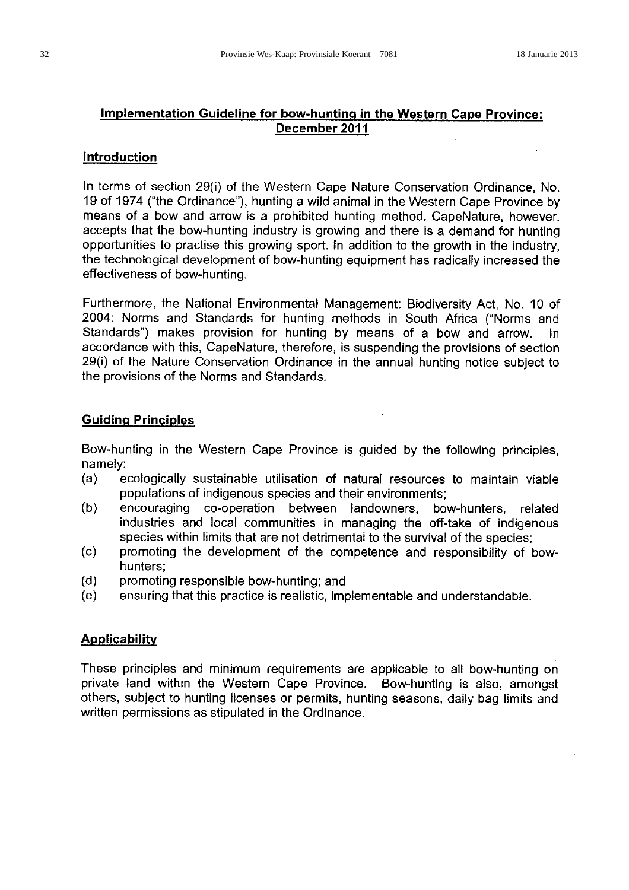## Implementation Guideline for bow-hunting in the Western Cape Province: December 2011

### Introduction

In terms of section 29(i) of the Western Cape Nature Conservation Ordinance, No. 19 of 1974 ("the Ordinance"), hunting a wild animal in the Western Cape Province by means of a bow and arrow is a prohibited hunting method. CapeNature, however, accepts that the bow-hunting industry is growing and there is a demand for hunting opportunities to practise this growing sport. In addition to the growth in the industry, the technological development of bow-hunting equipment has radically increased the effectiveness of bow-hunting.

Furthermore, the National Environmental Management: Biodiversity Act, No. 10 of 2004: Norms and Standards for hunting methods in South Africa ("Norms and Standards") makes provision for hunting by means of a bow and arrow. In accordance with this, CapeNature, therefore, is suspending the provisions of section 29(i) of the Nature Conservation Ordinance in the annual hunting notice subject to the provisions of the Norms and Standards.

### Guiding Principles

Bow-hunting in the Western Cape Province is guided by the following principles, namely:

(a) ecologically sustainable utilisation of natural resources to maintain viable populations of indigenous species and their environments;

(b) encouraging co-operation between landowners, bow-hunters, related industries and local communities in managing the off-take of indigenous species within limits that are not detrimental to the survival of the species;

(c) promoting the development of the competence and responsibility of bow-hunters;

(d) promoting responsible bow-hunting; and

(e) ensuring that this practice is realistic, implementable and understandable.

### Applicability

These principles and minimum requirements are applicable to all bow-hunting on private land within the Western Cape Province. Bow-hunting is also, amongst others, subject to hunting licenses or permits, hunting seasons, daily bag limits and written permissions as stipulated in the Ordinance.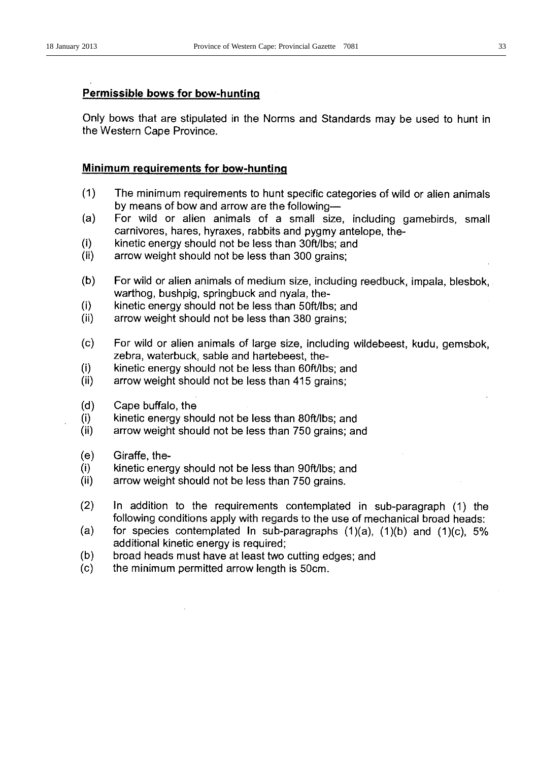**Permissible bows for bow-hunting**

Only bows that are stipulated in the Norms and Standards may be used to hunt in the Western Cape Province.

**Minimum requirements for bow-hunting**

(1) The minimum requirements to hunt specific categories of wild or alien animals by means of bow and arrow are the following—

(a) For wild or alien animals of a small size, including gamebirds, small carnivores, hares, hyraxes, rabbits and pygmy antelope, the-

(i) kinetic energy should not be less than 30ft/lbs; and

(ii) arrow weight should not be less than 300 grains;

(b) For wild or alien animals of medium size, including reedbuck, impala, blesbok, warthog, bushpig, springbuck and nyala, the-

(i) kinetic energy should not be less than 50ft/lbs; and

(ii) arrow weight should not be less than 380 grains;

(c) For wild or alien animals of large size, including wildebeest, kudu, gemsbok, zebra, waterbuck, sable and hartebeest, the-

(i) kinetic energy should not be less than 60ft/lbs; and

(ii) arrow weight should not be less than 415 grains;

(d) Cape buffalo, the

(i) kinetic energy should not be less than 80ft/lbs; and

(ii) arrow weight should not be less than 750 grains; and

(e) Giraffe, the-

(i) kinetic energy should not be less than 90ft/lbs; and

(ii) arrow weight should not be less than 750 grains.

(2) In addition to the requirements contemplated in sub-paragraph (1) the following conditions apply with regards to the use of mechanical broad heads:

(a) for species contemplated In sub-paragraphs (1)(a), (1)(b) and (1)(c), 5% additional kinetic energy is required;

(b) broad heads must have at least two cutting edges; and

(c) the minimum permitted arrow length is 50cm.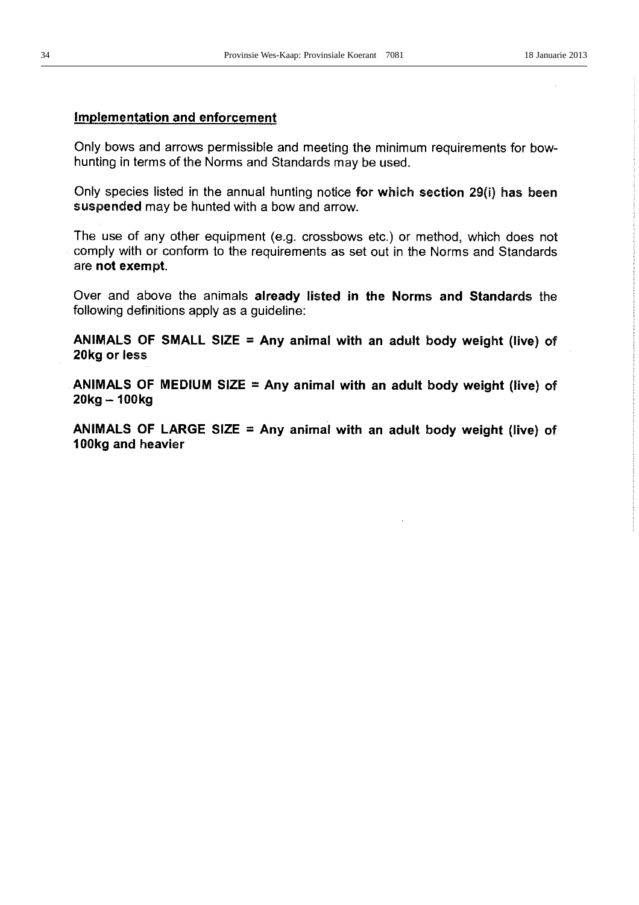## Implementation and enforcement

Only bows and arrows permissible and meeting the minimum requirements for bow-hunting in terms of the Norms and Standards may be used.

Only species listed in the annual hunting notice **for which section 29(i) has been suspended** may be hunted with a bow and arrow.

The use of any other equipment (e.g. crossbows etc.) or method, which does not comply with or conform to the requirements as set out in the Norms and Standards are **not exempt**.

Over and above the animals **already listed in the Norms and Standards** the following definitions apply as a guideline:

**ANIMALS OF SMALL SIZE = Any animal with an adult body weight (live) of 20kg or less**

**ANIMALS OF MEDIUM SIZE = Any animal with an adult body weight (live) of 20kg – 100kg**

**ANIMALS OF LARGE SIZE = Any animal with an adult body weight (live) of 100kg and heavier**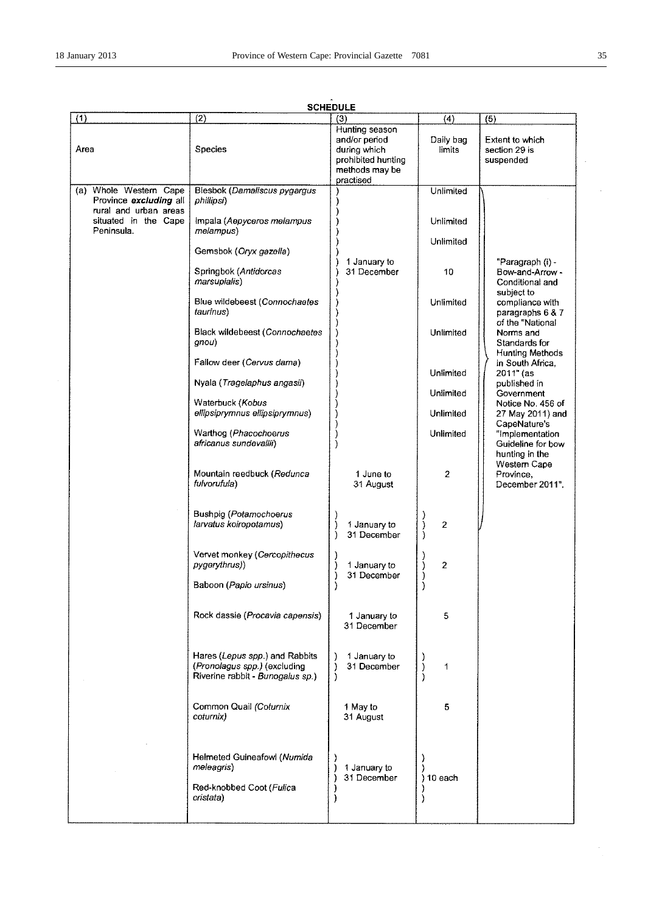**SCHEDULE**

| (1) | (2) | (3) | (4) | (5) |
|---|---|---|---|---|
| Area | Species | Hunting season and/or period during which prohibited hunting methods may be practised | Daily bag limits | Extent to which section 29 is suspended |
| (a) Whole Western Cape Province ***excluding*** all rural and urban areas situated in the Cape Peninsula. | Blesbok (*Damaliscus pygargus phillipsi*) | 1 January to 31 December | Unlimited | "Paragraph (i) - Bow-and-Arrow - Conditional and subject to compliance with paragraphs 6 & 7 of the "National Norms and Standards for Hunting Methods in South Africa, 2011" (as published in Government Notice No. 456 of 27 May 2011) and CapeNature's "Implementation Guideline for bow hunting in the Western Cape Province, December 2011". |
| | Impala (*Aepyceros melampus melampus*) | 1 January to 31 December | Unlimited | |
| | Gemsbok (*Oryx gazella*) | 1 January to 31 December | Unlimited | |
| | Springbok (*Antidorcas marsupialis*) | 1 January to 31 December | 10 | |
| | Blue wildebeest (*Connochaetes taurinus*) | 1 January to 31 December | Unlimited | |
| | Black wildebeest (*Connochaetes gnou*) | 1 January to 31 December | Unlimited | |
| | Fallow deer (*Cervus dama*) | 1 January to 31 December | Unlimited | |
| | Nyala (*Tragelaphus angasii*) | 1 January to 31 December | Unlimited | |
| | Waterbuck (*Kobus ellipsiprymnus ellipsiprymnus*) | 1 January to 31 December | Unlimited | |
| | Warthog (*Phacochoerus africanus sundevallii*) | 1 January to 31 December | Unlimited | |
| | Mountain reedbuck (*Redunca fulvorufula*) | 1 June to 31 August | 2 | |
| | Bushpig (*Potamochoerus larvatus koiropotamus*) | 1 January to 31 December | 2 | |
| | Vervet monkey (*Cercopithecus pygerythrus*)) | 1 January to 31 December | 2 | |
| | Baboon (*Papio ursinus*) | 1 January to 31 December | 2 | |
| | Rock dassie (*Procavia capensis*) | 1 January to 31 December | 5 | |
| | Hares (*Lepus spp.*) and Rabbits (*Pronolagus spp.*) (excluding Riverine rabbit - *Bunogalus sp.*) | 1 January to 31 December | 1 | |
| | Common Quail (*Coturnix coturnix*) | 1 May to 31 August | 5 | |
| | Helmeted Guineafowl (*Numida meleagris*) | 1 January to 31 December | 10 each | |
| | Red-knobbed Coot (*Fulica cristata*) | 1 January to 31 December | 10 each | |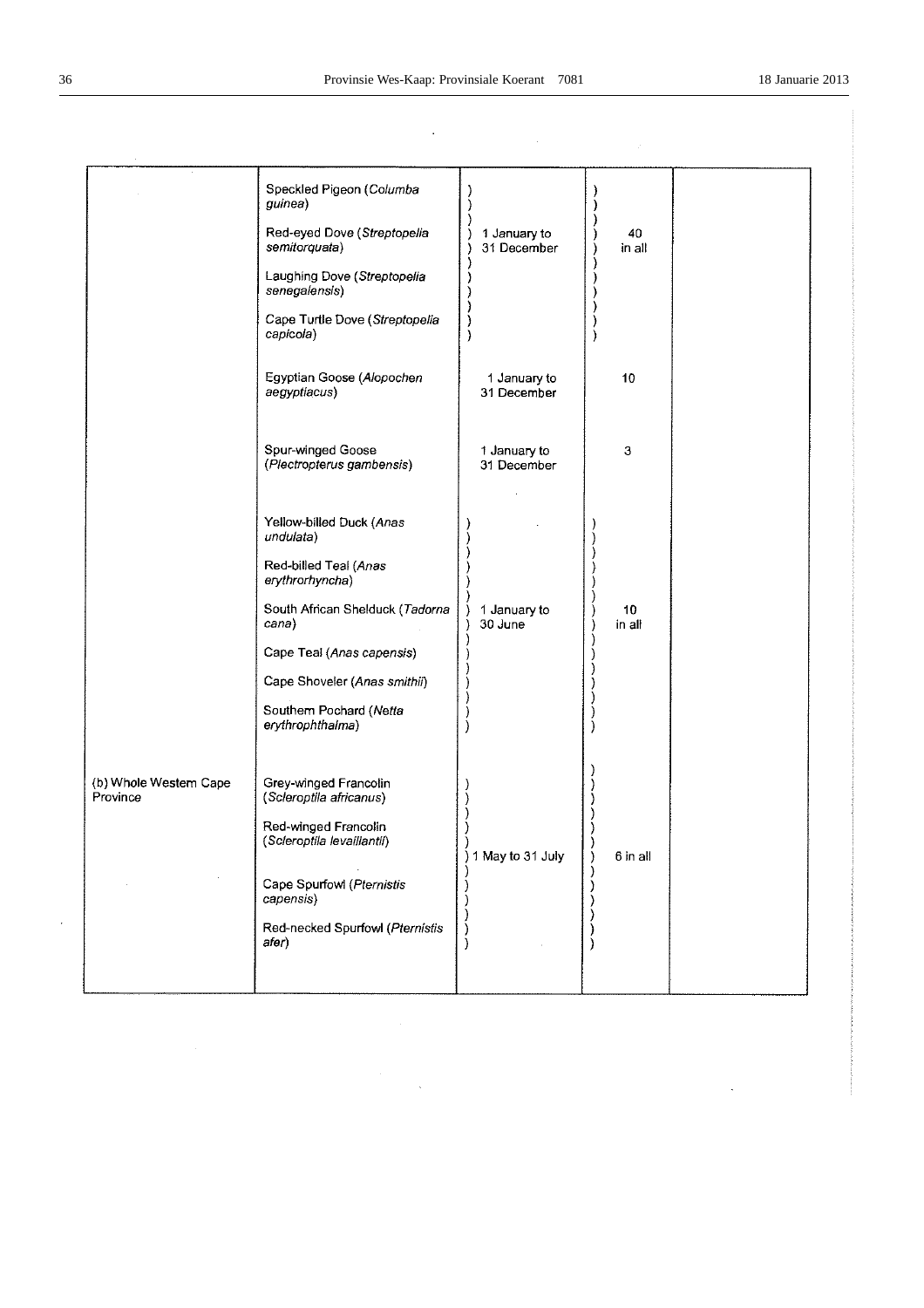| | | | | |
|---|---|---|---|---|
| | Speckled Pigeon (*Columba guinea*)<br><br>Red-eyed Dove (*Streptopelia semitorquata*)<br><br>Laughing Dove (*Streptopelia senegalensis*)<br><br>Cape Turtle Dove (*Streptopelia capicola*) | 1 January to 31 December | 40 in all | |
| | Egyptian Goose (*Alopochen aegyptiacus*) | 1 January to 31 December | 10 | |
| | Spur-winged Goose (*Plectropterus gambensis*) | 1 January to 31 December | 3 | |
| | Yellow-billed Duck (*Anas undulata*)<br><br>Red-billed Teal (*Anas erythrorhyncha*)<br><br>South African Shelduck (*Tadorna cana*)<br><br>Cape Teal (*Anas capensis*)<br><br>Cape Shoveler (*Anas smithii*)<br><br>Southern Pochard (*Netta erythrophthalma*) | 1 January to 30 June | 10 in all | |
| (b) Whole Western Cape Province | Grey-winged Francolin (*Scleroptila africanus*)<br><br>Red-winged Francolin (*Scleroptila levaillantii*)<br><br>Cape Spurfowl (*Pternistis capensis*)<br><br>Red-necked Spurfowl (*Pternistis afer*) | 1 May to 31 July | 6 in all | |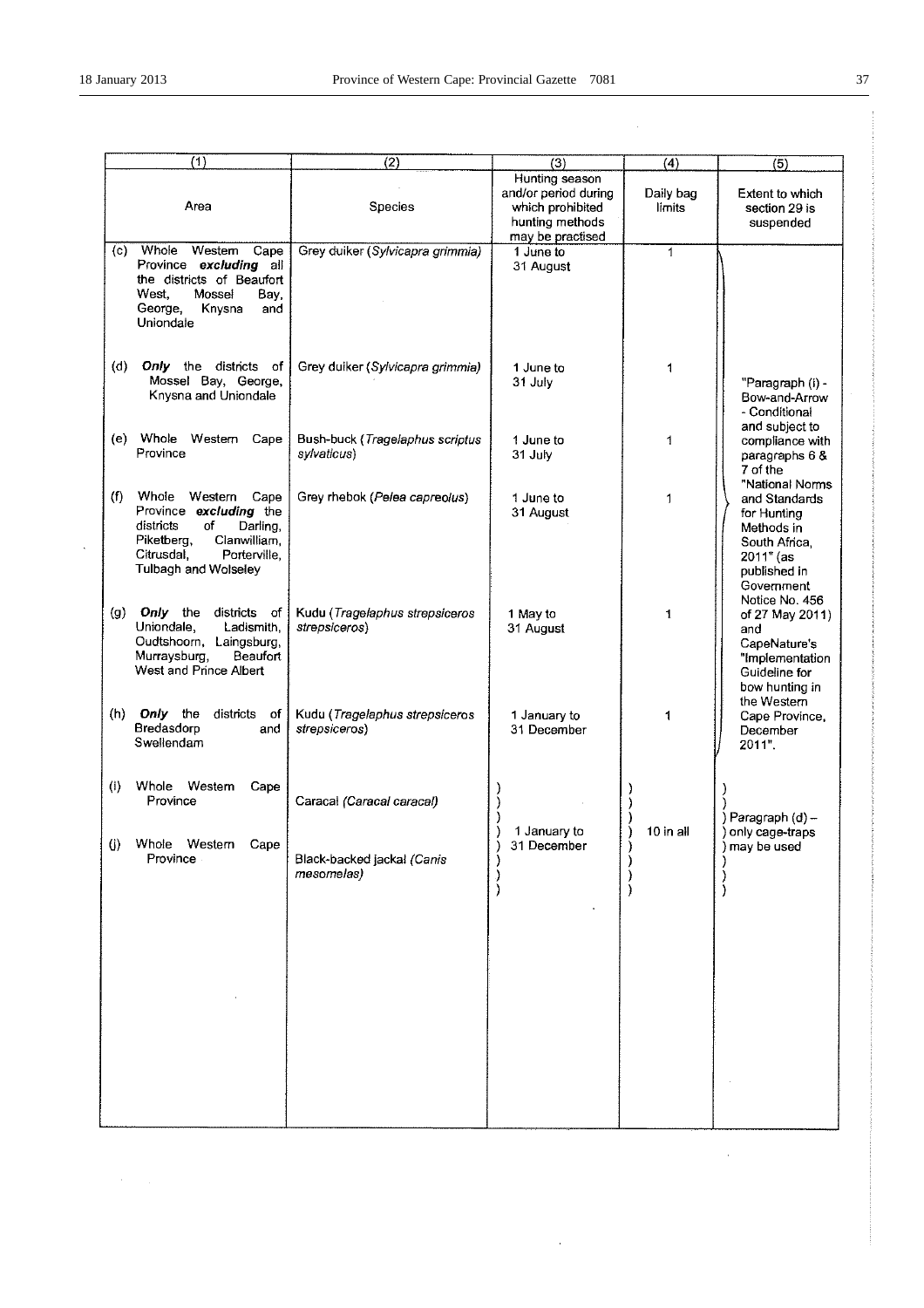| (1) | (2) | (3) | (4) | (5) |
|---|---|---|---|---|
| Area | Species | Hunting season and/or period during which prohibited hunting methods may be practised | Daily bag limits | Extent to which section 29 is suspended |
| (c) Whole Western Cape Province ***excluding*** all the districts of Beaufort West, Mossel Bay, George, Knysna and Uniondale | Grey duiker (*Sylvicapra grimmia*) | 1 June to 31 August | 1 | "Paragraph (i) - Bow-and-Arrow - Conditional and subject to compliance with paragraphs 6 & 7 of the "National Norms and Standards for Hunting Methods in South Africa, 2011" (as published in Government Notice No. 456 of 27 May 2011) and CapeNature's "Implementation Guideline for bow hunting in the Western Cape Province, December 2011". |
| (d) ***Only*** the districts of Mossel Bay, George, Knysna and Uniondale | Grey duiker (*Sylvicapra grimmia*) | 1 June to 31 July | 1 | |
| (e) Whole Western Cape Province | Bush-buck (*Tragelaphus scriptus sylvaticus*) | 1 June to 31 July | 1 | |
| (f) Whole Western Cape Province ***excluding*** the districts of Darling, Piketberg, Clanwilliam, Citrusdal, Porterville, Tulbagh and Wolseley | Grey rhebok (*Pelea capreolus*) | 1 June to 31 August | 1 | |
| (g) ***Only*** the districts of Uniondale, Ladismith, Oudtshoorn, Laingsburg, Murraysburg, Beaufort West and Prince Albert | Kudu (*Tragelaphus strepsiceros strepsiceros*) | 1 May to 31 August | 1 | |
| (h) ***Only*** the districts of Bredasdorp and Swellendam | Kudu (*Tragelaphus strepsiceros strepsiceros*) | 1 January to 31 December | 1 | |
| (i) Whole Western Cape Province | Caracal (*Caracal caracal*) | 1 January to 31 December | 10 in all | Paragraph (d) – only cage-traps may be used |
| (j) Whole Western Cape Province | Black-backed jackal (*Canis mesomelas*) | | | |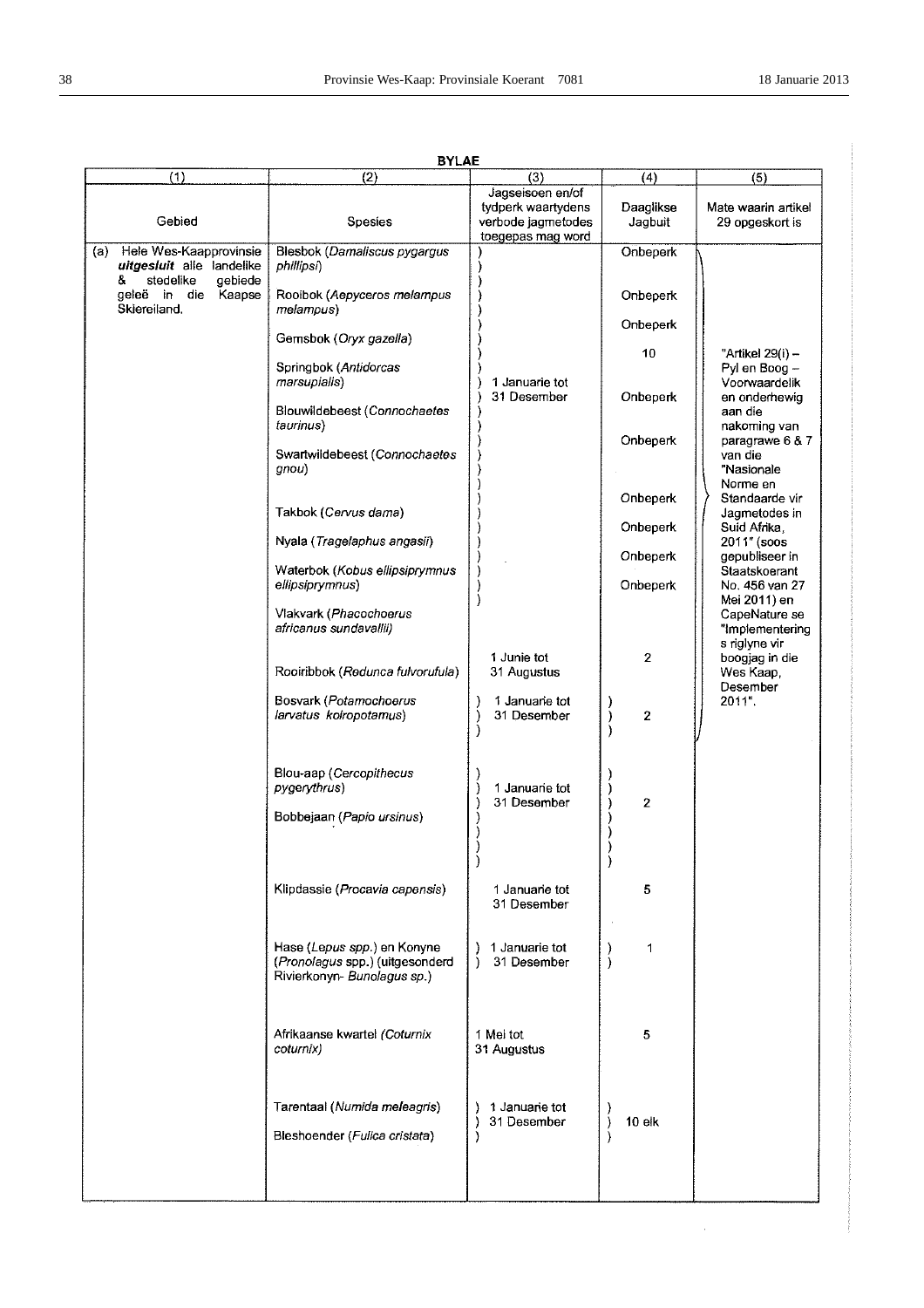**BYLAE**

| (1) Gebied | (2) Spesies | (3) Jagseisoen en/of tydperk waartydens verbode jagmetodes toegepas mag word | (4) Daaglikse Jagbuit | (5) Mate waarin artikel 29 opgeskort is |
|---|---|---|---|---|
| (a) Hele Wes-Kaapprovinsie ***uitgesluit*** alle landelike & stedelike gebiede geleë in die Kaapse Skiereiland. | Blesbok (*Damaliscus pygargus phillipsi*) | 1 Januarie tot 31 Desember | Onbeperk | "Artikel 29(i) – Pyl en Boog – Voorwaardelik en onderhewig aan die nakoming van paragrawe 6 & 7 van die "Nasionale Norme en Standaarde vir Jagmetodes in Suid Afrika, 2011" (soos gepubliseer in Staatskoerant No. 456 van 27 Mei 2011) en CapeNature se "Implementering s riglyne vir boogjag in die Wes Kaap, Desember 2011". |
| | Rooibok (*Aepyceros melampus melampus*) | 1 Januarie tot 31 Desember | Onbeperk | |
| | Gemsbok (*Oryx gazella*) | 1 Januarie tot 31 Desember | Onbeperk | |
| | Springbok (*Antidorcas marsupialis*) | 1 Januarie tot 31 Desember | 10 | |
| | Blouwildebeest (*Connochaetes taurinus*) | 1 Januarie tot 31 Desember | Onbeperk | |
| | Swartwildebeest (*Connochaetes gnou*) | 1 Januarie tot 31 Desember | Onbeperk | |
| | Takbok (*Cervus dama*) | 1 Januarie tot 31 Desember | Onbeperk | |
| | Nyala (*Tragelaphus angasii*) | 1 Januarie tot 31 Desember | Onbeperk | |
| | Waterbok (*Kobus ellipsiprymnus ellipsiprymnus*) | 1 Januarie tot 31 Desember | Onbeperk | |
| | Vlakvark (*Phacochoerus africanus sundevallii*) | 1 Januarie tot 31 Desember | Onbeperk | |
| | Rooiribbok (*Redunca fulvorufula*) | 1 Junie tot 31 Augustus | 2 | |
| | Bosvark (*Potamochoerus larvatus koiropotamus*) | 1 Januarie tot 31 Desember | 2 | |
| | Blou-aap (*Cercopithecus pygerythrus*) | 1 Januarie tot 31 Desember | 2 | |
| | Bobbejaan (*Papio ursinus*) | 1 Januarie tot 31 Desember | 2 | |
| | Klipdassie (*Procavia capensis*) | 1 Januarie tot 31 Desember | 5 | |
| | Hase (*Lepus spp.*) en Konyne (*Pronolagus* spp.) (uitgesonderd Rivierkonyn- *Bunolagus sp.*) | 1 Januarie tot 31 Desember | 1 | |
| | Afrikaanse kwartel (*Coturnix coturnix*) | 1 Mei tot 31 Augustus | 5 | |
| | Tarentaal (*Numida meleagris*) | 1 Januarie tot 31 Desember | 10 elk | |
| | Bleshoender (*Fulica cristata*) | 1 Januarie tot 31 Desember | 10 elk | |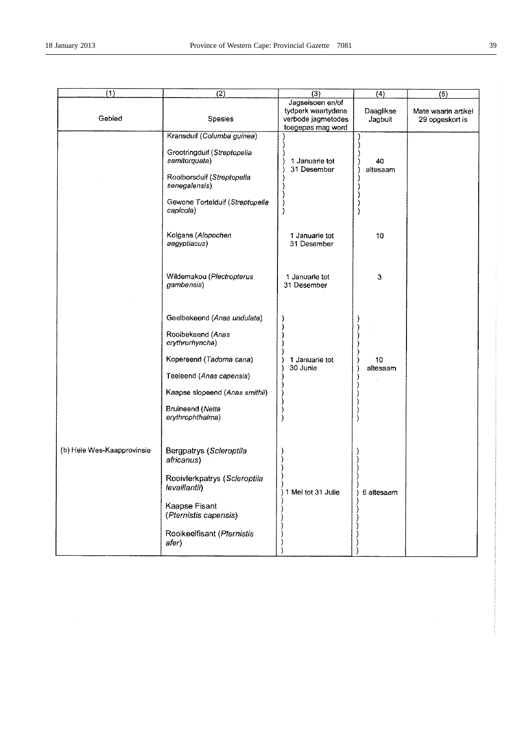| (1) | (2) | (3) | (4) | (5) |
|---|---|---|---|---|
| Gebied | Spesies | Jagseisoen en/of tydperk waartydens verbode jagmetodes toegepas mag word | Daaglikse Jagbuit | Mate waarin artikel 29 opgeskort is |
| | Kransduif (*Columba guinea*)<br><br>Grootringduif (*Streptopelia semitorquata*)<br><br>Rooiborsduif (*Streptopelia senegalensis*)<br><br>Gewone Tortelduif (*Streptopelia capicola*) | 1 Januarie tot 31 Desember | 40 altesaam | |
| | Kolgans (*Alopochen aegyptiacus*) | 1 Januarie tot 31 Desember | 10 | |
| | Wildemakou (*Plectropterus gambensis*) | 1 Januarie tot 31 Desember | 3 | |
| | Geelbekeend (*Anas undulata*)<br><br>Rooibekeend (*Anas erythrorhyncha*)<br><br>Kopereend (*Tadorna cana*)<br><br>Teeleend (*Anas capensis*)<br><br>Kaapse slopeend (*Anas smithii*)<br><br>Bruineend (*Netta erythrophthalma*) | 1 Januarie tot 30 Junie | 10 altesaam | |
| (b) Hele Wes-Kaapprovinsie | Bergpatrys (*Scleroptila africanus*)<br><br>Rooivlerkpatrys (*Scleroptila levaillantii*)<br><br>Kaapse Fisant (*Pternistis capensis*)<br><br>Rooikeelfisant (*Pternistis afer*) | 1 Mei tot 31 Julie | 6 altesaam | |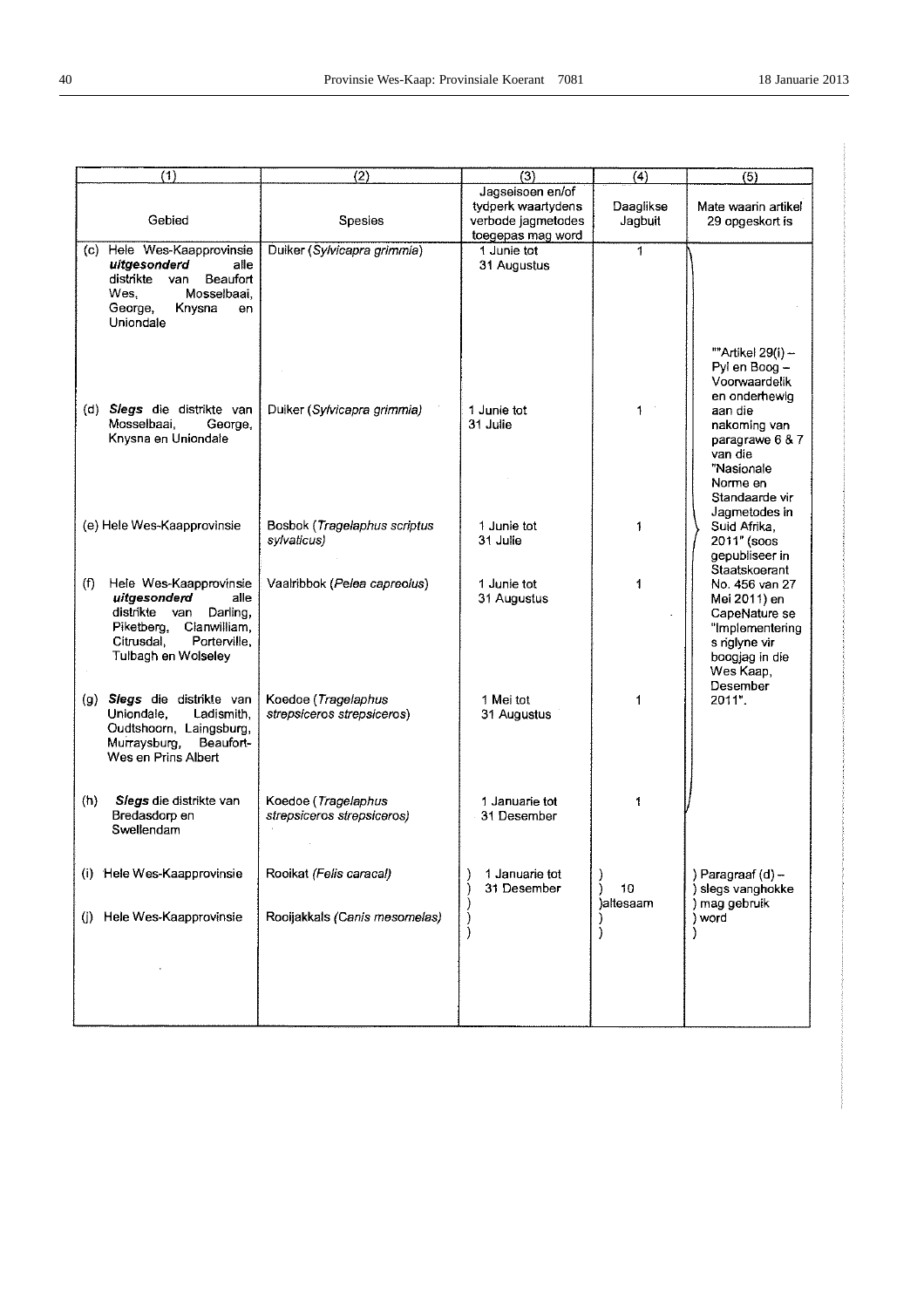| (1) | (2) | (3) | (4) | (5) |
|---|---|---|---|---|
| Gebied | Spesies | Jagseisoen en/of tydperk waartydens verbode jagmetodes toegepas mag word | Daaglikse Jagbuit | Mate waarin artikel 29 opgeskort is |
| (c) Hele Wes-Kaapprovinsie ***uitgesonderd*** alle distrikte van Beaufort Wes, Mosselbaai, George, Knysna en Uniondale | Duiker (*Sylvicapra grimmia*) | 1 Junie tot 31 Augustus | 1 | ""Artikel 29(i) – Pyl en Boog – Voorwaardelik en onderhewig aan die nakoming van paragrawe 6 & 7 van die "Nasionale Norme en Standaarde vir Jagmetodes in Suid Afrika, 2011" (soos gepubliseer in Staatskoerant No. 456 van 27 Mei 2011) en CapeNature se "Implementerings riglyne vir boogjag in die Wes Kaap, Desember 2011". |
| (d) ***Slegs*** die distrikte van Mosselbaai, George, Knysna en Uniondale | Duiker (*Sylvicapra grimmia*) | 1 Junie tot 31 Julie | 1 | |
| (e) Hele Wes-Kaapprovinsie | Bosbok (*Tragelaphus scriptus sylvaticus*) | 1 Junie tot 31 Julie | 1 | |
| (f) Hele Wes-Kaapprovinsie ***uitgesonderd*** alle distrikte van Darling, Piketberg, Clanwilliam, Citrusdal, Porterville, Tulbagh en Wolseley | Vaalribbok (*Pelea capreolus*) | 1 Junie tot 31 Augustus | 1 | |
| (g) ***Slegs*** die distrikte van Uniondale, Ladismith, Oudtshoorn, Laingsburg, Murraysburg, Beaufort-Wes en Prins Albert | Koedoe (*Tragelaphus strepsiceros strepsiceros*) | 1 Mei tot 31 Augustus | 1 | |
| (h) ***Slegs*** die distrikte van Bredasdorp en Swellendam | Koedoe (*Tragelaphus strepsiceros strepsiceros*) | 1 Januarie tot 31 Desember | 1 | |
| (i) Hele Wes-Kaapprovinsie | Rooikat (*Felis caracal*) | 1 Januarie tot 31 Desember | 10 altesaam | Paragraaf (d) – slegs vanghokke mag gebruik word |
| (j) Hele Wes-Kaapprovinsie | Rooijakkals (*Canis mesomelas*) | | | |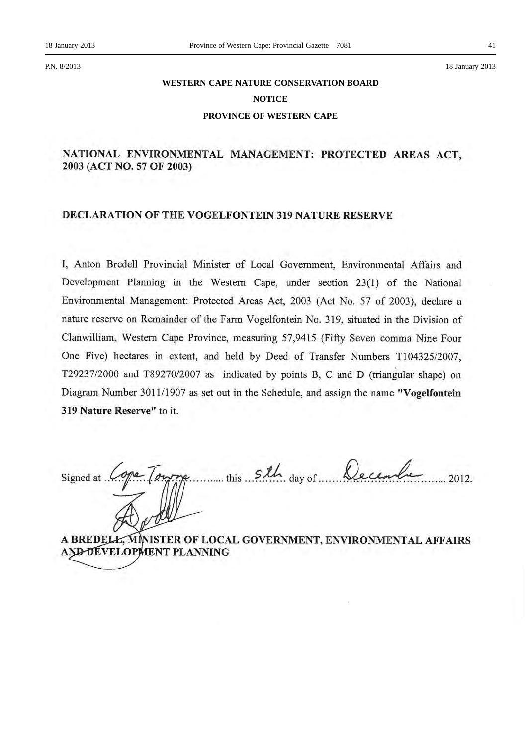P.N. 8/2013 18 January 2013

**WESTERN CAPE NATURE CONSERVATION BOARD**

**NOTICE**

**PROVINCE OF WESTERN CAPE**

## NATIONAL ENVIRONMENTAL MANAGEMENT: PROTECTED AREAS ACT, 2003 (ACT NO. 57 OF 2003)

## DECLARATION OF THE VOGELFONTEIN 319 NATURE RESERVE

I, Anton Bredell Provincial Minister of Local Government, Environmental Affairs and Development Planning in the Western Cape, under section 23(1) of the National Environmental Management: Protected Areas Act, 2003 (Act No. 57 of 2003), declare a nature reserve on Remainder of the Farm Vogelfontein No. 319, situated in the Division of Clanwilliam, Western Cape Province, measuring 57,9415 (Fifty Seven comma Nine Four One Five) hectares in extent, and held by Deed of Transfer Numbers T104325/2007, T29237/2000 and T89270/2007 as indicated by points B, C and D (triangular shape) on Diagram Number 3011/1907 as set out in the Schedule, and assign the name **"Vogelfontein 319 Nature Reserve"** to it.

Signed at Cape Town this 5th day of December 2012.

**A BREDELL, MINISTER OF LOCAL GOVERNMENT, ENVIRONMENTAL AFFAIRS AND DEVELOPMENT PLANNING**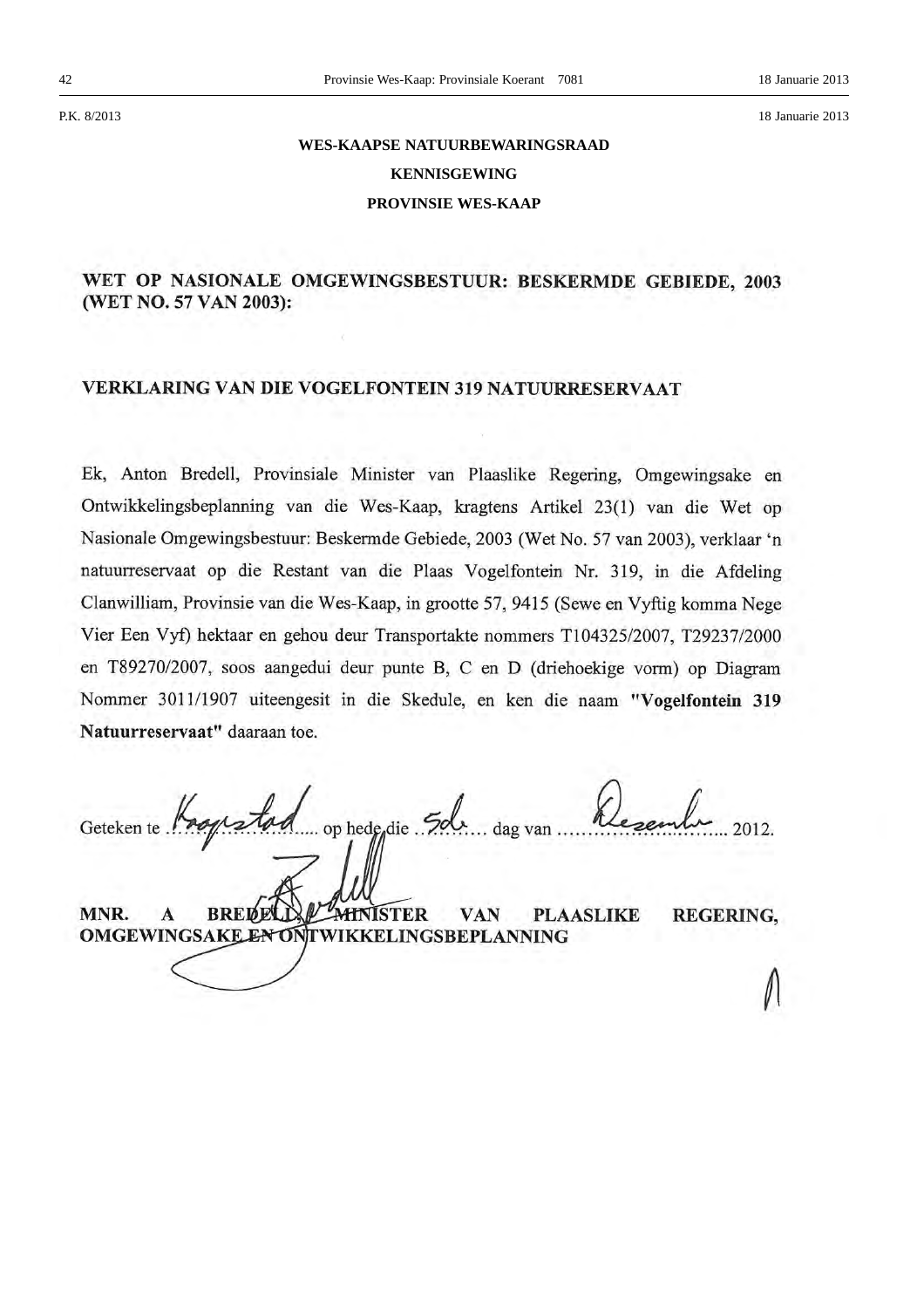P.K. 8/2013 18 Januarie 2013

**WES-KAAPSE NATUURBEWARINGSRAAD**

**KENNISGEWING**

**PROVINSIE WES-KAAP**

## WET OP NASIONALE OMGEWINGSBESTUUR: BESKERMDE GEBIEDE, 2003 (WET NO. 57 VAN 2003):

## VERKLARING VAN DIE VOGELFONTEIN 319 NATUURRESERVAAT

Ek, Anton Bredell, Provinsiale Minister van Plaaslike Regering, Omgewingsake en Ontwikkelingsbeplanning van die Wes-Kaap, kragtens Artikel 23(1) van die Wet op Nasionale Omgewingsbestuur: Beskermde Gebiede, 2003 (Wet No. 57 van 2003), verklaar 'n natuurreservaat op die Restant van die Plaas Vogelfontein Nr. 319, in die Afdeling Clanwilliam, Provinsie van die Wes-Kaap, in grootte 57, 9415 (Sewe en Vyftig komma Nege Vier Een Vyf) hektaar en gehou deur Transportakte nommers T104325/2007, T29237/2000 en T89270/2007, soos aangedui deur punte B, C en D (driehoekige vorm) op Diagram Nommer 3011/1907 uiteengesit in die Skedule, en ken die naam **"Vogelfontein 319 Natuurreservaat"** daaraan toe.

Geteken te Kaapstad op hede die 5de dag van Desember 2012.

**MNR. A BREDELL, MINISTER VAN PLAASLIKE REGERING, OMGEWINGSAKE EN ONTWIKKELINGSBEPLANNING**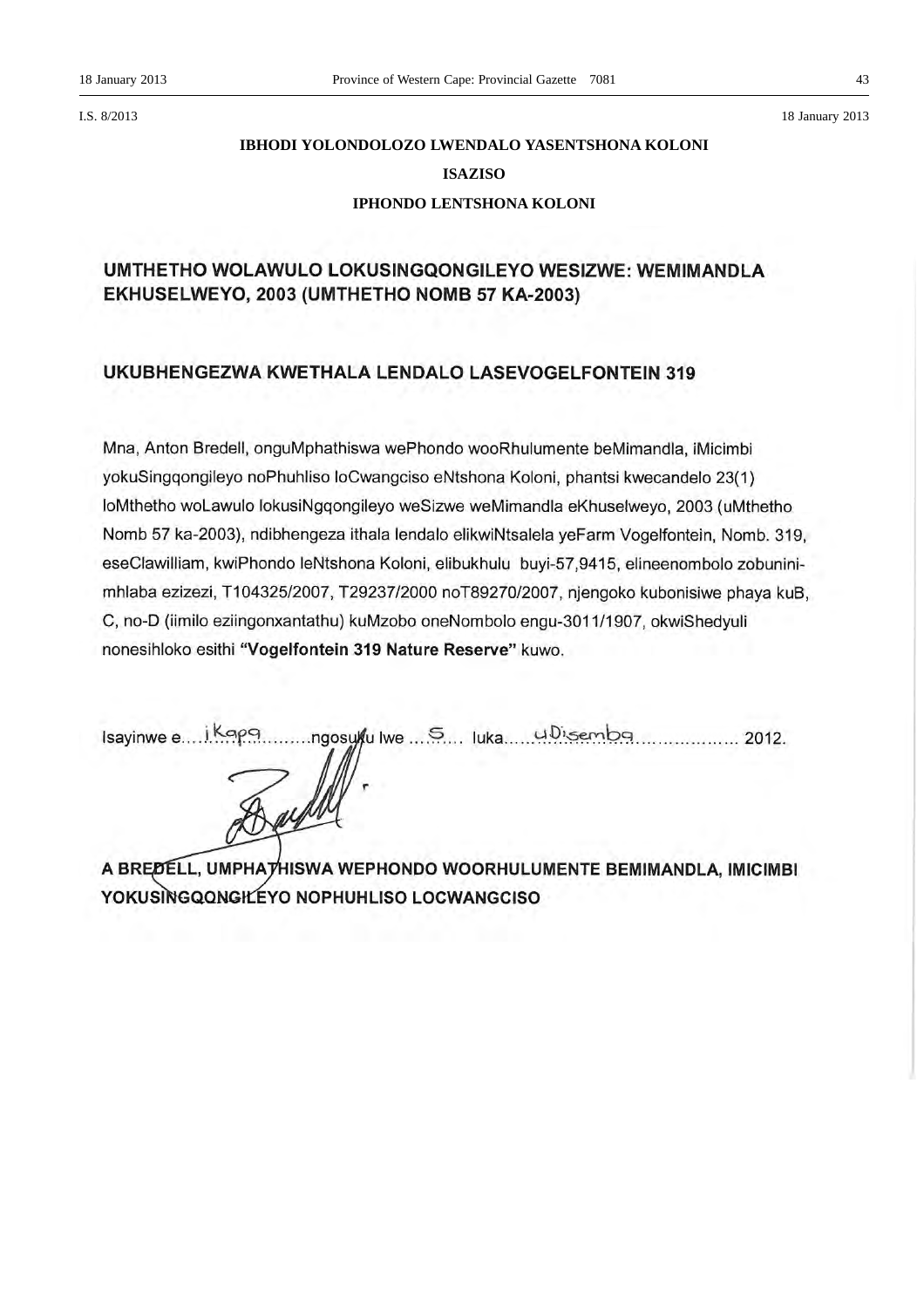I.S. 8/2013 18 January 2013

**IBHODI YOLONDOLOZO LWENDALO YASENTSHONA KOLONI**

**ISAZISO**

**IPHONDO LENTSHONA KOLONI**

## UMTHETHO WOLAWULO LOKUSINGQONGILEYO WESIZWE: WEMIMANDLA EKHUSELWEYO, 2003 (UMTHETHO NOMB 57 KA-2003)

## UKUBHENGEZWA KWETHALA LENDALO LASEVOGELFONTEIN 319

Mna, Anton Bredell, onguMphathiswa wePhondo wooRhulumente beMimandla, iMicimbi yokuSingqongileyo noPhuhliso loCwangciso eNtshona Koloni, phantsi kwecandelo 23(1) loMthetho woLawulo lokusiNgqongileyo weSizwe weMimandla eKhuselweyo, 2003 (uMthetho Nomb 57 ka-2003), ndibhengeza ithala lendalo elikwiNtsalela yeFarm Vogelfontein, Nomb. 319, eseClawilliam, kwiPhondo leNtshona Koloni, elibukhulu buyi-57,9415, elineenombolo zobunini-mhlaba ezizezi, T104325/2007, T29237/2000 noT89270/2007, njengoko kubonisiwe phaya kuB, C, no-D (iimilo eziingonxantathu) kuMzobo oneNombolo engu-3011/1907, okwiShedyuli nonesihloko esithi **"Vogelfontein 319 Nature Reserve"** kuwo.

Isayinwe e....iKapa..........ngosuku lwe ....5.... luka.....uDisemba.................. 2012.

**A BREDELL, UMPHATHISWA WEPHONDO WOORHULUMENTE BEMIMANDLA, IMICIMBI YOKUSINGQONGILEYO NOPHUHLISO LOCWANGCISO**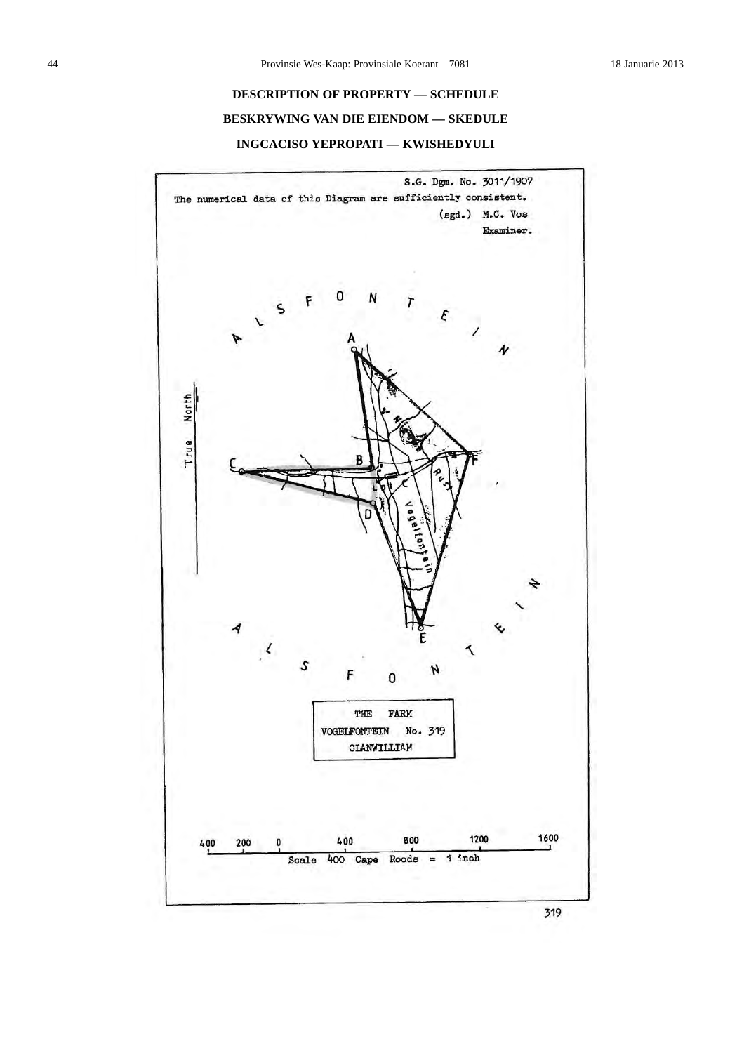## DESCRIPTION OF PROPERTY — SCHEDULE

## BESKRYWING VAN DIE EIENDOM — SKEDULE

## INGCACISO YEPROPATI — KWISHEDYULI

S.G. Dgm. No. 3011/1907

The numerical data of this Diagram are sufficiently consistent.

(sgd.) M.C. Vos
Examiner.

ALSFONTEIN

True North

A

B

C

D

E

F

Lot C

Rust

Vogelfontein

ALSFONTEIN

THE FARM
VOGELFONTEIN No. 319
CLANWILLIAM

400 200 0 400 800 1200 1600

Scale 400 Cape Roods = 1 inch

319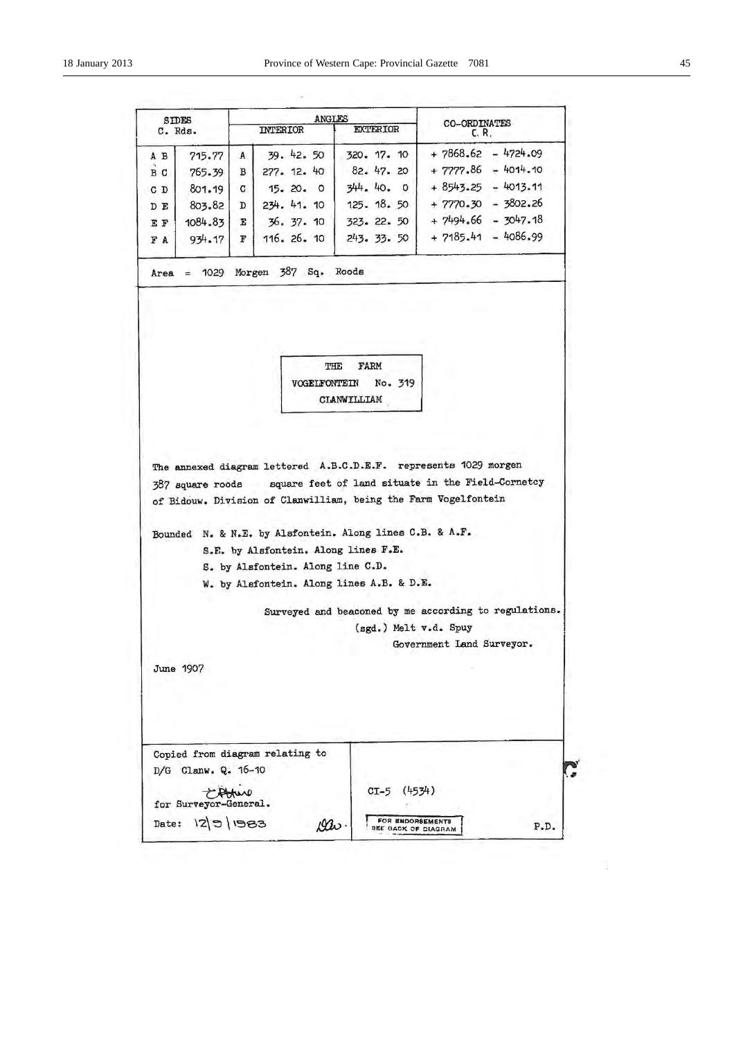| SIDES C. Rds. | | ANGLES INTERIOR | | EXTERIOR | CO-ORDINATES C. R. | |
|---|---|---|---|---|---|---|
| A B | 715.77 | A | 39. 42. 50 | 320. 17. 10 | + 7868.62 | - 4724.09 |
| B C | 765.39 | B | 277. 12. 40 | 82. 47. 20 | + 7777.86 | - 4014.10 |
| C D | 801.19 | C | 15. 20. 0 | 344. 40. 0 | + 8543.25 | - 4013.11 |
| D E | 803.82 | D | 234. 41. 10 | 125. 18. 50 | + 7770.30 | - 3802.26 |
| E F | 1084.83 | E | 36. 37. 10 | 323. 22. 50 | + 7494.66 | - 3047.18 |
| F A | 934.17 | F | 116. 26. 10 | 243. 33. 50 | + 7185.41 | - 4086.99 |

Area = 1029 Morgen 387 Sq. Roods

THE FARM
VOGELFONTEIN No. 319
CLANWILLIAM

The annexed diagram lettered A.B.C.D.E.F. represents 1029 morgen 387 square roods square feet of land situate in the Field-Cornetcy of Bidouw. Division of Clanwilliam, being the Farm Vogelfontein

Bounded N. & N.E. by Alsfontein. Along lines C.B. & A.F.
S.E. by Alsfontein. Along lines F.E.
S. by Alsfontein. Along line C.D.
W. by Alsfontein. Along lines A.B. & D.E.

Surveyed and beaconed by me according to regulations.
(sgd.) Melt v.d. Spuy
Government Land Surveyor.

June 1907

Copied from diagram relating to
D/G Clanw. Q. 16-10

for Surveyor-General.

Date: 12|5|1983

CI-5 (4534)

FOR ENDORSEMENTS SEE BACK OF DIAGRAM

P.D.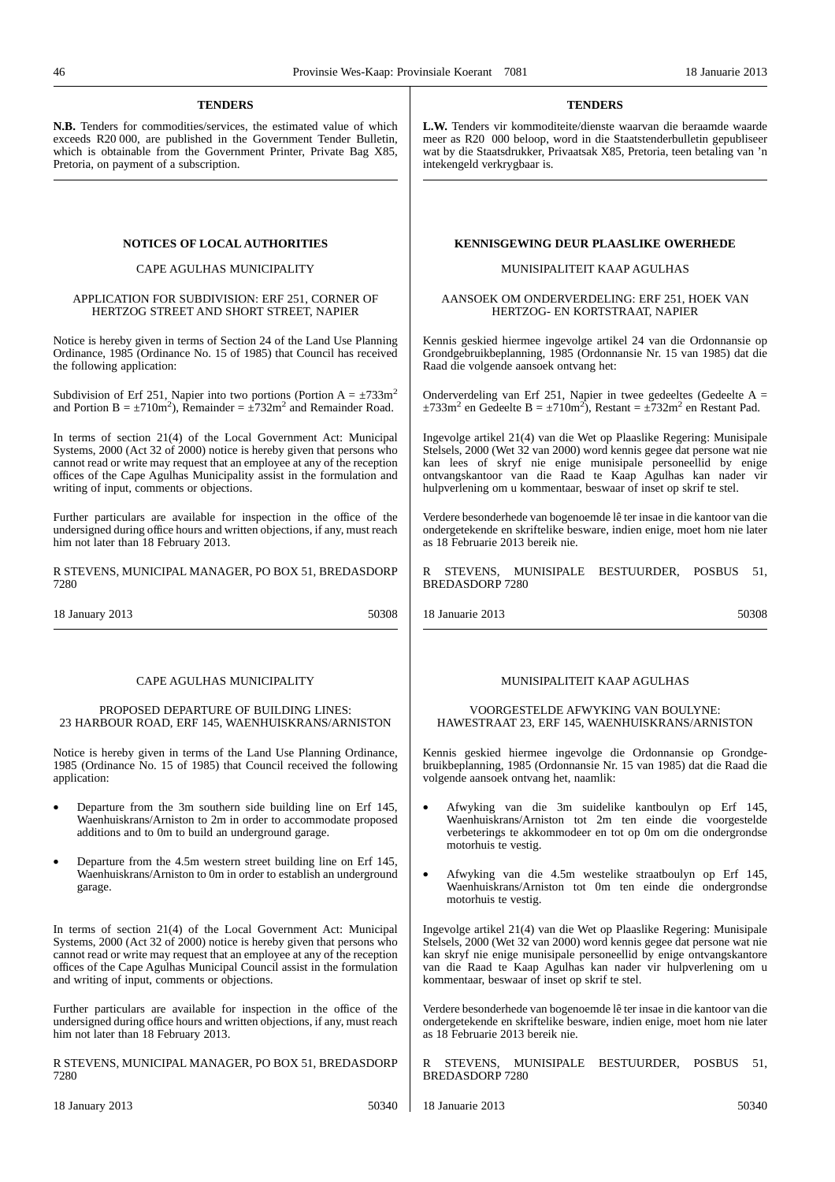## TENDERS

**N.B.** Tenders for commodities/services, the estimated value of which exceeds R20 000, are published in the Government Tender Bulletin, which is obtainable from the Government Printer, Private Bag X85, Pretoria, on payment of a subscription.

## TENDERS

**L.W.** Tenders vir kommoditeite/dienste waarvan die beraamde waarde meer as R20 000 beloop, word in die Staatstenderbulletin gepubliseer wat by die Staatsdrukker, Privaatsak X85, Pretoria, teen betaling van 'n intekengeld verkrygbaar is.

## NOTICES OF LOCAL AUTHORITIES

CAPE AGULHAS MUNICIPALITY

APPLICATION FOR SUBDIVISION: ERF 251, CORNER OF HERTZOG STREET AND SHORT STREET, NAPIER

Notice is hereby given in terms of Section 24 of the Land Use Planning Ordinance, 1985 (Ordinance No. 15 of 1985) that Council has received the following application:

Subdivision of Erf 251, Napier into two portions (Portion A = ±733m$^2$ and Portion B = ±710m$^2$), Remainder = ±732m$^2$ and Remainder Road.

In terms of section 21(4) of the Local Government Act: Municipal Systems, 2000 (Act 32 of 2000) notice is hereby given that persons who cannot read or write may request that an employee at any of the reception offices of the Cape Agulhas Municipality assist in the formulation and writing of input, comments or objections.

Further particulars are available for inspection in the office of the undersigned during office hours and written objections, if any, must reach him not later than 18 February 2013.

R STEVENS, MUNICIPAL MANAGER, PO BOX 51, BREDASDORP 7280

18 January 2013 50308

## KENNISGEWING DEUR PLAASLIKE OWERHEDE

MUNISIPALITEIT KAAP AGULHAS

AANSOEK OM ONDERVERDELING: ERF 251, HOEK VAN HERTZOG- EN KORTSTRAAT, NAPIER

Kennis geskied hiermee ingevolge artikel 24 van die Ordonnansie op Grondgebruikbeplanning, 1985 (Ordonnansie Nr. 15 van 1985) dat die Raad die volgende aansoek ontvang het:

Onderverdeling van Erf 251, Napier in twee gedeeltes (Gedeelte A = ±733m$^2$ en Gedeelte B = ±710m$^2$), Restant = ±732m$^2$ en Restant Pad.

Ingevolge artikel 21(4) van die Wet op Plaaslike Regering: Munisipale Stelsels, 2000 (Wet 32 van 2000) word kennis gegee dat persone wat nie kan lees of skryf nie enige munisipale personeellid by enige ontvangskantoor van die Raad te Kaap Agulhas kan nader vir hulpverlening om u kommentaar, beswaar of inset op skrif te stel.

Verdere besonderhede van bogenoemde lê ter insae in die kantoor van die ondergetekende en skriftelike besware, indien enige, moet hom nie later as 18 Februarie 2013 bereik nie.

R STEVENS, MUNISIPALE BESTUURDER, POSBUS 51, BREDASDORP 7280

18 Januarie 2013 50308

CAPE AGULHAS MUNICIPALITY

PROPOSED DEPARTURE OF BUILDING LINES: 23 HARBOUR ROAD, ERF 145, WAENHUISKRANS/ARNISTON

Notice is hereby given in terms of the Land Use Planning Ordinance, 1985 (Ordinance No. 15 of 1985) that Council received the following application:

- Departure from the 3m southern side building line on Erf 145, Waenhuiskrans/Arniston to 2m in order to accommodate proposed additions and to 0m in order to build an underground garage.
- Departure from the 4.5m western street building line on Erf 145, Waenhuiskrans/Arniston to 0m in order to establish an underground garage.

In terms of section 21(4) of the Local Government Act: Municipal Systems, 2000 (Act 32 of 2000) notice is hereby given that persons who cannot read or write may request that an employee at any of the reception offices of the Cape Agulhas Municipal Council assist in the formulation and writing of input, comments or objections.

Further particulars are available for inspection in the office of the undersigned during office hours and written objections, if any, must reach him not later than 18 February 2013.

R STEVENS, MUNICIPAL MANAGER, PO BOX 51, BREDASDORP 7280

18 January 2013 50340

MUNISIPALITEIT KAAP AGULHAS

VOORGESTELDE AFWYKING VAN BOULYNE: HAWESTRAAT 23, ERF 145, WAENHUISKRANS/ARNISTON

Kennis geskied hiermee ingevolge die Ordonnansie op Grondgebruikbeplanning, 1985 (Ordonnansie Nr. 15 van 1985) dat die Raad die volgende aansoek ontvang het, naamlik:

- Afwyking van die 3m suidelike kantboulyn op Erf 145, Waenhuiskrans/Arniston tot 2m ten einde die voorgestelde verbeterings te akkommodeer en tot op 0m om die ondergrondse motorhuis te vestig.
- Afwyking van die 4.5m westelike straatboulyn op Erf 145, Waenhuiskrans/Arniston tot 0m ten einde die ondergrondse motorhuis te vestig.

Ingevolge artikel 21(4) van die Wet op Plaaslike Regering: Munisipale Stelsels, 2000 (Wet 32 van 2000) word kennis gegee dat persone wat nie kan skryf nie enige munisipale personeellid by enige ontvangskantore van die Raad te Kaap Agulhas kan nader vir hulpverlening om u kommentaar, beswaar of inset op skrif te stel.

Verdere besonderhede van bogenoemde lê ter insae in die kantoor van die ondergetekende en skriftelike besware, indien enige, moet hom nie later as 18 Februarie 2013 bereik nie.

R STEVENS, MUNISIPALE BESTUURDER, POSBUS 51, BREDASDORP 7280

18 Januarie 2013 50340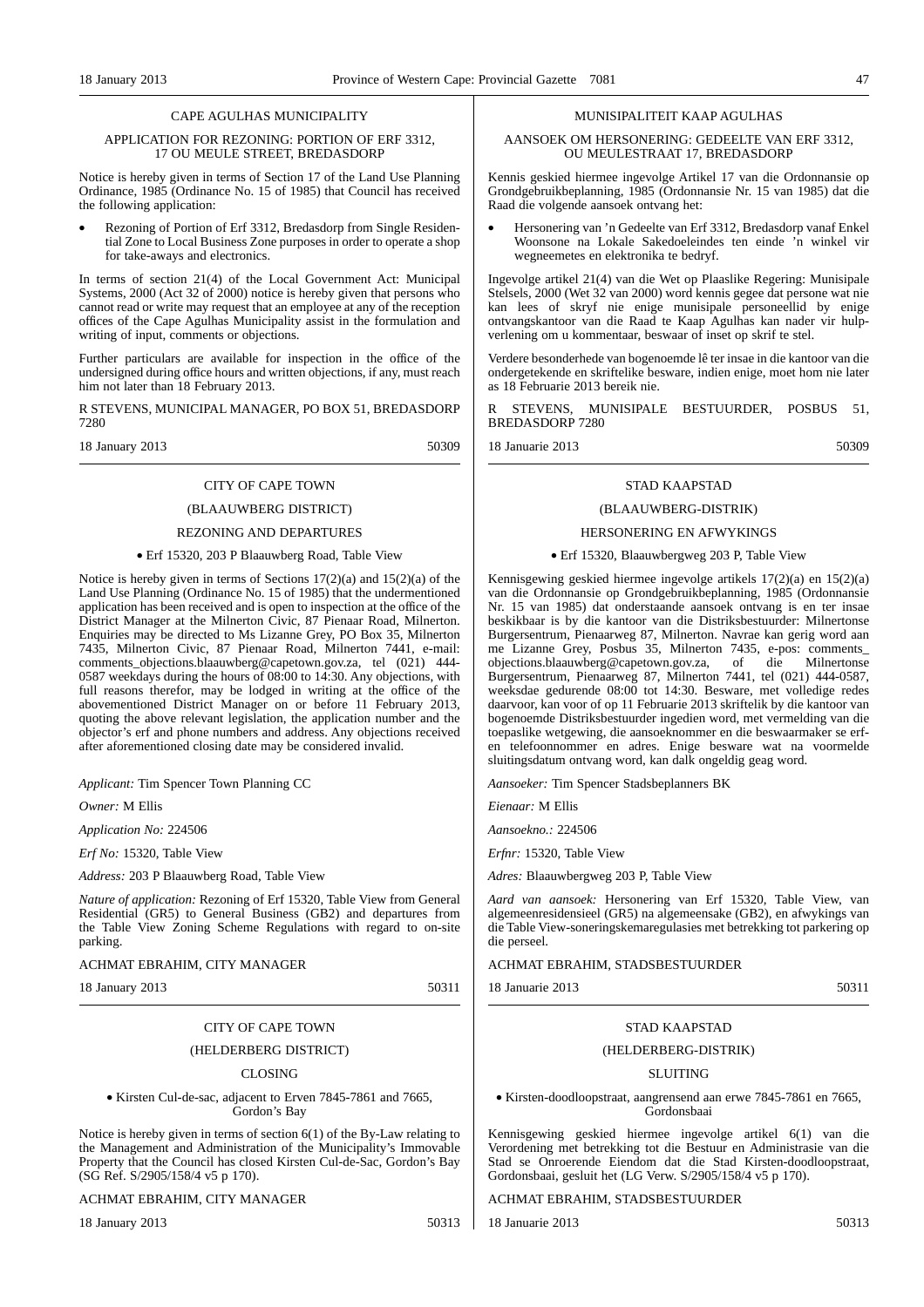## CAPE AGULHAS MUNICIPALITY

### APPLICATION FOR REZONING: PORTION OF ERF 3312, 17 OU MEULE STREET, BREDASDORP

Notice is hereby given in terms of Section 17 of the Land Use Planning Ordinance, 1985 (Ordinance No. 15 of 1985) that Council has received the following application:

- Rezoning of Portion of Erf 3312, Bredasdorp from Single Residential Zone to Local Business Zone purposes in order to operate a shop for take-aways and electronics.

In terms of section 21(4) of the Local Government Act: Municipal Systems, 2000 (Act 32 of 2000) notice is hereby given that persons who cannot read or write may request that an employee at any of the reception offices of the Cape Agulhas Municipality assist in the formulation and writing of input, comments or objections.

Further particulars are available for inspection in the office of the undersigned during office hours and written objections, if any, must reach him not later than 18 February 2013.

R STEVENS, MUNICIPAL MANAGER, PO BOX 51, BREDASDORP 7280

18 January 2013 50309

## CITY OF CAPE TOWN

### (BLAAUWBERG DISTRICT)

### REZONING AND DEPARTURES

- Erf 15320, 203 P Blaauwberg Road, Table View

Notice is hereby given in terms of Sections 17(2)(a) and 15(2)(a) of the Land Use Planning (Ordinance No. 15 of 1985) that the undermentioned application has been received and is open to inspection at the office of the District Manager at the Milnerton Civic, 87 Pienaar Road, Milnerton. Enquiries may be directed to Ms Lizanne Grey, PO Box 35, Milnerton 7435, Milnerton Civic, 87 Pienaar Road, Milnerton 7441, e-mail: comments_objections.blaauwberg@capetown.gov.za, tel (021) 444-0587 weekdays during the hours of 08:00 to 14:30. Any objections, with full reasons therefor, may be lodged in writing at the office of the abovementioned District Manager on or before 11 February 2013, quoting the above relevant legislation, the application number and the objector's erf and phone numbers and address. Any objections received after aforementioned closing date may be considered invalid.

*Applicant:* Tim Spencer Town Planning CC

*Owner:* M Ellis

*Application No:* 224506

*Erf No:* 15320, Table View

*Address:* 203 P Blaauwberg Road, Table View

*Nature of application:* Rezoning of Erf 15320, Table View from General Residential (GR5) to General Business (GB2) and departures from the Table View Zoning Scheme Regulations with regard to on-site parking.

ACHMAT EBRAHIM, CITY MANAGER

18 January 2013 50311

## CITY OF CAPE TOWN

### (HELDERBERG DISTRICT)

### CLOSING

- Kirsten Cul-de-sac, adjacent to Erven 7845-7861 and 7665, Gordon's Bay

Notice is hereby given in terms of section 6(1) of the By-Law relating to the Management and Administration of the Municipality's Immovable Property that the Council has closed Kirsten Cul-de-Sac, Gordon's Bay (SG Ref. S/2905/158/4 v5 p 170).

ACHMAT EBRAHIM, CITY MANAGER

18 January 2013 50313

## MUNISIPALITEIT KAAP AGULHAS

### AANSOEK OM HERSONERING: GEDEELTE VAN ERF 3312, OU MEULESTRAAT 17, BREDASDORP

Kennis geskied hiermee ingevolge Artikel 17 van die Ordonnansie op Grondgebruikbeplanning, 1985 (Ordonnansie Nr. 15 van 1985) dat die Raad die volgende aansoek ontvang het:

- Hersonering van 'n Gedeelte van Erf 3312, Bredasdorp vanaf Enkel Woonsone na Lokale Sakedoeleindes ten einde 'n winkel vir wegneemetes en elektronika te bedryf.

Ingevolge artikel 21(4) van die Wet op Plaaslike Regering: Munisipale Stelsels, 2000 (Wet 32 van 2000) word kennis gegee dat persone wat nie kan lees of skryf nie enige munisipale personeellid by enige ontvangskantoor van die Raad te Kaap Agulhas kan nader vir hulpverlening om u kommentaar, beswaar of inset op skrif te stel.

Verdere besonderhede van bogenoemde lê ter insae in die kantoor van die ondergetekende en skriftelike besware, indien enige, moet hom nie later as 18 Februarie 2013 bereik nie.

R STEVENS, MUNISIPALE BESTUURDER, POSBUS 51, BREDASDORP 7280

18 Januarie 2013 50309

## STAD KAAPSTAD

### (BLAAUWBERG-DISTRIK)

### HERSONERING EN AFWYKINGS

- Erf 15320, Blaauwbergweg 203 P, Table View

Kennisgewing geskied hiermee ingevolge artikels 17(2)(a) en 15(2)(a) van die Ordonnansie op Grondgebruikbeplanning, 1985 (Ordonnansie Nr. 15 van 1985) dat onderstaande aansoek ontvang is en ter insae beskikbaar is by die kantoor van die Distriksbestuurder: Milnertonse Burgersentrum, Pienaarweg 87, Milnerton. Navrae kan gerig word aan me Lizanne Grey, Posbus 35, Milnerton 7435, e-pos: comments_objections.blaauwberg@capetown.gov.za, of die Milnertonse Burgersentrum, Pienaarweg 87, Milnerton 7441, tel (021) 444-0587, weeksdae gedurende 08:00 tot 14:30. Besware, met volledige redes daarvoor, kan voor of op 11 Februarie 2013 skriftelik by die kantoor van bogenoemde Distriksbestuurder ingedien word, met vermelding van die toepaslike wetgewing, die aansoeknommer en die beswaarmaker se erf- en telefoonnommer en adres. Enige besware wat na voormelde sluitingsdatum ontvang word, kan dalk ongeldig geag word.

*Aansoeker:* Tim Spencer Stadsbeplanners BK

*Eienaar:* M Ellis

*Aansoekno.:* 224506

*Erfnr:* 15320, Table View

*Adres:* Blaauwbergweg 203 P, Table View

*Aard van aansoek:* Hersonering van Erf 15320, Table View, van algemeenresidensieel (GR5) na algemeensake (GB2), en afwykings van die Table View-soneringskemaregulasies met betrekking tot parkering op die perseel.

ACHMAT EBRAHIM, STADSBESTUURDER

18 Januarie 2013 50311

## STAD KAAPSTAD

### (HELDERBERG-DISTRIK)

### SLUITING

- Kirsten-doodloopstraat, aangrensend aan erwe 7845-7861 en 7665, Gordonsbaai

Kennisgewing geskied hiermee ingevolge artikel 6(1) van die Verordening met betrekking tot die Bestuur en Administrasie van die Stad se Onroerende Eiendom dat die Stad Kirsten-doodloopstraat, Gordonsbaai, gesluit het (LG Verw. S/2905/158/4 v5 p 170).

ACHMAT EBRAHIM, STADSBESTUURDER

18 Januarie 2013 50313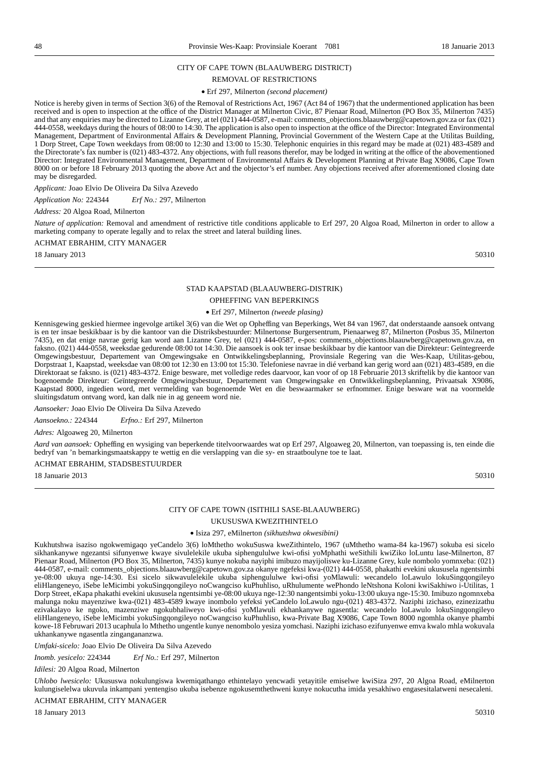CITY OF CAPE TOWN (BLAAUWBERG DISTRICT)

REMOVAL OF RESTRICTIONS

• Erf 297, Milnerton *(second placement)*

Notice is hereby given in terms of Section 3(6) of the Removal of Restrictions Act, 1967 (Act 84 of 1967) that the undermentioned application has been received and is open to inspection at the office of the District Manager at Milnerton Civic, 87 Pienaar Road, Milnerton (PO Box 35, Milnerton 7435) and that any enquiries may be directed to Lizanne Grey, at tel (021) 444-0587, e-mail: comments_objections.blaauwberg@capetown.gov.za or fax (021) 444-0558, weekdays during the hours of 08:00 to 14:30. The application is also open to inspection at the office of the Director: Integrated Environmental Management, Department of Environmental Affairs & Development Planning, Provincial Government of the Western Cape at the Utilitas Building, 1 Dorp Street, Cape Town weekdays from 08:00 to 12:30 and 13:00 to 15:30. Telephonic enquiries in this regard may be made at (021) 483-4589 and the Directorate's fax number is (021) 483-4372. Any objections, with full reasons therefor, may be lodged in writing at the office of the abovementioned Director: Integrated Environmental Management, Department of Environmental Affairs & Development Planning at Private Bag X9086, Cape Town 8000 on or before 18 February 2013 quoting the above Act and the objector's erf number. Any objections received after aforementioned closing date may be disregarded.

*Applicant:* Joao Elvio De Oliveira Da Silva Azevedo

*Application No:* 224344 *Erf No.:* 297, Milnerton

*Address:* 20 Algoa Road, Milnerton

*Nature of application:* Removal and amendment of restrictive title conditions applicable to Erf 297, 20 Algoa Road, Milnerton in order to allow a marketing company to operate legally and to relax the street and lateral building lines.

ACHMAT EBRAHIM, CITY MANAGER

18 January 2013 50310

---

STAD KAAPSTAD (BLAAUWBERG-DISTRIK)

OPHEFFING VAN BEPERKINGS

• Erf 297, Milnerton *(tweede plasing)*

Kennisgewing geskied hiermee ingevolge artikel 3(6) van die Wet op Opheffing van Beperkings, Wet 84 van 1967, dat onderstaande aansoek ontvang is en ter insae beskikbaar is by die kantoor van die Distriksbestuurder: Milnertonse Burgersentrum, Pienaarweg 87, Milnerton (Posbus 35, Milnerton 7435), en dat enige navrae gerig kan word aan Lizanne Grey, tel (021) 444-0587, e-pos: comments_objections.blaauwberg@capetown.gov.za, en faksno. (021) 444-0558, weeksdae gedurende 08:00 tot 14:30. Die aansoek is ook ter insae beskikbaar by die kantoor van die Direkteur: Geïntegreerde Omgewingsbestuur, Departement van Omgewingsake en Ontwikkelingsbeplanning, Provinsiale Regering van die Wes-Kaap, Utilitas-gebou, Dorpstraat 1, Kaapstad, weeksdae van 08:00 tot 12:30 en 13:00 tot 15:30. Telefoniese navrae in dié verband kan gerig word aan (021) 483-4589, en die Direktoraat se faksno. is (021) 483-4372. Enige besware, met volledige redes daarvoor, kan voor of op 18 Februarie 2013 skriftelik by die kantoor van bogenoemde Direkteur: Geïntegreerde Omgewingsbestuur, Departement van Omgewingsake en Ontwikkelingsbeplanning, Privaatsak X9086, Kaapstad 8000, ingedien word, met vermelding van bogenoemde Wet en die beswaarmaker se erfnommer. Enige besware wat na voormelde sluitingsdatum ontvang word, kan dalk nie in ag geneem word nie.

*Aansoeker:* Joao Elvio De Oliveira Da Silva Azevedo

*Aansoekno.:* 224344 *Erfno.:* Erf 297, Milnerton

*Adres:* Algoaweg 20, Milnerton

*Aard van aansoek:* Opheffing en wysiging van beperkende titelvoorwaardes wat op Erf 297, Algoaweg 20, Milnerton, van toepassing is, ten einde die bedryf van 'n bemarkingsmaatskappy te wettig en die verslapping van die sy- en straatboulyne toe te laat.

ACHMAT EBRAHIM, STADSBESTUURDER

18 Januarie 2013 50310

---

CITY OF CAPE TOWN (ISITHILI SASE-BLAAUWBERG)

UKUSUSWA KWEZITHINTELO

• Isiza 297, eMilnerton *(sikhutshwa okwesibini)*

Kukhutshwa isaziso ngokwemigaqo yeCandelo 3(6) loMthetho wokuSuswa kweZithintelo, 1967 (uMthetho wama-84 ka-1967) sokuba esi sicelo sikhankanywe ngezantsi sifunyenwe kwaye sivulelekile ukuba siphengululwe kwi-ofisi yoMphathi weSithili kwiZiko loLuntu lase-Milnerton, 87 Pienaar Road, Milnerton (PO Box 35, Milnerton, 7435) kunye nokuba nayiphi imibuzo mayijoliswe ku-Lizanne Grey, kule nombolo yomnxeba: (021) 444-0587, e-mail: comments_objections.blaauwberg@capetown.gov.za okanye ngefeksi kwa-(021) 444-0558, phakathi evekini ukususela ngentsimbi ye-08:00 ukuya nge-14:30. Esi sicelo sikwavulelekile ukuba siphengululwe kwi-ofisi yoMlawuli: wecandelo loLawulo lokuSingqongileyo eliHlangeneyo, iSebe leMicimbi yokuSingqongileyo noCwangciso kuPhuhliso, uRhulumente wePhondo leNtshona Koloni kwiSakhiwo i-Utilitas, 1 Dorp Street, eKapa phakathi evekini ukususela ngentsimbi ye-08:00 ukuya nge-12:30 nangentsimbi yoku-13:00 ukuya nge-15:30. Imibuzo ngomnxeba malunga noku mayenziwe kwa-(021) 483-4589 kwaye inombolo yefeksi yeCandelo loLawulo ngu-(021) 483-4372. Naziphi izichaso, ezinezizathu ezivakalayo ke ngoko, mazenziwe ngokubhaliweyo kwi-ofisi yoMlawuli ekhankanywe ngasentla: wecandelo loLawulo lokuSingqongileyo eliHlangeneyo, iSebe leMicimbi yokuSingqongileyo noCwangciso kuPhuhliso, kwa-Private Bag X9086, Cape Town 8000 ngomhla okanye phambi kowe-18 Februwari 2013 ucaphula lo Mthetho ungentle kunye nenombolo yesiza yomchasi. Naziphi izichaso ezifunyenwe emva kwalo mhla wokuvala ukhankanywe ngasentla zinganganganzwa.

*Umfaki-sicelo:* Joao Elvio De Oliveira Da Silva Azevedo

*Inomb. yesicelo:* 224344 *Erf No.:* Erf 297, Milnerton

*Idilesi:* 20 Algoa Road, Milnerton

*Uhlobo lwesicelo:* Ukususwa nokulungiswa kwemiqathango ethintelayo yencwadi yetayitile emiselwe kwiSiza 297, 20 Algoa Road, eMilnerton kulungiselelwa ukuvula inkampani yentengiso ukuba isebenze ngokusemthethweni kunye nokucutha imida yesakhiwo engasesitalatweni nesecaleni.

ACHMAT EBRAHIM, CITY MANAGER

18 January 2013 50310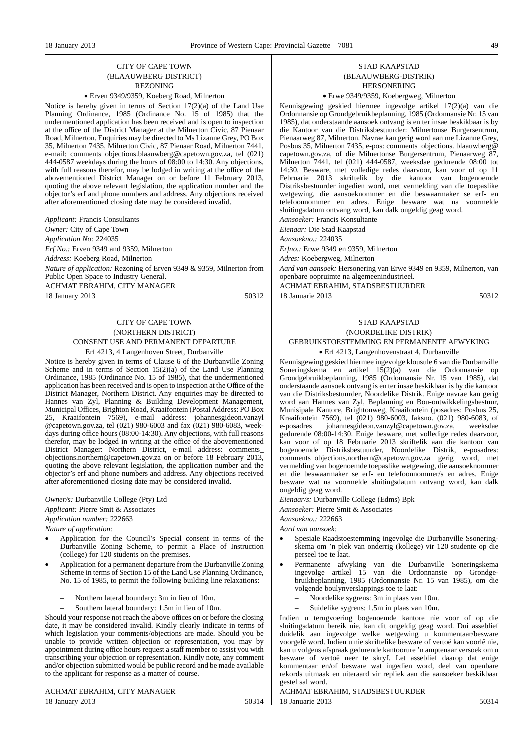### CITY OF CAPE TOWN
### (BLAAUWBERG DISTRICT)
### REZONING

• Erven 9349/9359, Koeberg Road, Milnerton

Notice is hereby given in terms of Section 17(2)(a) of the Land Use Planning Ordinance, 1985 (Ordinance No. 15 of 1985) that the undermentioned application has been received and is open to inspection at the office of the District Manager at the Milnerton Civic, 87 Pienaar Road, Milnerton. Enquiries may be directed to Ms Lizanne Grey, PO Box 35, Milnerton 7435, Milnerton Civic, 87 Pienaar Road, Milnerton 7441, e-mail: comments_objections.blaauwberg@capetown.gov.za, tel (021) 444-0587 weekdays during the hours of 08:00 to 14:30. Any objections, with full reasons therefor, may be lodged in writing at the office of the abovementioned District Manager on or before 11 February 2013, quoting the above relevant legislation, the application number and the objector's erf and phone numbers and address. Any objections received after aforementioned closing date may be considered invalid.

*Applicant:* Francis Consultants

*Owner:* City of Cape Town

*Application No:* 224035

*Erf No.:* Erven 9349 and 9359, Milnerton

*Address:* Koeberg Road, Milnerton

*Nature of application:* Rezoning of Erven 9349 & 9359, Milnerton from Public Open Space to Industry General.

ACHMAT EBRAHIM, CITY MANAGER

18 January 2013 50312

---

### STAD KAAPSTAD
### (BLAAUWBERG-DISTRIK)
### HERSONERING

• Erwe 9349/9359, Koebergweg, Milnerton

Kennisgewing geskied hiermee ingevolge artikel 17(2)(a) van die Ordonnansie op Grondgebruikbeplanning, 1985 (Ordonnansie Nr. 15 van 1985), dat onderstaande aansoek ontvang is en ter insae beskikbaar is by die Kantoor van die Distriksbestuurder: Milnertonse Burgersentrum, Pienaarweg 87, Milnerton. Navrae kan gerig word aan me Lizanne Grey, Posbus 35, Milnerton 7435, e-pos: comments_objections. blaauwberg@ capetown.gov.za, of die Milnertonse Burgersentrum, Pienaarweg 87, Milnerton 7441, tel (021) 444-0587, weeksdae gedurende 08:00 tot 14:30. Besware, met volledige redes daarvoor, kan voor of op 11 Februarie 2013 skriftelik by die kantoor van bogenoemde Distriksbestuurder ingedien word, met vermelding van die toepaslike wetgewing, die aansoeknommer en die beswaarmaker se erf- en telefoonnommer en adres. Enige besware wat na voormelde sluitingsdatum ontvang word, kan dalk ongeldig geag word.

*Aansoeker:* Francis Konsultante

*Eienaar:* Die Stad Kaapstad

*Aansoekno.:* 224035

*Erfno.:* Erwe 9349 en 9359, Milnerton

*Adres:* Koebergweg, Milnerton

*Aard van aansoek:* Hersonering van Erwe 9349 en 9359, Milnerton, van openbare oopruimte na algemeenindustrieel.

ACHMAT EBRAHIM, STADSBESTUURDER

18 Januarie 2013 50312

---

### CITY OF CAPE TOWN
### (NORTHERN DISTRICT)
### CONSENT USE AND PERMANENT DEPARTURE

Erf 4213, 4 Langenhoven Street, Durbanville

Notice is hereby given in terms of Clause 6 of the Durbanville Zoning Scheme and in terms of Section 15(2)(a) of the Land Use Planning Ordinance, 1985 (Ordinance No. 15 of 1985), that the undermentioned application has been received and is open to inspection at the Office of the District Manager, Northern District. Any enquiries may be directed to Hannes van Zyl, Planning & Building Development Management, Municipal Offices, Brighton Road, Kraaifontein (Postal Address: PO Box 25, Kraaifontein 7569), e-mail address: johannesgideon.vanzyl @capetown.gov.za, tel (021) 980-6003 and fax (021) 980-6083, weekdays during office hours (08:00-14:30). Any objections, with full reasons therefor, may be lodged in writing at the office of the abovementioned District Manager: Northern District, e-mail address: comments_ objections.northern@capetown.gov.za on or before 18 February 2013, quoting the above relevant legislation, the application number and the objector's erf and phone numbers and address. Any objections received after aforementioned closing date may be considered invalid.

*Owner/s:* Durbanville College (Pty) Ltd

*Applicant:* Pierre Smit & Associates

*Application number:* 222663

*Nature of application:*

- Application for the Council's Special consent in terms of the Durbanville Zoning Scheme, to permit a Place of Instruction (college) for 120 students on the premises.
- Application for a permanent departure from the Durbanville Zoning Scheme in terms of Section 15 of the Land Use Planning Ordinance, No. 15 of 1985, to permit the following building line relaxations:
  - Northern lateral boundary: 3m in lieu of 10m.
  - Southern lateral boundary: 1.5m in lieu of 10m.

Should your response not reach the above offices on or before the closing date, it may be considered invalid. Kindly clearly indicate in terms of which legislation your comments/objections are made. Should you be unable to provide written objection or representation, you may by appointment during office hours request a staff member to assist you with transcribing your objection or representation. Kindly note, any comment and/or objection submitted would be public record and be made available to the applicant for response as a matter of course.

ACHMAT EBRAHIM, CITY MANAGER

18 January 2013 50314

---

### STAD KAAPSTAD
### (NOORDELIKE DISTRIK)
### GEBRUIKSTOESTEMMING EN PERMANENTE AFWYKING

• Erf 4213, Langenhovenstraat 4, Durbanville

Kennisgewing geskied hiermee ingevolge klousule 6 van die Durbanville Soneringskema en artikel 15(2)(a) van die Ordonnansie op Grondgebruikbeplanning, 1985 (Ordonnansie Nr. 15 van 1985), dat onderstaande aansoek ontvang is en ter insae beskikbaar is by die kantoor van die Distriksbestuurder, Noordelike Distrik. Enige navrae kan gerig word aan Hannes van Zyl, Beplanning en Bou-ontwikkelingsbestuur, Munisipale Kantore, Brightonweg, Kraaifontein (posadres: Posbus 25, Kraaifontein 7569), tel (021) 980-6003, faksno. (021) 980-6083, of e-posadres johannesgideon.vanzyl@capetown.gov.za, weeksdae gedurende 08:00-14:30. Enige besware, met volledige redes daarvoor, kan voor of op 18 Februarie 2013 skriftelik aan die kantoor van bogenoemde Distriksbestuurder, Noordelike Distrik, e-posadres: comments_objections.northern@capetown.gov.za gerig word, met vermelding van bogenoemde toepaslike wetgewing, die aansoeknommer en die beswaarmaker se erf- en telefoonnommer/s en adres. Enige besware wat na voormelde sluitingsdatum ontvang word, kan dalk ongeldig geag word.

*Eienaar/s:* Durbanville College (Edms) Bpk

*Aansoeker:* Pierre Smit & Associates

*Aansoekno.:* 222663

*Aard van aansoek:*

- Spesiale Raadstoestemming ingevolge die Durbanville Ssoneringskema om 'n plek van onderrig (kollege) vir 120 studente op die perseel toe te laat.
- Permanente afwyking van die Durbanville Soneringskema ingevolge artikel 15 van die Ordonnansie op Grondgebruikbeplanning, 1985 (Ordonnansie Nr. 15 van 1985), om die volgende boulynverslappings toe te laat:
  - Noordelike sygrens: 3m in plaas van 10m.
  - Suidelike sygrens: 1.5m in plaas van 10m.

Indien u terugvoering bogenoemde kantore nie voor of op die sluitingsdatum bereik nie, kan dit ongeldig geag word. Dui asseblief duidelik aan ingevolge welke wetgewing u kommentaar/besware voorgelê word. Indien u nie skriftelike besware of vertoë kan voorlê nie, kan u volgens afspraak gedurende kantoorure 'n amptenaar versoek om u besware of vertoë neer te skryf. Let asseblief daarop dat enige kommentaar en/of besware wat ingedien word, deel van openbare rekords uitmaak en uiteraard vir repliek aan die aansoeker beskikbaar gestel sal word.

ACHMAT EBRAHIM, STADSBESTUURDER

18 Januarie 2013 50314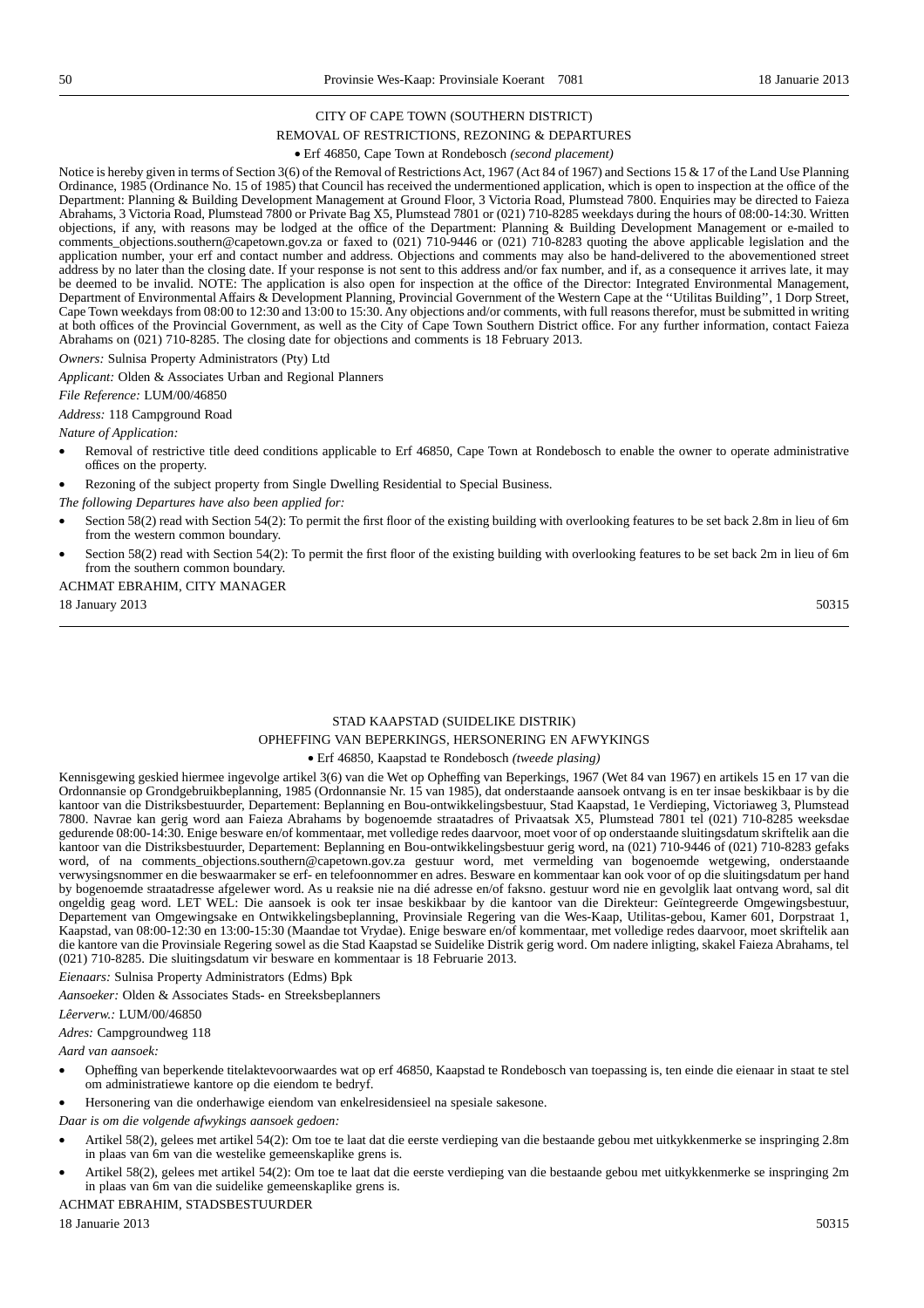## CITY OF CAPE TOWN (SOUTHERN DISTRICT)

## REMOVAL OF RESTRICTIONS, REZONING & DEPARTURES

- Erf 46850, Cape Town at Rondebosch *(second placement)*

Notice is hereby given in terms of Section 3(6) of the Removal of Restrictions Act, 1967 (Act 84 of 1967) and Sections 15 & 17 of the Land Use Planning Ordinance, 1985 (Ordinance No. 15 of 1985) that Council has received the undermentioned application, which is open to inspection at the office of the Department: Planning & Building Development Management at Ground Floor, 3 Victoria Road, Plumstead 7800. Enquiries may be directed to Faieza Abrahams, 3 Victoria Road, Plumstead 7800 or Private Bag X5, Plumstead 7801 or (021) 710-8285 weekdays during the hours of 08:00-14:30. Written objections, if any, with reasons may be lodged at the office of the Department: Planning & Building Development Management or e-mailed to comments_objections.southern@capetown.gov.za or faxed to (021) 710-9446 or (021) 710-8283 quoting the above applicable legislation and the application number, your erf and contact number and address. Objections and comments may also be hand-delivered to the abovementioned street address by no later than the closing date. If your response is not sent to this address and/or fax number, and if, as a consequence it arrives late, it may be deemed to be invalid. NOTE: The application is also open for inspection at the office of the Director: Integrated Environmental Management, Department of Environmental Affairs & Development Planning, Provincial Government of the Western Cape at the ''Utilitas Building'', 1 Dorp Street, Cape Town weekdays from 08:00 to 12:30 and 13:00 to 15:30. Any objections and/or comments, with full reasons therefor, must be submitted in writing at both offices of the Provincial Government, as well as the City of Cape Town Southern District office. For any further information, contact Faieza Abrahams on (021) 710-8285. The closing date for objections and comments is 18 February 2013.

*Owners:* Sulnisa Property Administrators (Pty) Ltd

*Applicant:* Olden & Associates Urban and Regional Planners

*File Reference:* LUM/00/46850

*Address:* 118 Campground Road

*Nature of Application:*

- Removal of restrictive title deed conditions applicable to Erf 46850, Cape Town at Rondebosch to enable the owner to operate administrative offices on the property.
- Rezoning of the subject property from Single Dwelling Residential to Special Business.

*The following Departures have also been applied for:*

- Section 58(2) read with Section 54(2): To permit the first floor of the existing building with overlooking features to be set back 2.8m in lieu of 6m from the western common boundary.
- Section 58(2) read with Section 54(2): To permit the first floor of the existing building with overlooking features to be set back 2m in lieu of 6m from the southern common boundary.

ACHMAT EBRAHIM, CITY MANAGER

18 January 2013 50315

---

## STAD KAAPSTAD (SUIDELIKE DISTRIK)

## OPHEFFING VAN BEPERKINGS, HERSONERING EN AFWYKINGS

- Erf 46850, Kaapstad te Rondebosch *(tweede plasing)*

Kennisgewing geskied hiermee ingevolge artikel 3(6) van die Wet op Opheffing van Beperkings, 1967 (Wet 84 van 1967) en artikels 15 en 17 van die Ordonnansie op Grondgebruikbeplanning, 1985 (Ordonnansie Nr. 15 van 1985), dat onderstaande aansoek ontvang is en ter insae beskikbaar is by die kantoor van die Distriksbestuurder, Departement: Beplanning en Bou-ontwikkelingsbestuur, Stad Kaapstad, 1e Verdieping, Victoriaweg 3, Plumstead 7800. Navrae kan gerig word aan Faieza Abrahams by bogenoemde straatadres of Privaatsak X5, Plumstead 7801 tel (021) 710-8285 weeksdae gedurende 08:00-14:30. Enige besware en/of kommentaar, met volledige redes daarvoor, moet voor of op onderstaande sluitingsdatum skriftelik aan die kantoor van die Distriksbestuurder, Departement: Beplanning en Bou-ontwikkelingsbestuur gerig word, na (021) 710-9446 of (021) 710-8283 gefaks word, of na comments_objections.southern@capetown.gov.za gestuur word, met vermelding van bogenoemde wetgewing, onderstaande verwysingsnommer en die beswaarmaker se erf- en telefoonnommer en adres. Besware en kommentaar kan ook voor of op die sluitingsdatum per hand by bogenoemde straatadresse afgelewer word. As u reaksie nie na dié adresse en/of faksno. gestuur word nie en gevolglik laat ontvang word, sal dit ongeldig geag word. LET WEL: Die aansoek is ook ter insae beskikbaar by die kantoor van die Direkteur: Geïntegreerde Omgewingsbestuur, Departement van Omgewingsake en Ontwikkelingsbeplanning, Provinsiale Regering van die Wes-Kaap, Utilitas-gebou, Kamer 601, Dorpstraat 1, Kaapstad, van 08:00-12:30 en 13:00-15:30 (Maandae tot Vrydae). Enige besware en/of kommentaar, met volledige redes daarvoor, moet skriftelik aan die kantore van die Provinsiale Regering sowel as die Stad Kaapstad se Suidelike Distrik gerig word. Om nadere inligting, skakel Faieza Abrahams, tel (021) 710-8285. Die sluitingsdatum vir besware en kommentaar is 18 Februarie 2013.

*Eienaars:* Sulnisa Property Administrators (Edms) Bpk

*Aansoeker:* Olden & Associates Stads- en Streeksbeplanners

*Lêerverw.:* LUM/00/46850

*Adres:* Campgroundweg 118

*Aard van aansoek:*

- Opheffing van beperkende titelaktevoorwaardes wat op erf 46850, Kaapstad te Rondebosch van toepassing is, ten einde die eienaar in staat te stel om administratiewe kantore op die eiendom te bedryf.
- Hersonering van die onderhawige eiendom van enkelresidensieel na spesiale sakesone.

*Daar is om die volgende afwykings aansoek gedoen:*

- Artikel 58(2), gelees met artikel 54(2): Om toe te laat dat die eerste verdieping van die bestaande gebou met uitkykkenmerke se inspringing 2.8m in plaas van 6m van die westelike gemeenskaplike grens is.
- Artikel 58(2), gelees met artikel 54(2): Om toe te laat dat die eerste verdieping van die bestaande gebou met uitkykkenmerke se inspringing 2m in plaas van 6m van die suidelike gemeenskaplike grens is.

ACHMAT EBRAHIM, STADSBESTUURDER

18 Januarie 2013 50315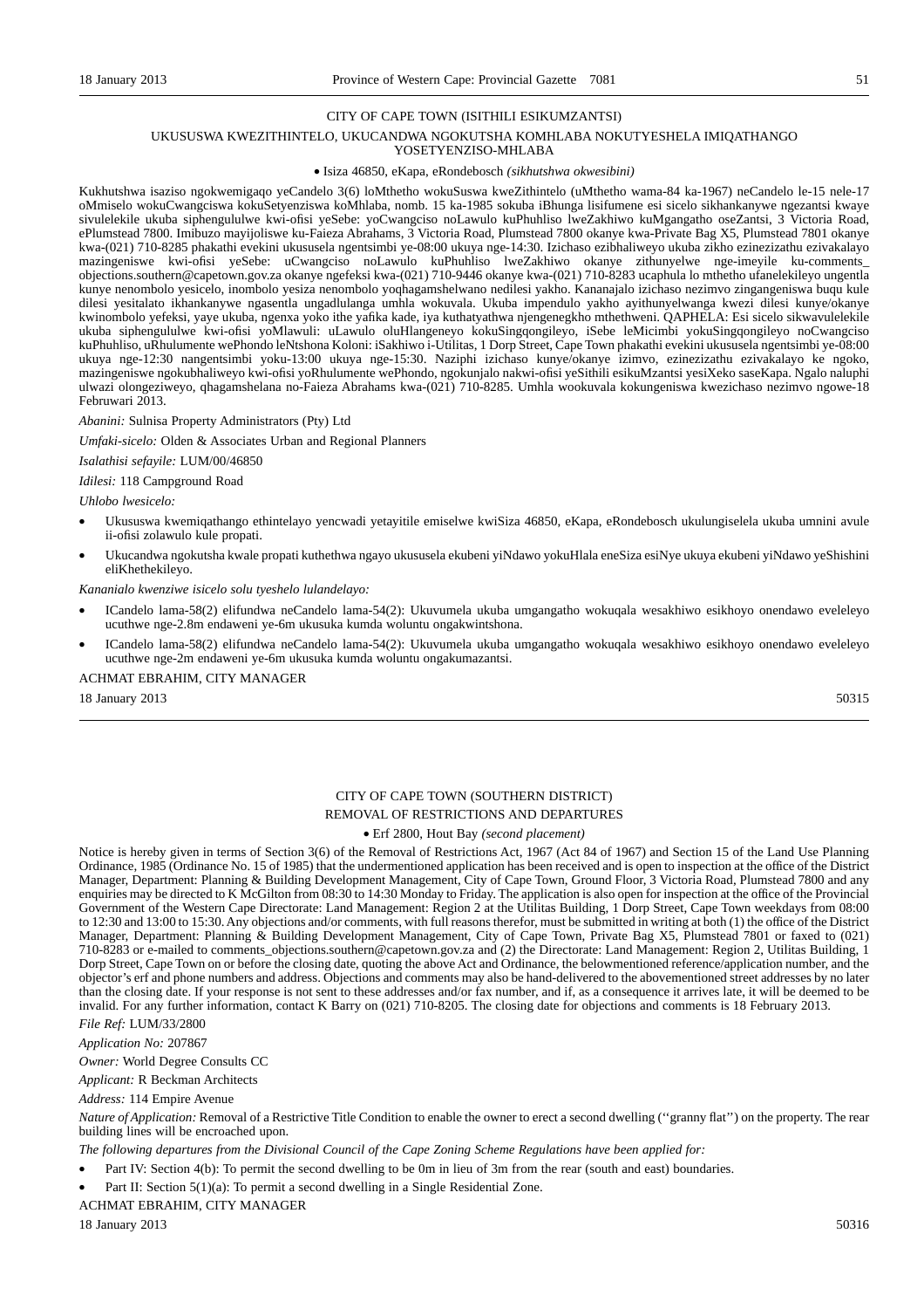## CITY OF CAPE TOWN (ISITHILI ESIKUMZANTSI)

### UKUSUSWA KWEZITHINTELO, UKUCANDWA NGOKUTSHA KOMHLABA NOKUTYESHELA IMIQATHANGO YOSETYENZISO-MHLABA

• Isiza 46850, eKapa, eRondebosch *(sikhutshwa okwesibini)*

Kukhutshwa isaziso ngokwemigaqo yeCandelo 3(6) loMthetho wokuSuswa kweZithintelo (uMthetho wama-84 ka-1967) neCandelo le-15 nele-17 oMmiselo wokuCwangciswa kokuSetyenziswa koMhlaba, nomb. 15 ka-1985 sokuba iBhunga lisifumene esi sicelo sikhankanywe ngezantsi kwaye sivulelekile ukuba siphengululwe kwi-ofisi yeSebe: yoCwangciso noLawulo kuPhuhliso lweZakhiwo kuMgangatho oseZantsi, 3 Victoria Road, ePlumstead 7800. Imibuzo mayijoliswe ku-Faieza Abrahams, 3 Victoria Road, Plumstead 7800 okanye kwa-Private Bag X5, Plumstead 7801 okanye kwa-(021) 710-8285 phakathi evekini ukususela ngentsimbi ye-08:00 ukuya nge-14:30. Izichaso ezibhaliweyo ukuba zikho ezinezizathu ezivakalayo mazingeniswe kwi-ofisi yeSebe: uCwangciso noLawulo kuPhuhliso lweZakhiwo okanye zithunyelwe nge-imeyile ku-comments_objections.southern@capetown.gov.za okanye ngefeksi kwa-(021) 710-9446 okanye kwa-(021) 710-8283 ucaphula lo mthetho ufanelekileyo ungentla kunye nenombolo yesicelo, inombolo yesiza nenombolo yoqhagamshelwano nedilesi yakho. Kananajalo izichaso nezimvo zingangeniswa buqu kule dilesi yesitalato ikhankanywe ngasentla ungadlulanga umhla wokuvala. Ukuba impendulo yakho ayithunyelwanga kwezi dilesi kunye/okanye kwinombolo yefeksi, yaye ukuba, ngenxa yoko ithe yafika kade, iya kuthatyathwa njengenegkho mthethweni. QAPHELA: Esi sicelo sikwavulelekile ukuba siphengululwe kwi-ofisi yoMlawuli: uLawulo oluHlangeneyo kokuSingqongileyo, iSebe leMicimbi yokuSingqongileyo noCwangciso kuPhuhliso, uRhulumente wePhondo leNtshona Koloni: iSakhiwo i-Utilitas, 1 Dorp Street, Cape Town phakathi evekini ukususela ngentsimbi ye-08:00 ukuya nge-12:30 nangentsimbi yoku-13:00 ukuya nge-15:30. Naziphi izichaso kunye/okanye izimvo, ezinezizathu ezivakalayo ke ngoko, mazingeniswe ngokubhaliweyo kwi-ofisi yoRhulumente wePhondo, ngokunjalo nakwi-ofisi yeSithili esikuMzantsi yesiXeko saseKapa. Ngalo naluphi ulwazi olongeziweyo, qhagamshelana no-Faieza Abrahams kwa-(021) 710-8285. Umhla wookuvala kokungeniswa kwezichaso nezimvo ngowe-18 Februwari 2013.

*Abanini:* Sulnisa Property Administrators (Pty) Ltd

*Umfaki-sicelo:* Olden & Associates Urban and Regional Planners

*Isalathisi sefayile:* LUM/00/46850

*Idilesi:* 118 Campground Road

*Uhlobo lwesicelo:*

- Ukususwa kwemiqathango ethintelayo yencwadi yetayitile emiselwe kwiSiza 46850, eKapa, eRondebosch ukulungiselela ukuba umnini avule ii-ofisi zolawulo kule propati.
- Ukucandwa ngokutsha kwale propati kuthethwa ngayo ukususela ekubeni yiNdawo yokuHlala eneSiza esiNye ukuya ekubeni yiNdawo yeShishini eliKhethekileyo.

*Kananialo kwenziwe isicelo solu tyeshelo lulandelayo:*

- ICandelo lama-58(2) elifundwa neCandelo lama-54(2): Ukuvumela ukuba umgangatho wokuqala wesakhiwo esikhoyo onendawo eveleleyo ucuthwe nge-2.8m endaweni ye-6m ukusuka kumda woluntu ongakwintshona.
- ICandelo lama-58(2) elifundwa neCandelo lama-54(2): Ukuvumela ukuba umgangatho wokuqala wesakhiwo esikhoyo onendawo eveleleyo ucuthwe nge-2m endaweni ye-6m ukusuka kumda woluntu ongakumazantsi.

ACHMAT EBRAHIM, CITY MANAGER

18 January 2013 50315

---

## CITY OF CAPE TOWN (SOUTHERN DISTRICT)

### REMOVAL OF RESTRICTIONS AND DEPARTURES

• Erf 2800, Hout Bay *(second placement)*

Notice is hereby given in terms of Section 3(6) of the Removal of Restrictions Act, 1967 (Act 84 of 1967) and Section 15 of the Land Use Planning Ordinance, 1985 (Ordinance No. 15 of 1985) that the undermentioned application has been received and is open to inspection at the office of the District Manager, Department: Planning & Building Development Management, City of Cape Town, Ground Floor, 3 Victoria Road, Plumstead 7800 and any enquiries may be directed to K McGilton from 08:30 to 14:30 Monday to Friday. The application is also open for inspection at the office of the Provincial Government of the Western Cape Directorate: Land Management: Region 2 at the Utilitas Building, 1 Dorp Street, Cape Town weekdays from 08:00 to 12:30 and 13:00 to 15:30. Any objections and/or comments, with full reasons therefor, must be submitted in writing at both (1) the office of the District Manager, Department: Planning & Building Development Management, City of Cape Town, Private Bag X5, Plumstead 7801 or faxed to (021) 710-8283 or e-mailed to comments_objections.southern@capetown.gov.za and (2) the Directorate: Land Management: Region 2, Utilitas Building, 1 Dorp Street, Cape Town on or before the closing date, quoting the above Act and Ordinance, the belowmentioned reference/application number, and the objector's erf and phone numbers and address. Objections and comments may also be hand-delivered to the abovementioned street addresses by no later than the closing date. If your response is not sent to these addresses and/or fax number, and if, as a consequence it arrives late, it will be deemed to be invalid. For any further information, contact K Barry on (021) 710-8205. The closing date for objections and comments is 18 February 2013.

*File Ref:* LUM/33/2800

*Application No:* 207867

*Owner:* World Degree Consults CC

*Applicant:* R Beckman Architects

*Address:* 114 Empire Avenue

*Nature of Application:* Removal of a Restrictive Title Condition to enable the owner to erect a second dwelling (''granny flat'') on the property. The rear building lines will be encroached upon.

*The following departures from the Divisional Council of the Cape Zoning Scheme Regulations have been applied for:*

- Part IV: Section 4(b): To permit the second dwelling to be 0m in lieu of 3m from the rear (south and east) boundaries.
- Part II: Section 5(1)(a): To permit a second dwelling in a Single Residential Zone.

ACHMAT EBRAHIM, CITY MANAGER

18 January 2013 50316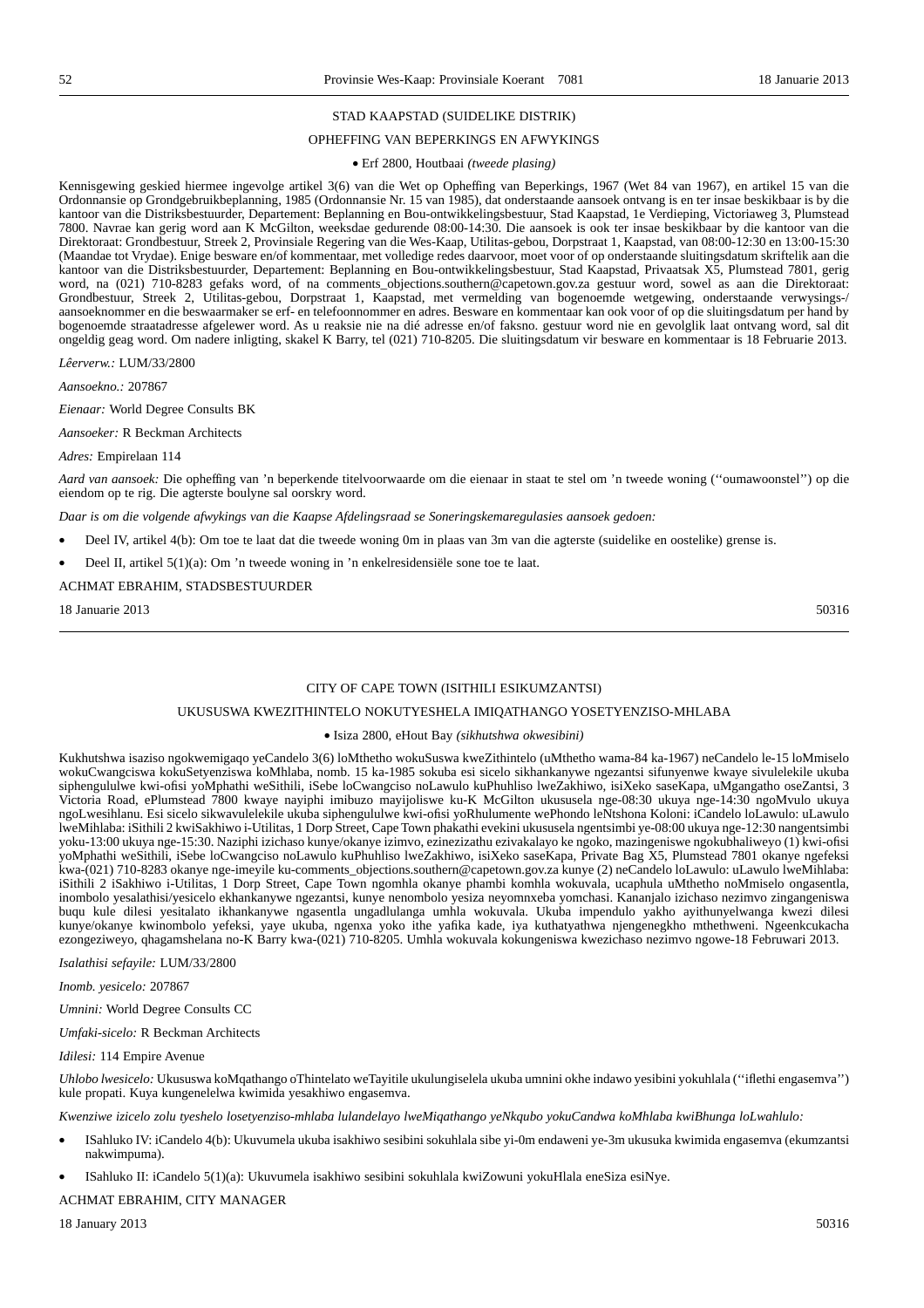STAD KAAPSTAD (SUIDELIKE DISTRIK)

OPHEFFING VAN BEPERKINGS EN AFWYKINGS

- Erf 2800, Houtbaai *(tweede plasing)*

Kennisgewing geskied hiermee ingevolge artikel 3(6) van die Wet op Opheffing van Beperkings, 1967 (Wet 84 van 1967), en artikel 15 van die Ordonnansie op Grondgebruikbeplanning, 1985 (Ordonnansie Nr. 15 van 1985), dat onderstaande aansoek ontvang is en ter insae beskikbaar is by die kantoor van die Distriksbestuurder, Departement: Beplanning en Bou-ontwikkelingsbestuur, Stad Kaapstad, 1e Verdieping, Victoriaweg 3, Plumstead 7800. Navrae kan gerig word aan K McGilton, weeksdae gedurende 08:00-14:30. Die aansoek is ook ter insae beskikbaar by die kantoor van die Direktoraat: Grondbestuur, Streek 2, Provinsiale Regering van die Wes-Kaap, Utilitas-gebou, Dorpstraat 1, Kaapstad, van 08:00-12:30 en 13:00-15:30 (Maandae tot Vrydae). Enige besware en/of kommentaar, met volledige redes daarvoor, moet voor of op onderstaande sluitingsdatum skriftelik aan die kantoor van die Distriksbestuurder, Departement: Beplanning en Bou-ontwikkelingsbestuur, Stad Kaapstad, Privaatsak X5, Plumstead 7801, gerig word, na (021) 710-8283 gefaks word, of na comments_objections.southern@capetown.gov.za gestuur word, sowel as aan die Direktoraat: Grondbestuur, Streek 2, Utilitas-gebou, Dorpstraat 1, Kaapstad, met vermelding van bogenoemde wetgewing, onderstaande verwysings-/aansoeknommer en die beswaarmaker se erf- en telefoonnommer en adres. Besware en kommentaar kan ook voor of op die sluitingsdatum per hand by bogenoemde straatadresse afgelewer word. As u reaksie nie na dié adresse en/of faksno. gestuur word nie en gevolglik laat ontvang word, sal dit ongeldig geag word. Om nadere inligting, skakel K Barry, tel (021) 710-8205. Die sluitingsdatum vir besware en kommentaar is 18 Februarie 2013.

*Lêerverw.:* LUM/33/2800

*Aansoekno.:* 207867

*Eienaar:* World Degree Consults BK

*Aansoeker:* R Beckman Architects

*Adres:* Empirelaan 114

*Aard van aansoek:* Die opheffing van 'n beperkende titelvoorwaarde om die eienaar in staat te stel om 'n tweede woning (''oumawoonstel'') op die eiendom op te rig. Die agterste boulyne sal oorskry word.

*Daar is om die volgende afwykings van die Kaapse Afdelingsraad se Soneringskemaregulasies aansoek gedoen:*

- Deel IV, artikel 4(b): Om toe te laat dat die tweede woning 0m in plaas van 3m van die agterste (suidelike en oostelike) grense is.
- Deel II, artikel 5(1)(a): Om 'n tweede woning in 'n enkelresidensiële sone toe te laat.

ACHMAT EBRAHIM, STADSBESTUURDER

18 Januarie 2013 50316

---

CITY OF CAPE TOWN (ISITHILI ESIKUMZANTSI)

UKUSUSWA KWEZITHINTELO NOKUTYESHELA IMIQATHANGO YOSETYENZISO-MHLABA

- Isiza 2800, eHout Bay *(sikhutshwa okwesibini)*

Kukhutshwa isaziso ngokwemigaqo yeCandelo 3(6) loMthetho wokuSuswa kweZithintelo (uMthetho wama-84 ka-1967) neCandelo le-15 loMmiselo wokuCwangciswa kokuSetyenziswa koMhlaba, nomb. 15 ka-1985 sokuba esi sicelo sikhankanywe ngezantsi sifunyenwe kwaye sivulelekile ukuba siphengululwe kwi-ofisi yoMphathi weSithili, iSebe loCwangciso noLawulo kuPhuhliso lweZakhiwo, isiXeko saseKapa, uMgangatho oseZantsi, 3 Victoria Road, ePlumstead 7800 kwaye nayiphi imibuzo mayijoliswe ku-K McGilton ukususela nge-08:30 ukuya nge-14:30 ngoMvulo ukuya ngoLwesihlanu. Esi sicelo sikwavulelekile ukuba siphengululwe kwi-ofisi yoRhulumente wePhondo leNtshona Koloni: iCandelo loLawulo: uLawulo lweMihlaba: iSithili 2 kwiSakhiwo i-Utilitas, 1 Dorp Street, Cape Town phakathi evekini ukususela ngentsimbi ye-08:00 ukuya nge-12:30 nangentsimbi yoku-13:00 ukuya nge-15:30. Naziphi izichaso kunye/okanye izimvo, ezinezizathu ezivakalayo ke ngoko, mazingeniswe ngokubhaliweyo (1) kwi-ofisi yoMphathi weSithili, iSebe loCwangciso noLawulo kuPhuhliso lweZakhiwo, isiXeko saseKapa, Private Bag X5, Plumstead 7801 okanye ngefeksi kwa-(021) 710-8283 okanye nge-imeyile ku-comments_objections.southern@capetown.gov.za kunye (2) neCandelo loLawulo: uLawulo lweMihlaba: iSithili 2 iSakhiwo i-Utilitas, 1 Dorp Street, Cape Town ngomhla okanye phambi komhla wokuvala, ucaphula uMthetho noMmiselo ongasentla, inombolo yesalathisi/yesicelo ekhankanywe ngezantsi, kunye nenombolo yesiza neyomnxeba yomchasi. Kananjalo izichaso nezimvo zingangeniswa buqu kule dilesi yesitalato ikhankanywe ngasentla ungadlulanga umhla wokuvala. Ukuba impendulo yakho ayithunyelwanga kwezi dilesi kunye/okanye kwinombolo yefeksi, yaye ukuba, ngenxa yoko ithe yafika kade, iya kuthatyathwa njengengekho mthethweni. Ngeenkcukacha ezongeziweyo, qhagamshelana no-K Barry kwa-(021) 710-8205. Umhla wokuvala kokungeniswa kwezichaso nezimvo ngowe-18 Februwari 2013.

*Isalathisi sefayile:* LUM/33/2800

*Inomb. yesicelo:* 207867

*Umnini:* World Degree Consults CC

*Umfaki-sicelo:* R Beckman Architects

*Idilesi:* 114 Empire Avenue

*Uhlobo lwesicelo:* Ukususwa koMqathango oThintelato weTayitile ukulungiselela ukuba umnini okhe indawo yesibini yokuhlala (''iflethi engasemva'') kule propati. Kuya kungenelelwa kwimida yesakhiwo engasemva.

*Kwenziwe izicelo zolu tyeshelo losetyenziso-mhlaba lulandelayo lweMiqathango yeNkqubo yokuCandwa koMhlaba kwiBhunga loLwahlulo:*

- ISahluko IV: iCandelo 4(b): Ukuvumela ukuba isakhiwo sesibini sokuhlala sibe yi-0m endaweni ye-3m ukusuka kwimida engasemva (ekumzantsi nakwimpuma).
- ISahluko II: iCandelo 5(1)(a): Ukuvumela isakhiwo sesibini sokuhlala kwiZowuni yokuHlala eneSiza esiNye.

ACHMAT EBRAHIM, CITY MANAGER

18 January 2013 50316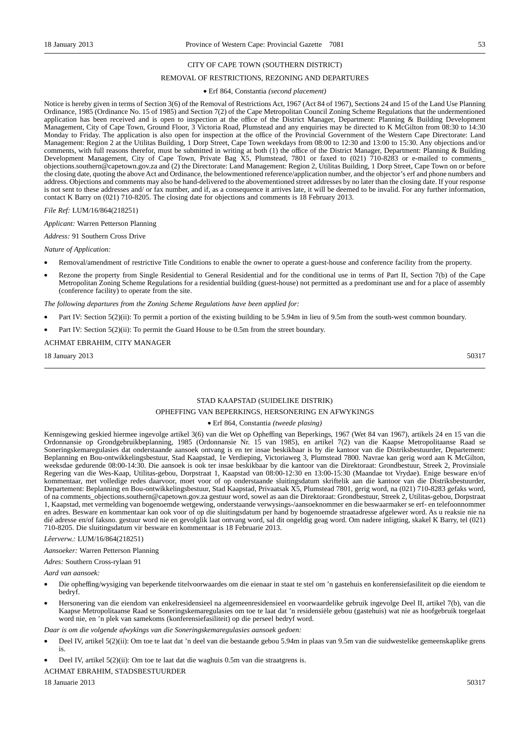CITY OF CAPE TOWN (SOUTHERN DISTRICT)

REMOVAL OF RESTRICTIONS, REZONING AND DEPARTURES

• Erf 864, Constantia *(second placement)*

Notice is hereby given in terms of Section 3(6) of the Removal of Restrictions Act, 1967 (Act 84 of 1967), Sections 24 and 15 of the Land Use Planning Ordinance, 1985 (Ordinance No. 15 of 1985) and Section 7(2) of the Cape Metropolitan Council Zoning Scheme Regulations that the undermentioned application has been received and is open to inspection at the office of the District Manager, Department: Planning & Building Development Management, City of Cape Town, Ground Floor, 3 Victoria Road, Plumstead and any enquiries may be directed to K McGilton from 08:30 to 14:30 Monday to Friday. The application is also open for inspection at the office of the Provincial Government of the Western Cape Directorate: Land Management: Region 2 at the Utilitas Building, 1 Dorp Street, Cape Town weekdays from 08:00 to 12:30 and 13:00 to 15:30. Any objections and/or comments, with full reasons therefor, must be submitted in writing at both (1) the office of the District Manager, Department: Planning & Building Development Management, City of Cape Town, Private Bag X5, Plumstead, 7801 or faxed to (021) 710-8283 or e-mailed to comments_objections.southern@capetown.gov.za and (2) the Directorate: Land Management: Region 2, Utilitas Building, 1 Dorp Street, Cape Town on or before the closing date, quoting the above Act and Ordinance, the belowmentioned reference/application number, and the objector's erf and phone numbers and address. Objections and comments may also be hand-delivered to the abovementioned street addresses by no later than the closing date. If your response is not sent to these addresses and/ or fax number, and if, as a consequence it arrives late, it will be deemed to be invalid. For any further information, contact K Barry on (021) 710-8205. The closing date for objections and comments is 18 February 2013.

*File Ref:* LUM/16/864(218251)

*Applicant:* Warren Petterson Planning

*Address:* 91 Southern Cross Drive

*Nature of Application:*

- Removal/amendment of restrictive Title Conditions to enable the owner to operate a guest-house and conference facility from the property.
- Rezone the property from Single Residential to General Residential and for the conditional use in terms of Part II, Section 7(b) of the Cape Metropolitan Zoning Scheme Regulations for a residential building (guest-house) not permitted as a predominant use and for a place of assembly (conference facility) to operate from the site.

*The following departures from the Zoning Scheme Regulations have been applied for:*

- Part IV: Section 5(2)(ii): To permit a portion of the existing building to be 5.94m in lieu of 9.5m from the south-west common boundary.
- Part IV: Section 5(2)(ii): To permit the Guard House to be 0.5m from the street boundary.

ACHMAT EBRAHIM, CITY MANAGER

18 January 2013 50317

---

STAD KAAPSTAD (SUIDELIKE DISTRIK)

OPHEFFING VAN BEPERKINGS, HERSONERING EN AFWYKINGS

• Erf 864, Constantia *(tweede plasing)*

Kennisgewing geskied hiermee ingevolge artikel 3(6) van die Wet op Opheffing van Beperkings, 1967 (Wet 84 van 1967), artikels 24 en 15 van die Ordonnansie op Grondgebruikbeplanning, 1985 (Ordonnansie Nr. 15 van 1985), en artikel 7(2) van die Kaapse Metropolitaanse Raad se Soneringskemaregulasies dat onderstaande aansoek ontvang is en ter insae beskikbaar is by die kantoor van die Distriksbestuurder, Departement: Beplanning en Bou-ontwikkelingsbestuur, Stad Kaapstad, 1e Verdieping, Victoriaweg 3, Plumstead 7800. Navrae kan gerig word aan K McGilton, weeksdae gedurende 08:00-14:30. Die aansoek is ook ter insae beskikbaar by die kantoor van die Direktoraat: Grondbestuur, Streek 2, Provinsiale Regering van die Wes-Kaap, Utilitas-gebou, Dorpstraat 1, Kaapstad van 08:00-12:30 en 13:00-15:30 (Maandae tot Vrydae). Enige besware en/of kommentaar, met volledige redes daarvoor, moet voor of op onderstaande sluitingsdatum skriftelik aan die kantoor van die Distriksbestuurder, Departement: Beplanning en Bou-ontwikkelingsbestuur, Stad Kaapstad, Privaatsak X5, Plumstead 7801, gerig word, na (021) 710-8283 gefaks word, of na comments_objections.southern@capetown.gov.za gestuur word, sowel as aan die Direktoraat: Grondbestuur, Streek 2, Utilitas-gebou, Dorpstraat 1, Kaapstad, met vermelding van bogenoemde wetgewing, onderstaande verwysings-/aansoeknommer en die beswaarmaker se erf- en telefoonnommer en adres. Besware en kommentaar kan ook voor of op die sluitingsdatum per hand by bogenoemde straatadresse afgelewer word. As u reaksie nie na dié adresse en/of faksno. gestuur word nie en gevolglik laat ontvang word, sal dit ongeldig geag word. Om nadere inligting, skakel K Barry, tel (021) 710-8205. Die sluitingsdatum vir besware en kommentaar is 18 Februarie 2013.

*Lêerverw.:* LUM/16/864(218251)

*Aansoeker:* Warren Petterson Planning

*Adres:* Southern Cross-rylaan 91

*Aard van aansoek:*

- Die opheffing/wysiging van beperkende titelvoorwaardes om die eienaar in staat te stel om 'n gastehuis en konferensiefasiliteit op die eiendom te bedryf.
- Hersonering van die eiendom van enkelresidensieel na algemeenresidensieel en voorwaardelike gebruik ingevolge Deel II, artikel 7(b), van die Kaapse Metropolitaanse Raad se Soneringskemaregulasies om toe te laat dat 'n residensiële gebou (gastehuis) wat nie as hoofgebruik toegelaat word nie, en 'n plek van samekoms (konferensiefasiliteit) op die perseel bedryf word.

*Daar is om die volgende afwykings van die Soneringskemaregulasies aansoek gedoen:*

- Deel IV, artikel 5(2)(ii): Om toe te laat dat 'n deel van die bestaande gebou 5.94m in plaas van 9.5m van die suidwestelike gemeenskaplike grens is.
- Deel IV, artikel 5(2)(ii): Om toe te laat dat die waghuis 0.5m van die straatgrens is.

ACHMAT EBRAHIM, STADSBESTUURDER

18 Januarie 2013 50317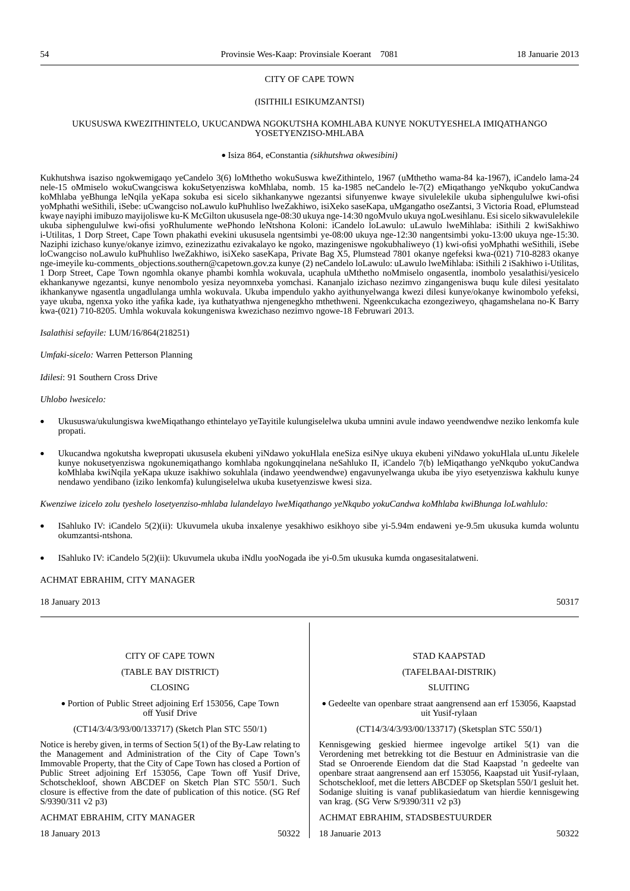CITY OF CAPE TOWN

(ISITHILI ESIKUMZANTSI)

UKUSUSWA KWEZITHINTELO, UKUCANDWA NGOKUTSHA KOMHLABA KUNYE NOKUTYESHELA IMIQATHANGO YOSETYENZISO-MHLABA

• Isiza 864, eConstantia *(sikhutshwa okwesibini)*

Kukhutshwa isaziso ngokwemigaqo yeCandelo 3(6) loMthetho wokuSuswa kweZithintelo, 1967 (uMthetho wama-84 ka-1967), iCandelo lama-24 nele-15 oMmiselo wokuCwangciswa kokuSetyenziswa koMhlaba, nomb. 15 ka-1985 neCandelo le-7(2) eMiqathango yeNkqubo yokuCandwa koMhlaba yeBhunga leNqila yeKapa sokuba esi sicelo sikhankanywe ngezantsi sifunyenwe kwaye sivulelekile ukuba siphengululwe kwi-ofisi yoMphathi weSithili, iSebe: uCwangciso noLawulo kuPhuhliso lweZakhiwo, isiXeko saseKapa, uMgangatho oseZantsi, 3 Victoria Road, ePlumstead kwaye nayiphi imibuzo mayijoliswe ku-K McGilton ukususela nge-08:30 ukuya nge-14:30 ngoMvulo ukuya ngoLwesihlanu. Esi sicelo sikwavulelekile ukuba siphengululwe kwi-ofisi yoRhulumente wePhondo leNtshona Koloni: iCandelo loLawulo: uLawulo lweMihlaba: iSithili 2 kwiSakhiwo i-Utilitas, 1 Dorp Street, Cape Town phakathi evekini ukususela ngentsimbi ye-08:00 ukuya nge-12:30 nangentsimbi yoku-13:00 ukuya nge-15:30. Naziphi izichaso kunye/okanye izimvo, ezinezizathu ezivakalayo ke ngoko, mazingeniswe ngokubhaliweyo (1) kwi-ofisi yoMphathi weSithili, iSebe loCwangciso noLawulo kuPhuhliso lweZakhiwo, isiXeko saseKapa, Private Bag X5, Plumstead 7801 okanye ngefeksi kwa-(021) 710-8283 okanye nge-imeyile ku-comments_objections.southern@capetown.gov.za kunye (2) neCandelo loLawulo: uLawulo lweMihlaba: iSithili 2 iSakhiwo i-Utilitas, 1 Dorp Street, Cape Town ngomhla okanye phambi komhla wokuvala, ucaphula uMthetho noMmiselo ongasentla, inombolo yesalathisi/yesicelo ekhankanywe ngezantsi, kunye nenombolo yesiza neyomnxeba yomchasi. Kananjalo izichaso nezimvo zingangeniswa buqu kule dilesi yesitalato ikhankanywe ngasentla ungadlulanga umhla wokuvala. Ukuba impendulo yakho ayithunyelwanga kwezi dilesi kunye/okanye kwinombolo yefeksi, yaye ukuba, ngenxa yoko ithe yafika kade, iya kuthatyathwa njengengekho mthethweni. Ngeenkcukacha ezongeziweyo, qhagamshelana no-K Barry kwa-(021) 710-8205. Umhla wokuvala kokungeniswa kwezichaso nezimvo ngowe-18 Februwari 2013.

*Isalathisi sefayile:* LUM/16/864(218251)

*Umfaki-sicelo:* Warren Petterson Planning

*Idilesi*: 91 Southern Cross Drive

*Uhlobo lwesicelo:*

- Ukususwa/ukulungiswa kweMiqathango ethintelayo yeTayitile kulungiselelwa ukuba umnini avule indawo yeendwendwe neziko lenkomfa kule propati.
- Ukucandwa ngokutsha kwepropati ukususela ekubeni yiNdawo yokuHlala eneSiza esiNye ukuya ekubeni yiNdawo yokuHlala uLuntu Jikelele kunye nokusetyenziswa ngokunemiqathango komhlaba ngokungqinelana neSahluko II, iCandelo 7(b) leMiqathango yeNkqubo yokuCandwa koMhlaba kwiNqila yeKapa ukuze isakhiwo sokuhlala (indawo yeendwendwe) engavunyelwanga ukuba ibe yiyo esetyenziswa kakhulu kunye nendawo yendibano (iziko lenkomfa) kulungiselelwa ukuba kusetyenziswe kwesi siza.

*Kwenziwe izicelo zolu tyeshelo losetyenziso-mhlaba lulandelayo lweMiqathango yeNkqubo yokuCandwa koMhlaba kwiBhunga loLwahlulo:*

- ISahluko IV: iCandelo 5(2)(ii): Ukuvumela ukuba inxalenye yesakhiwo esikhoyo sibe yi-5.94m endaweni ye-9.5m ukusuka kumda woluntu okumzantsi-ntshona.
- ISahluko IV: iCandelo 5(2)(ii): Ukuvumela ukuba iNdlu yooNogada ibe yi-0.5m ukusuka kumda ongasesitalatweni.

ACHMAT EBRAHIM, CITY MANAGER

18 January 2013 50317

---

CITY OF CAPE TOWN

(TABLE BAY DISTRICT)

CLOSING

• Portion of Public Street adjoining Erf 153056, Cape Town off Yusif Drive

(CT14/3/4/3/93/00/133717) (Sketch Plan STC 550/1)

Notice is hereby given, in terms of Section 5(1) of the By-Law relating to the Management and Administration of the City of Cape Town's Immovable Property, that the City of Cape Town has closed a Portion of Public Street adjoining Erf 153056, Cape Town off Yusif Drive, Schotschekloof, shown ABCDEF on Sketch Plan STC 550/1. Such closure is effective from the date of publication of this notice. (SG Ref S/9390/311 v2 p3)

ACHMAT EBRAHIM, CITY MANAGER

18 January 2013 50322

---

STAD KAAPSTAD

(TAFELBAAI-DISTRIK)

SLUITING

• Gedeelte van openbare straat aangrensend aan erf 153056, Kaapstad uit Yusif-rylaan

(CT14/3/4/3/93/00/133717) (Sketsplan STC 550/1)

Kennisgewing geskied hiermee ingevolge artikel 5(1) van die Verordening met betrekking tot die Bestuur en Administrasie van die Stad se Onroerende Eiendom dat die Stad Kaapstad 'n gedeelte van openbare straat aangrensend aan erf 153056, Kaapstad uit Yusif-rylaan, Schotschekloof, met die letters ABCDEF op Sketsplan 550/1 gesluit het. Sodanige sluiting is vanaf publikasiedatum van hierdie kennisgewing van krag. (SG Verw S/9390/311 v2 p3)

ACHMAT EBRAHIM, STADSBESTUURDER

18 Januarie 2013 50322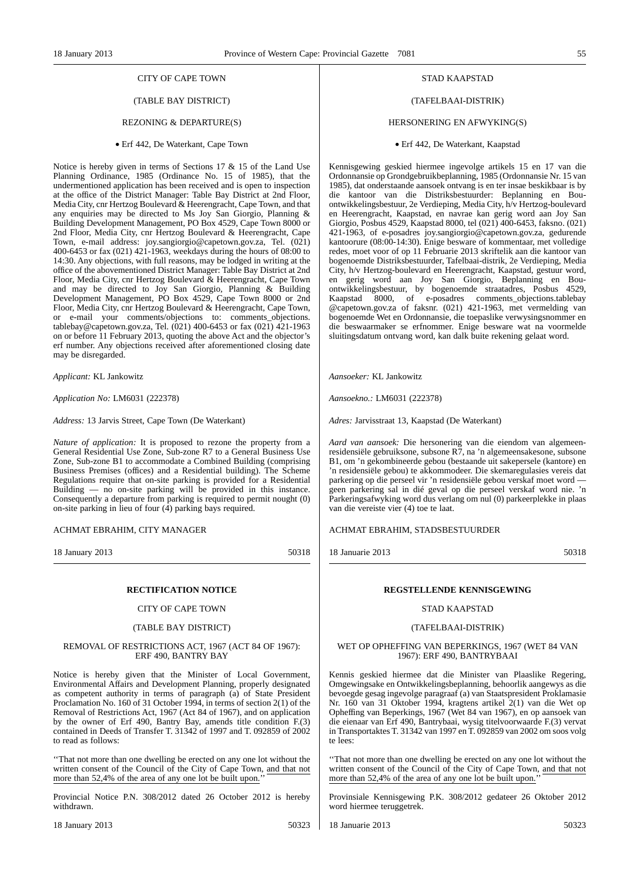CITY OF CAPE TOWN

(TABLE BAY DISTRICT)

REZONING & DEPARTURE(S)

• Erf 442, De Waterkant, Cape Town

Notice is hereby given in terms of Sections 17 & 15 of the Land Use Planning Ordinance, 1985 (Ordinance No. 15 of 1985), that the undermentioned application has been received and is open to inspection at the office of the District Manager: Table Bay District at 2nd Floor, Media City, cnr Hertzog Boulevard & Heerengracht, Cape Town, and that any enquiries may be directed to Ms Joy San Giorgio, Planning & Building Development Management, PO Box 4529, Cape Town 8000 or 2nd Floor, Media City, cnr Hertzog Boulevard & Heerengracht, Cape Town, e-mail address: joy.sangiorgio@capetown.gov.za, Tel. (021) 400-6453 or fax (021) 421-1963, weekdays during the hours of 08:00 to 14:30. Any objections, with full reasons, may be lodged in writing at the office of the abovementioned District Manager: Table Bay District at 2nd Floor, Media City, cnr Hertzog Boulevard & Heerengracht, Cape Town and may be directed to Joy San Giorgio, Planning & Building Development Management, PO Box 4529, Cape Town 8000 or 2nd Floor, Media City, cnr Hertzog Boulevard & Heerengracht, Cape Town, or e-mail your comments/objections to: comments_objections.tablebay@capetown.gov.za, Tel. (021) 400-6453 or fax (021) 421-1963 on or before 11 February 2013, quoting the above Act and the objector's erf number. Any objections received after aforementioned closing date may be disregarded.

*Applicant:* KL Jankowitz

*Application No:* LM6031 (222378)

*Address:* 13 Jarvis Street, Cape Town (De Waterkant)

*Nature of application:* It is proposed to rezone the property from a General Residential Use Zone, Sub-zone R7 to a General Business Use Zone, Sub-zone B1 to accommodate a Combined Building (comprising Business Premises (offices) and a Residential building). The Scheme Regulations require that on-site parking is provided for a Residential Building — no on-site parking will be provided in this instance. Consequently a departure from parking is required to permit nought (0) on-site parking in lieu of four (4) parking bays required.

ACHMAT EBRAHIM, CITY MANAGER

18 January 2013 50318

STAD KAAPSTAD

(TAFELBAAI-DISTRIK)

HERSONERING EN AFWYKING(S)

• Erf 442, De Waterkant, Kaapstad

Kennisgewing geskied hiermee ingevolge artikels 15 en 17 van die Ordonnansie op Grondgebruikbeplanning, 1985 (Ordonnansie Nr. 15 van 1985), dat onderstaande aansoek ontvang is en ter insae beskikbaar is by die kantoor van die Distriksbestuurder: Beplanning en Bou-ontwikkelingsbestuur, 2e Verdieping, Media City, h/v Hertzog-boulevard en Heerengracht, Kaapstad, en navrae kan gerig word aan Joy San Giorgio, Posbus 4529, Kaapstad 8000, tel (021) 400-6453, faksno. (021) 421-1963, of e-posadres joy.sangiorgio@capetown.gov.za, gedurende kantoorure (08:00-14:30). Enige besware of kommentaar, met volledige redes, moet voor of op 11 Februarie 2013 skriftelik aan die kantoor van bogenoemde Distriksbestuurder, Tafelbaai-distrik, 2e Verdieping, Media City, h/v Hertzog-boulevard en Heerengracht, Kaapstad, gestuur word, en gerig word aan Joy San Giorgio, Beplanning en Bou-ontwikkelingsbestuur, by bogenoemde straatadres, Posbus 4529, Kaapstad 8000, of e-posadres comments_objections.tablebay@capetown.gov.za of faksnr. (021) 421-1963, met vermelding van bogenoemde Wet en Ordonnansie, die toepaslike verwysingsnommer en die beswaarmaker se erfnommer. Enige besware wat na voormelde sluitingsdatum ontvang word, kan dalk buite rekening gelaat word.

*Aansoeker:* KL Jankowitz

*Aansoekno.:* LM6031 (222378)

*Adres:* Jarvisstraat 13, Kaapstad (De Waterkant)

*Aard van aansoek:* Die hersonering van die eiendom van algemeen-residensiële gebruiksone, subsone R7, na 'n algemeensakesone, subsone B1, om 'n gekombineerde gebou (bestaande uit sakepersele (kantore) en 'n residensiële gebou) te akkommodeer. Die skemaregulasies vereis dat parkering op die perseel vir 'n residensiële gebou verskaf moet word — geen parkering sal in dié geval op die perseel verskaf word nie. 'n Parkeringsafwyking word dus verlang om nul (0) parkeerplekke in plaas van die vereiste vier (4) toe te laat.

ACHMAT EBRAHIM, STADSBESTUURDER

18 Januarie 2013 50318

**RECTIFICATION NOTICE**

CITY OF CAPE TOWN

(TABLE BAY DISTRICT)

REMOVAL OF RESTRICTIONS ACT, 1967 (ACT 84 OF 1967): ERF 490, BANTRY BAY

Notice is hereby given that the Minister of Local Government, Environmental Affairs and Development Planning, properly designated as competent authority in terms of paragraph (a) of State President Proclamation No. 160 of 31 October 1994, in terms of section 2(1) of the Removal of Restrictions Act, 1967 (Act 84 of 1967), and on application by the owner of Erf 490, Bantry Bay, amends title condition F.(3) contained in Deeds of Transfer T. 31342 of 1997 and T. 092859 of 2002 to read as follows:

''That not more than one dwelling be erected on any one lot without the written consent of the Council of the City of Cape Town, <u>and that not more than 52,4% of the area of any one lot be built upon.</u>''

Provincial Notice P.N. 308/2012 dated 26 October 2012 is hereby withdrawn.

18 January 2013 50323

**REGSTELLENDE KENNISGEWING**

STAD KAAPSTAD

(TAFELBAAI-DISTRIK)

WET OP OPHEFFING VAN BEPERKINGS, 1967 (WET 84 VAN 1967): ERF 490, BANTRYBAAI

Kennis geskied hiermee dat die Minister van Plaaslike Regering, Omgewingsake en Ontwikkelingsbeplanning, behoorlik aangewys as die bevoegde gesag ingevolge paragraaf (a) van Staatspresident Proklamasie Nr. 160 van 31 Oktober 1994, kragtens artikel 2(1) van die Wet op Opheffing van Beperkings, 1967 (Wet 84 van 1967), en op aansoek van die eienaar van Erf 490, Bantrybaai, wysig titelvoorwaarde F.(3) vervat in Transportaktes T. 31342 van 1997 en T. 092859 van 2002 om soos volg te lees:

''That not more than one dwelling be erected on any one lot without the written consent of the Council of the City of Cape Town, <u>and that not more than 52,4% of the area of any one lot be built upon.</u>''

Provinsiale Kennisgewing P.K. 308/2012 gedateer 26 Oktober 2012 word hiermee teruggetrek.

18 Januarie 2013 50323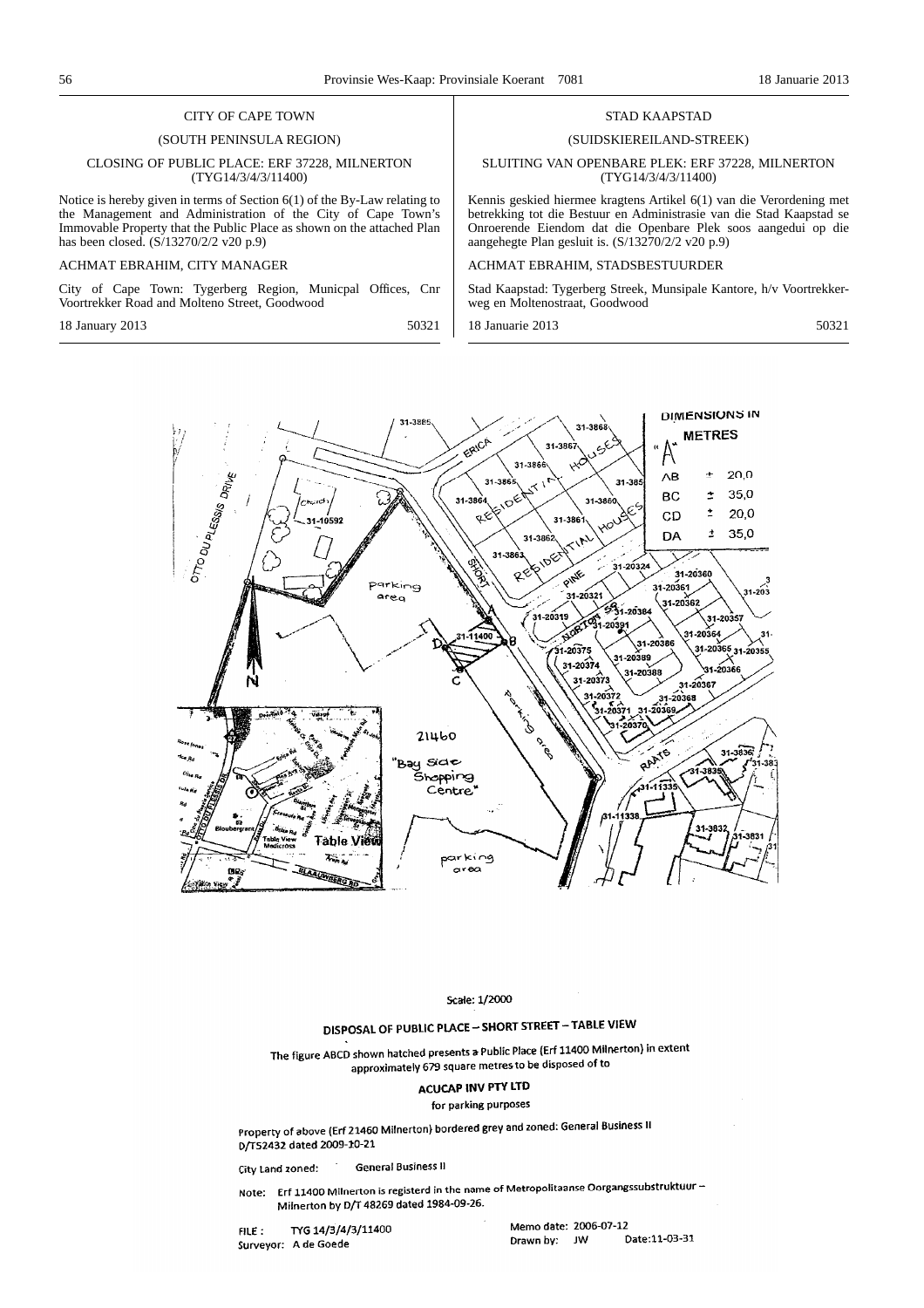CITY OF CAPE TOWN

(SOUTH PENINSULA REGION)

CLOSING OF PUBLIC PLACE: ERF 37228, MILNERTON (TYG14/3/4/3/11400)

Notice is hereby given in terms of Section 6(1) of the By-Law relating to the Management and Administration of the City of Cape Town's Immovable Property that the Public Place as shown on the attached Plan has been closed. (S/13270/2/2 v20 p.9)

ACHMAT EBRAHIM, CITY MANAGER

City of Cape Town: Tygerberg Region, Municpal Offices, Cnr Voortrekker Road and Molteno Street, Goodwood

18 January 2013 50321

STAD KAAPSTAD

(SUIDSKIEREILAND-STREEK)

SLUITING VAN OPENBARE PLEK: ERF 37228, MILNERTON (TYG14/3/4/3/11400)

Kennis geskied hiermee kragtens Artikel 6(1) van die Verordening met betrekking tot die Bestuur en Administrasie van die Stad Kaapstad se Onroerende Eiendom dat die Openbare Plek soos aangedui op die aangehegte Plan gesluit is. (S/13270/2/2 v20 p.9)

ACHMAT EBRAHIM, STADSBESTUURDER

Stad Kaapstad: Tygerberg Streek, Munsipale Kantore, h/v Voortrekkerweg en Moltenostraat, Goodwood

18 Januarie 2013 50321

DIMENSIONS IN METRES "A"

| | | |
|---|---|---|
| AB | ± | 20,0 |
| BC | ± | 35,0 |
| CD | ± | 20,0 |
| DA | ± | 35,0 |

Scale: 1/2000

DISPOSAL OF PUBLIC PLACE – SHORT STREET – TABLE VIEW

The figure ABCD shown hatched presents a Public Place (Erf 11400 Milnerton) in extent approximately 679 square metres to be disposed of to

ACUCAP INV PTY LTD

for parking purposes

Property of above (Erf 21460 Milnerton) bordered grey and zoned: General Business II D/T52432 dated 2009-10-21

City Land zoned: General Business II

Note: Erf 11400 Milnerton is registerd in the name of Metropolitaanse Oorgangssubstruktuur – Milnerton by D/T 48269 dated 1984-09-26.

FILE : TYG 14/3/4/3/11400
Surveyor: A de Goede

Memo date: 2006-07-12
Drawn by: JW Date:11-03-31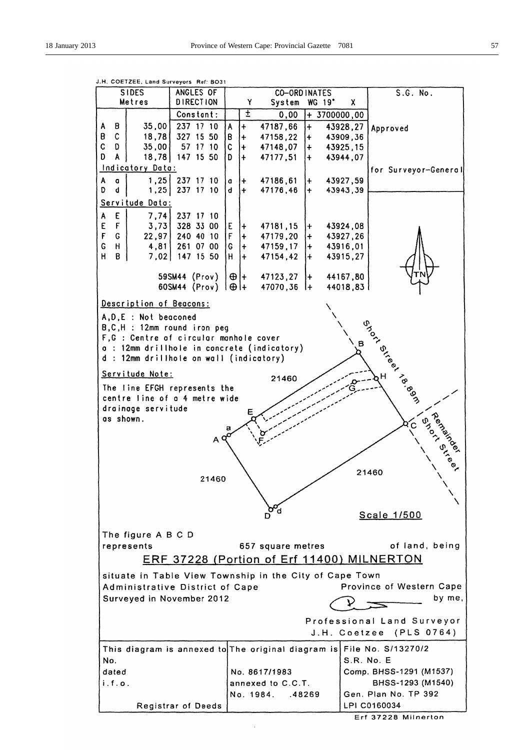J.H. COETZEE, Land Surveyors Ref: 8031

| SIDES Metres | | ANGLES OF DIRECTION | | CO-ORDINATES Y | System WG 19° X | S.G. No. |
|---|---|---|---|---|---|---|
| | | Constant: | | ± 0,00 | + 3700000,00 | |
| A B | 35,00 | 237 17 10 | A | + 47187,66 | + 43928,27 | Approved |
| B C | 18,78 | 327 15 50 | B | + 47158,22 | + 43909,36 | |
| C D | 35,00 | 57 17 10 | C | + 47148,07 | + 43925,15 | |
| D A | 18,78 | 147 15 50 | D | + 47177,51 | + 43944,07 | |
| Indicatory Data: | | | | | | for Surveyor-General |
| A a | 1,25 | 237 17 10 | a | + 47186,61 | + 43927,59 | |
| D d | 1,25 | 237 17 10 | d | + 47176,46 | + 43943,39 | |
| Servitude Data: | | | | | | |
| A E | 7,74 | 237 17 10 | | | | |
| E F | 3,73 | 328 33 00 | E | + 47181,15 | + 43924,08 | |
| F G | 22,97 | 240 40 10 | F | + 47179,20 | + 43927,26 | |
| G H | 4,81 | 261 07 00 | G | + 47159,17 | + 43916,01 | |
| H B | 7,02 | 147 15 50 | H | + 47154,42 | + 43915,27 | |
| | | 59SM44 (Prov) | ⊕ | + 47123,27 | + 44167,80 | |
| | | 60SM44 (Prov) | ⊕ | + 47070,36 | + 44018,83 | |

**Description of Beacons:**

A,D,E : Not beaconed
B,C,H : 12mm round iron peg
F,G : Centre of circular manhole cover
a : 12mm drillhole in concrete (indicatory)
d : 12mm drillhole on wall (indicatory)

**Servitude Note:**

The line EFGH represents the centre line of a 4 metre wide drainage servitude as shown.

Short Street 18,89m

Remainder Short Street

21460 21460 21460

Scale 1/500

The figure A B C D represents 657 square metres of land, being

ERF 37228 (Portion of Erf 11400) MILNERTON

situate in Table View Township in the City of Cape Town
Administrative District of Cape Province of Western Cape
Surveyed in November 2012 by me,

Professional Land Surveyor
J.H. Coetzee (PLS 0764)

| This diagram is annexed to | The original diagram is | File No. S/13270/2 |
|---|---|---|
| No. | | S.R. No. E |
| dated | No. 8617/1983 | Comp. BHSS-1291 (M1537) |
| i.f.o. | annexed to C.C.T. | BHSS-1293 (M1540) |
| | No. 1984. .48269 | Gen. Plan No. TP 392 |
| Registrar of Deeds | | LPI C0160034 |

Erf 37228 Milnerton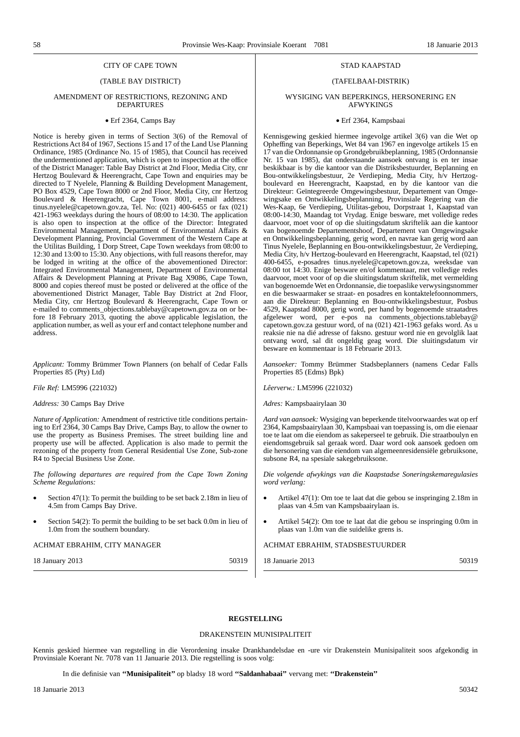CITY OF CAPE TOWN

(TABLE BAY DISTRICT)

AMENDMENT OF RESTRICTIONS, REZONING AND DEPARTURES

• Erf 2364, Camps Bay

Notice is hereby given in terms of Section 3(6) of the Removal of Restrictions Act 84 of 1967, Sections 15 and 17 of the Land Use Planning Ordinance, 1985 (Ordinance No. 15 of 1985), that Council has received the undermentioned application, which is open to inspection at the office of the District Manager: Table Bay District at 2nd Floor, Media City, cnr Hertzog Boulevard & Heerengracht, Cape Town and enquiries may be directed to T Nyelele, Planning & Building Development Management, PO Box 4529, Cape Town 8000 or 2nd Floor, Media City, cnr Hertzog Boulevard & Heerengracht, Cape Town 8001, e-mail address: tinus.nyelele@capetown.gov.za, Tel. No: (021) 400-6455 or fax (021) 421-1963 weekdays during the hours of 08:00 to 14:30. The application is also open to inspection at the office of the Director: Integrated Environmental Management, Department of Environmental Affairs & Development Planning, Provincial Government of the Western Cape at the Utilitas Building, 1 Dorp Street, Cape Town weekdays from 08:00 to 12:30 and 13:00 to 15:30. Any objections, with full reasons therefor, may be lodged in writing at the office of the abovementioned Director: Integrated Environmental Management, Department of Environmental Affairs & Development Planning at Private Bag X9086, Cape Town, 8000 and copies thereof must be posted or delivered at the office of the abovementioned District Manager, Table Bay District at 2nd Floor, Media City, cnr Hertzog Boulevard & Heerengracht, Cape Town or e-mailed to comments_objections.tablebay@capetown.gov.za on or before 18 February 2013, quoting the above applicable legislation, the application number, as well as your erf and contact telephone number and address.

*Applicant:* Tommy Brümmer Town Planners (on behalf of Cedar Falls Properties 85 (Pty) Ltd)

*File Ref:* LM5996 (221032)

*Address:* 30 Camps Bay Drive

*Nature of Application:* Amendment of restrictive title conditions pertaining to Erf 2364, 30 Camps Bay Drive, Camps Bay, to allow the owner to use the property as Business Premises. The street building line and property use will be affected. Application is also made to permit the rezoning of the property from General Residential Use Zone, Sub-zone R4 to Special Business Use Zone.

*The following departures are required from the Cape Town Zoning Scheme Regulations:*

- Section 47(1): To permit the building to be set back 2.18m in lieu of 4.5m from Camps Bay Drive.
- Section 54(2): To permit the building to be set back 0.0m in lieu of 1.0m from the southern boundary.

ACHMAT EBRAHIM, CITY MANAGER

18 January 2013 50319

STAD KAAPSTAD

(TAFELBAAI-DISTRIK)

WYSIGING VAN BEPERKINGS, HERSONERING EN AFWYKINGS

• Erf 2364, Kampsbaai

Kennisgewing geskied hiermee ingevolge artikel 3(6) van die Wet op Opheffing van Beperkings, Wet 84 van 1967 en ingevolge artikels 15 en 17 van die Ordonnansie op Grondgebruikbeplanning, 1985 (Ordonnansie Nr. 15 van 1985), dat onderstaande aansoek ontvang is en ter insae beskikbaar is by die kantoor van die Distriksbestuurder, Beplanning en Bou-ontwikkelingsbestuur, 2e Verdieping, Media City, h/v Hertzog-boulevard en Heerengracht, Kaapstad, en by die kantoor van die Direkteur: Geïntegreerde Omgewingsbestuur, Departement van Omgewingsake en Ontwikkelingsbeplanning, Provinsiale Regering van die Wes-Kaap, 6e Verdieping, Utilitas-gebou, Dorpstraat 1, Kaapstad van 08:00-14:30, Maandag tot Vrydag. Enige besware, met volledige redes daarvoor, moet voor of op die sluitingsdatum skriftelik aan die kantoor van bogenoemde Departementshoof, Departement van Omgewingsake en Ontwikkelingsbeplanning, gerig word, en navrae kan gerig word aan Tinus Nyelele, Beplanning en Bou-ontwikkelingsbestuur, 2e Verdieping, Media City, h/v Hertzog-boulevard en Heerengracht, Kaapstad, tel (021) 400-6455, e-posadres tinus.nyelele@capetown.gov.za, weeksdae van 08:00 tot 14:30. Enige besware en/of kommentaar, met volledige redes daarvoor, moet voor of op die sluitingsdatum skriftelik, met vermelding van bogenoemde Wet en Ordonnansie, die toepaslike verwysingsnommer en die beswaarmaker se straat- en posadres en kontaktelefoonnommers, aan die Direkteur: Beplanning en Bou-ontwikkelingsbestuur, Posbus 4529, Kaapstad 8000, gerig word, per hand by bogenoemde straatadres afgelewer word, per e-pos na comments_objections.tablebay@capetown.gov.za gestuur word, of na (021) 421-1963 gefaks word. As u reaksie nie na dié adresse of faksno. gestuur word nie en gevolglik laat ontvang word, sal dit ongeldig geag word. Die sluitingsdatum vir besware en kommentaar is 18 Februarie 2013.

*Aansoeker:* Tommy Brümmer Stadsbeplanners (namens Cedar Falls Properties 85 (Edms) Bpk)

*Lêerverw.:* LM5996 (221032)

*Adres:* Kampsbaairylaan 30

*Aard van aansoek:* Wysiging van beperkende titelvoorwaardes wat op erf 2364, Kampsbaairylaan 30, Kampsbaai van toepassing is, om die eienaar toe te laat om die eiendom as sakeperseel te gebruik. Die straatboulyn en eiendomsgebruik sal geraak word. Daar word ook aansoek gedoen om die hersonering van die eiendom van algemeenresidensiële gebruiksone, subsone R4, na spesiale sakegebruiksone.

*Die volgende afwykings van die Kaapstadse Soneringskemaregulasies word verlang:*

- Artikel 47(1): Om toe te laat dat die gebou se inspringing 2.18m in plaas van 4.5m van Kampsbaairylaan is.
- Artikel 54(2): Om toe te laat dat die gebou se inspringing 0.0m in plaas van 1.0m van die suidelike grens is.

ACHMAT EBRAHIM, STADSBESTUURDER

18 Januarie 2013 50319

**REGSTELLING**

DRAKENSTEIN MUNISIPALITEIT

Kennis geskied hiermee van regstelling in die Verordening insake Drankhandelsdae en -ure vir Drakenstein Munisipaliteit soos afgekondig in Provinsiale Koerant Nr. 7078 van 11 Januarie 2013. Die regstelling is soos volg:

In die definisie van **''Munisipaliteit''** op bladsy 18 word **''Saldanhabaai''** vervang met: **''Drakenstein''**

18 Januarie 2013 50342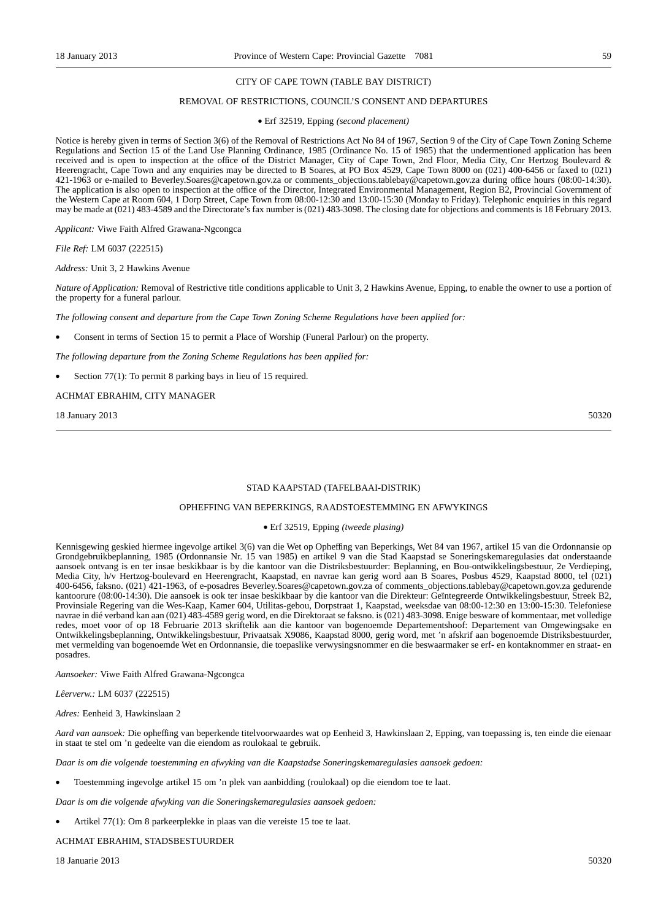CITY OF CAPE TOWN (TABLE BAY DISTRICT)

REMOVAL OF RESTRICTIONS, COUNCIL'S CONSENT AND DEPARTURES

• Erf 32519, Epping *(second placement)*

Notice is hereby given in terms of Section 3(6) of the Removal of Restrictions Act No 84 of 1967, Section 9 of the City of Cape Town Zoning Scheme Regulations and Section 15 of the Land Use Planning Ordinance, 1985 (Ordinance No. 15 of 1985) that the undermentioned application has been received and is open to inspection at the office of the District Manager, City of Cape Town, 2nd Floor, Media City, Cnr Hertzog Boulevard & Heerengracht, Cape Town and any enquiries may be directed to B Soares, at PO Box 4529, Cape Town 8000 on (021) 400-6456 or faxed to (021) 421-1963 or e-mailed to Beverley.Soares@capetown.gov.za or comments_objections.tablebay@capetown.gov.za during office hours (08:00-14:30). The application is also open to inspection at the office of the Director, Integrated Environmental Management, Region B2, Provincial Government of the Western Cape at Room 604, 1 Dorp Street, Cape Town from 08:00-12:30 and 13:00-15:30 (Monday to Friday). Telephonic enquiries in this regard may be made at (021) 483-4589 and the Directorate's fax number is (021) 483-3098. The closing date for objections and comments is 18 February 2013.

*Applicant:* Viwe Faith Alfred Grawana-Ngongca

*File Ref:* LM 6037 (222515)

*Address:* Unit 3, 2 Hawkins Avenue

*Nature of Application:* Removal of Restrictive title conditions applicable to Unit 3, 2 Hawkins Avenue, Epping, to enable the owner to use a portion of the property for a funeral parlour.

*The following consent and departure from the Cape Town Zoning Scheme Regulations have been applied for:*

- Consent in terms of Section 15 to permit a Place of Worship (Funeral Parlour) on the property.

*The following departure from the Zoning Scheme Regulations has been applied for:*

- Section 77(1): To permit 8 parking bays in lieu of 15 required.

ACHMAT EBRAHIM, CITY MANAGER

18 January 2013 50320

---

STAD KAAPSTAD (TAFELBAAI-DISTRIK)

OPHEFFING VAN BEPERKINGS, RAADSTOESTEMMING EN AFWYKINGS

• Erf 32519, Epping *(tweede plasing)*

Kennisgewing geskied hiermee ingevolge artikel 3(6) van die Wet op Opheffing van Beperkings, Wet 84 van 1967, artikel 15 van die Ordonnansie op Grondgebruikbeplanning, 1985 (Ordonnansie Nr. 15 van 1985) en artikel 9 van die Stad Kaapstad se Soneringskemaregulasies dat onderstaande aansoek ontvang is en ter insae beskikbaar is by die kantoor van die Distriksbestuurder: Beplanning, en Bou-ontwikkelingsbestuur, 2e Verdieping, Media City, h/v Hertzog-boulevard en Heerengracht, Kaapstad, en navrae kan gerig word aan B Soares, Posbus 4529, Kaapstad 8000, tel (021) 400-6456, faksno. (021) 421-1963, of e-posadres Beverley.Soares@capetown.gov.za of comments_objections.tablebay@capetown.gov.za gedurende kantoorure (08:00-14:30). Die aansoek is ook ter insae beskikbaar by die kantoor van die Direkteur: Geïntegreerde Ontwikkelingsbestuur, Streek B2, Provinsiale Regering van die Wes-Kaap, Kamer 604, Utilitas-gebou, Dorpstraat 1, Kaapstad, weeksdae van 08:00-12:30 en 13:00-15:30. Telefoniese navrae in dié verband kan aan (021) 483-4589 gerig word, en die Direktoraat se faksno. is (021) 483-3098. Enige besware of kommentaar, met volledige redes, moet voor of op 18 Februarie 2013 skriftelik aan die kantoor van bogenoemde Departementshoof: Departement van Omgewingsake en Ontwikkelingsbeplanning, Ontwikkelingsbestuur, Privaatsak X9086, Kaapstad 8000, gerig word, met 'n afskrif aan bogenoemde Distriksbestuurder, met vermelding van bogenoemde Wet en Ordonnansie, die toepaslike verwysingsnommer en die beswaarmaker se erf- en kontaknommer en straat- en posadres.

*Aansoeker:* Viwe Faith Alfred Grawana-Ngongca

*Lêerverw.:* LM 6037 (222515)

*Adres:* Eenheid 3, Hawkinslaan 2

*Aard van aansoek:* Die opheffing van beperkende titelvoorwaardes wat op Eenheid 3, Hawkinslaan 2, Epping, van toepassing is, ten einde die eienaar in staat te stel om 'n gedeelte van die eiendom as roulokaal te gebruik.

*Daar is om die volgende toestemming en afwyking van die Kaapstadse Soneringskemaregulasies aansoek gedoen:*

- Toestemming ingevolge artikel 15 om 'n plek van aanbidding (roulokaal) op die eiendom toe te laat.

*Daar is om die volgende afwyking van die Soneringskemaregulasies aansoek gedoen:*

- Artikel 77(1): Om 8 parkeerplekke in plaas van die vereiste 15 toe te laat.

ACHMAT EBRAHIM, STADSBESTUURDER

18 Januarie 2013 50320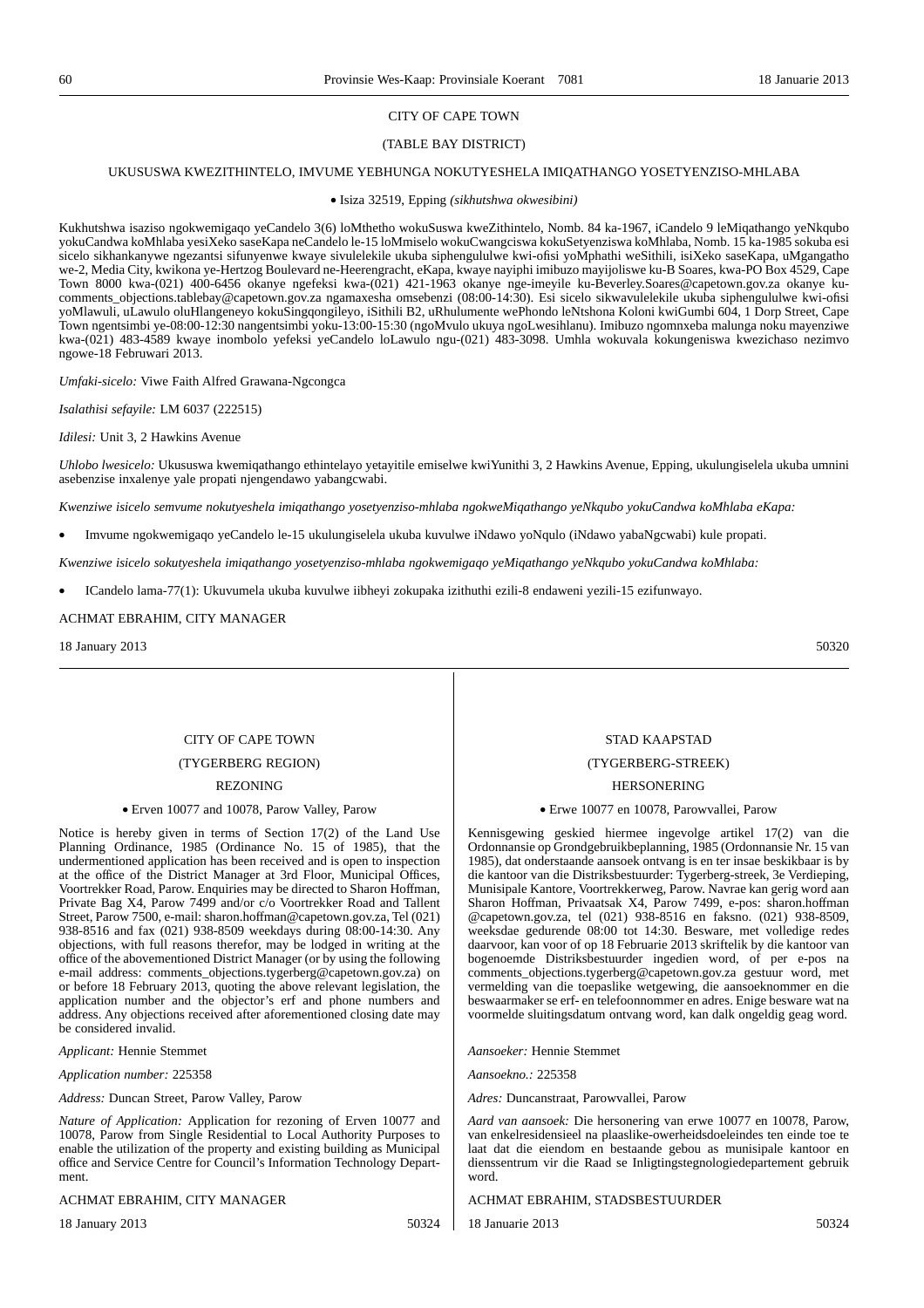CITY OF CAPE TOWN

(TABLE BAY DISTRICT)

UKUSUSWA KWEZITHINTELO, IMVUME YEBHUNGA NOKUTYESHELA IMIQATHANGO YOSETYENZISO-MHLABA

• Isiza 32519, Epping *(sikhutshwa okwesibini)*

Kukhutshwa isaziso ngokwemigaqo yeCandelo 3(6) loMthetho wokuSuswa kweZithintelo, Nomb. 84 ka-1967, iCandelo 9 leMiqathango yeNkqubo yokuCandwa koMhlaba yesiXeko saseKapa neCandelo le-15 loMmiselo wokuCwangciswa kokuSetyenziswa koMhlaba, Nomb. 15 ka-1985 sokuba esi sicelo sikhankanywe ngezantsi sifunyenwe kwaye sivulelekile ukuba siphengululwe kwi-ofisi yoMphathi weSithili, isiXeko saseKapa, uMgangatho we-2, Media City, kwikona ye-Hertzog Boulevard ne-Heerengracht, eKapa, kwaye nayiphi imibuzo mayijoliswe ku-B Soares, kwa-PO Box 4529, Cape Town 8000 kwa-(021) 400-6456 okanye ngefeksi kwa-(021) 421-1963 okanye nge-imeyile ku-Beverley.Soares@capetown.gov.za okanye ku-comments_objections.tablebay@capetown.gov.za ngamaxesha omsebenzi (08:00-14:30). Esi sicelo sikwavulelekile ukuba siphengululwe kwi-ofisi yoMlawuli, uLawulo oluHlangeneyo kokuSingqongileyo, iSithili B2, uRhulumente wePhondo leNtshona Koloni kwiGumbi 604, 1 Dorp Street, Cape Town ngentsimbi ye-08:00-12:30 nangentsimbi yoku-13:00-15:30 (ngoMvulo ukuya ngoLwesihlanu). Imibuzo ngomnxeba malunga noku mayenziwe kwa-(021) 483-4589 kwaye inombolo yefeksi yeCandelo loLawulo ngu-(021) 483-3098. Umhla wokuvala kokungeniswa kwezichaso nezimvo ngowe-18 Februwari 2013.

*Umfaki-sicelo:* Viwe Faith Alfred Grawana-Ngcongca

*Isalathisi sefayile:* LM 6037 (222515)

*Idilesi:* Unit 3, 2 Hawkins Avenue

*Uhlobo lwesicelo:* Ukususwa kwemiqathango ethintelayo yetayitile emiselwe kwiYunithi 3, 2 Hawkins Avenue, Epping, ukulungiselela ukuba umnini asebenzise inxalenye yale propati njengendawo yabangcwabi.

*Kwenziwe isicelo semvume nokutyeshela imiqathango yosetyenziso-mhlaba ngokweMiqathango yeNkqubo yokuCandwa koMhlaba eKapa:*

- Imvume ngokwemigaqo yeCandelo le-15 ukulungiselela ukuba kuvulwe iNdawo yoNqulo (iNdawo yabaNgcwabi) kule propati.

*Kwenziwe isicelo sokutyeshela imiqathango yosetyenziso-mhlaba ngokwemigaqo yeMiqathango yeNkqubo yokuCandwa koMhlaba:*

- ICandelo lama-77(1): Ukuvumela ukuba kuvulwe iibheyi zokupaka izithuthi ezili-8 endaweni yezili-15 ezifunwayo.

ACHMAT EBRAHIM, CITY MANAGER

18 January 2013 50320

---

CITY OF CAPE TOWN

(TYGERBERG REGION)

REZONING

• Erven 10077 and 10078, Parow Valley, Parow

Notice is hereby given in terms of Section 17(2) of the Land Use Planning Ordinance, 1985 (Ordinance No. 15 of 1985), that the undermentioned application has been received and is open to inspection at the office of the District Manager at 3rd Floor, Municipal Offices, Voortrekker Road, Parow. Enquiries may be directed to Sharon Hoffman, Private Bag X4, Parow 7499 and/or c/o Voortrekker Road and Tallent Street, Parow 7500, e-mail: sharon.hoffman@capetown.gov.za, Tel (021) 938-8516 and fax (021) 938-8509 weekdays during 08:00-14:30. Any objections, with full reasons therefor, may be lodged in writing at the office of the abovementioned District Manager (or by using the following e-mail address: comments_objections.tygerberg@capetown.gov.za) on or before 18 February 2013, quoting the above relevant legislation, the application number and the objector's erf and phone numbers and address. Any objections received after aforementioned closing date may be considered invalid.

*Applicant:* Hennie Stemmet

*Application number:* 225358

*Address:* Duncan Street, Parow Valley, Parow

*Nature of Application:* Application for rezoning of Erven 10077 and 10078, Parow from Single Residential to Local Authority Purposes to enable the utilization of the property and existing building as Municipal office and Service Centre for Council's Information Technology Department.

ACHMAT EBRAHIM, CITY MANAGER

18 January 2013 50324

---

STAD KAAPSTAD

(TYGERBERG-STREEK)

HERSONERING

• Erwe 10077 en 10078, Parowvallei, Parow

Kennisgewing geskied hiermee ingevolge artikel 17(2) van die Ordonnansie op Grondgebruikbeplanning, 1985 (Ordonnansie Nr. 15 van 1985), dat onderstaande aansoek ontvang is en ter insae beskikbaar is by die kantoor van die Distriksbestuurder: Tygerberg-streek, 3e Verdieping, Munisipale Kantore, Voortrekkerweg, Parow. Navrae kan gerig word aan Sharon Hoffman, Privaatsak X4, Parow 7499, e-pos: sharon.hoffman@capetown.gov.za, tel (021) 938-8516 en faksno. (021) 938-8509, weeksdae gedurende 08:00 tot 14:30. Besware, met volledige redes daarvoor, kan voor of op 18 Februarie 2013 skriftelik by die kantoor van bogenoemde Distriksbestuurder ingedien word, of per e-pos na comments_objections.tygerberg@capetown.gov.za gestuur word, met vermelding van die toepaslike wetgewing, die aansoeknommer en die beswaarmaker se erf- en telefoonnommer en adres. Enige besware wat na voormelde sluitingsdatum ontvang word, kan dalk ongeldig geag word.

*Aansoeker:* Hennie Stemmet

*Aansoekno.:* 225358

*Adres:* Duncanstraat, Parowvallei, Parow

*Aard van aansoek:* Die hersonering van erwe 10077 en 10078, Parow, van enkelresidensieel na plaaslike-owerheidsdoeleindes ten einde toe te laat dat die eiendom en bestaande gebou as munisipale kantoor en dienssentrum vir die Raad se Inligtingstegnologiedepartement gebruik word.

ACHMAT EBRAHIM, STADSBESTUURDER

18 Januarie 2013 50324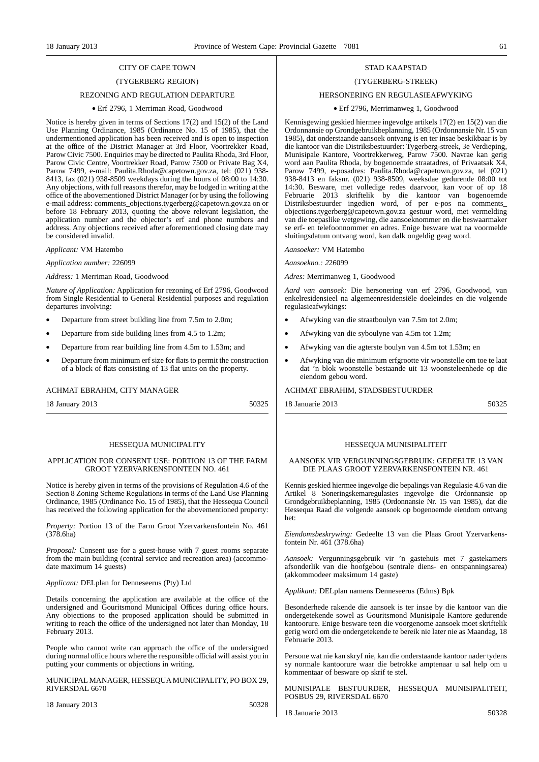CITY OF CAPE TOWN

(TYGERBERG REGION)

REZONING AND REGULATION DEPARTURE

- Erf 2796, 1 Merriman Road, Goodwood

Notice is hereby given in terms of Sections 17(2) and 15(2) of the Land Use Planning Ordinance, 1985 (Ordinance No. 15 of 1985), that the undermentioned application has been received and is open to inspection at the office of the District Manager at 3rd Floor, Voortrekker Road, Parow Civic 7500. Enquiries may be directed to Paulita Rhoda, 3rd Floor, Parow Civic Centre, Voortrekker Road, Parow 7500 or Private Bag X4, Parow 7499, e-mail: Paulita.Rhoda@capetown.gov.za, tel: (021) 938-8413, fax (021) 938-8509 weekdays during the hours of 08:00 to 14:30. Any objections, with full reasons therefor, may be lodged in writing at the office of the abovementioned District Manager (or by using the following e-mail address: comments_objections.tygerberg@capetown.gov.za on or before 18 February 2013, quoting the above relevant legislation, the application number and the objector's erf and phone numbers and address. Any objections received after aforementioned closing date may be considered invalid.

*Applicant:* VM Hatembo

*Application number:* 226099

*Address:* 1 Merriman Road, Goodwood

*Nature of Application:* Application for rezoning of Erf 2796, Goodwood from Single Residential to General Residential purposes and regulation departures involving:

- Departure from street building line from 7.5m to 2.0m;
- Departure from side building lines from 4.5 to 1.2m;
- Departure from rear building line from 4.5m to 1.53m; and
- Departure from minimum erf size for flats to permit the construction of a block of flats consisting of 13 flat units on the property.

ACHMAT EBRAHIM, CITY MANAGER

18 January 2013 50325

---

STAD KAAPSTAD

(TYGERBERG-STREEK)

HERSONERING EN REGULASIEAFWYKING

- Erf 2796, Merrimanweg 1, Goodwood

Kennisgewing geskied hiermee ingevolge artikels 17(2) en 15(2) van die Ordonnansie op Grondgebruikbeplanning, 1985 (Ordonnansie Nr. 15 van 1985), dat onderstaande aansoek ontvang is en ter insae beskikbaar is by die kantoor van die Distriksbestuurder: Tygerberg-streek, 3e Verdieping, Munisipale Kantore, Voortrekkerweg, Parow 7500. Navrae kan gerig word aan Paulita Rhoda, by bogenoemde straatadres, of Privaatsak X4, Parow 7499, e-posadres: Paulita.Rhoda@capetown.gov.za, tel (021) 938-8413 en faksnr. (021) 938-8509, weeksdae gedurende 08:00 tot 14:30. Besware, met volledige redes daarvoor, kan voor of op 18 Februarie 2013 skriftelik by die kantoor van bogenoemde Distriksbestuurder ingedien word, of per e-pos na comments_ objections.tygerberg@capetown.gov.za gestuur word, met vermelding van die toepaslike wetgewing, die aansoeknommer en die beswaarmaker se erf- en telefoonnommer en adres. Enige besware wat na voormelde sluitingsdatum ontvang word, kan dalk ongeldig geag word.

*Aansoeker:* VM Hatembo

*Aansoekno.:* 226099

*Adres:* Merrimanweg 1, Goodwood

*Aard van aansoek:* Die hersonering van erf 2796, Goodwood, van enkelresidensieel na algemeenresidensiële doeleindes en die volgende regulasieafwykings:

- Afwyking van die straatboulyn van 7.5m tot 2.0m;
- Afwyking van die syboulyne van 4.5m tot 1.2m;
- Afwyking van die agterste boulyn van 4.5m tot 1.53m; en
- Afwyking van die minimum erfgrootte vir woonstelle om toe te laat dat 'n blok woonstelle bestaande uit 13 woonsteleenhede op die eiendom gebou word.

ACHMAT EBRAHIM, STADSBESTUURDER

18 Januarie 2013 50325

---

HESSEQUA MUNICIPALITY

APPLICATION FOR CONSENT USE: PORTION 13 OF THE FARM GROOT YZERVARKENSFONTEIN NO. 461

Notice is hereby given in terms of the provisions of Regulation 4.6 of the Section 8 Zoning Scheme Regulations in terms of the Land Use Planning Ordinance, 1985 (Ordinance No. 15 of 1985), that the Hessequa Council has received the following application for the abovementioned property:

*Property:* Portion 13 of the Farm Groot Yzervarkensfontein No. 461 (378.6ha)

*Proposal:* Consent use for a guest-house with 7 guest rooms separate from the main building (central service and recreation area) (accommodate maximum 14 guests)

*Applicant:* DELplan for Denneseerus (Pty) Ltd

Details concerning the application are available at the office of the undersigned and Gouritsmond Municipal Offices during office hours. Any objections to the proposed application should be submitted in writing to reach the office of the undersigned not later than Monday, 18 February 2013.

People who cannot write can approach the office of the undersigned during normal office hours where the responsible official will assist you in putting your comments or objections in writing.

MUNICIPAL MANAGER, HESSEQUA MUNICIPALITY, PO BOX 29, RIVERSDAL 6670

18 January 2013 50328

---

HESSEQUA MUNISIPALITEIT

AANSOEK VIR VERGUNNINGSGEBRUIK: GEDEELTE 13 VAN DIE PLAAS GROOT YZERVARKENSFONTEIN NR. 461

Kennis geskied hiermee ingevolge die bepalings van Regulasie 4.6 van die Artikel 8 Soneringskemaregulasies ingevolge die Ordonnansie op Grondgebruikbeplanning, 1985 (Ordonnansie Nr. 15 van 1985), dat die Hessequa Raad die volgende aansoek op bogenoemde eiendom ontvang het:

*Eiendomsbeskrywing:* Gedeelte 13 van die Plaas Groot Yzervarkensfontein Nr. 461 (378.6ha)

*Aansoek:* Vergunningsgebruik vir 'n gastehuis met 7 gastekamers afsonderlik van die hoofgebou (sentrale diens- en ontspanningsarea) (akkommodeer maksimum 14 gaste)

*Applikant:* DELplan namens Denneseerus (Edms) Bpk

Besonderhede rakende die aansoek is ter insae by die kantoor van die ondergetekende sowel as Gouritsmond Munisipale Kantore gedurende kantoorure. Enige besware teen die voorgenome aansoek moet skriftelik gerig word om die ondergetekende te bereik nie later nie as Maandag, 18 Februarie 2013.

Persone wat nie kan skryf nie, kan die onderstaande kantoor nader tydens sy normale kantoorure waar die betrokke amptenaar u sal help om u kommentaar of besware op skrif te stel.

MUNISIPALE BESTUURDER, HESSEQUA MUNISIPALITEIT, POSBUS 29, RIVERSDAL 6670

18 Januarie 2013 50328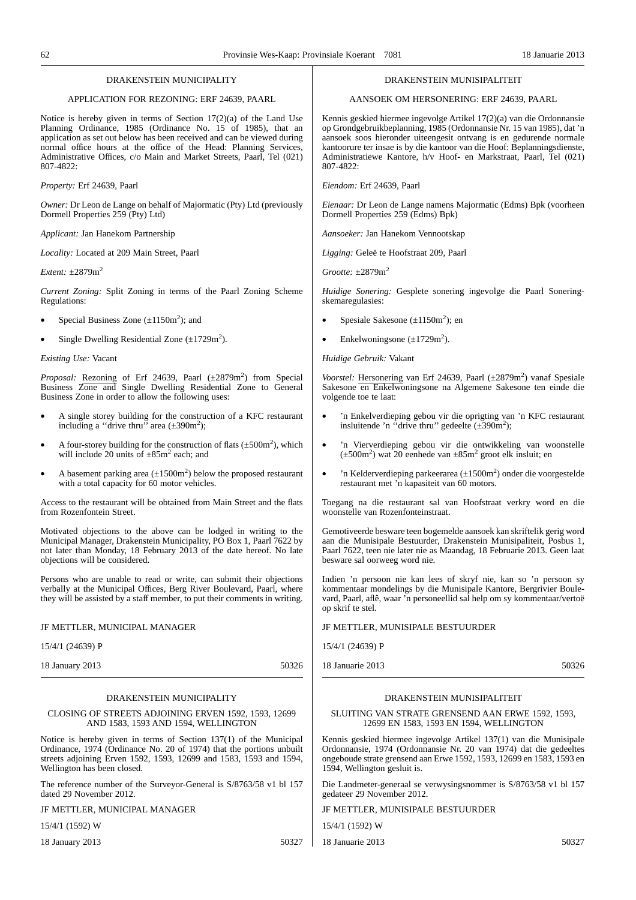DRAKENSTEIN MUNICIPALITY

APPLICATION FOR REZONING: ERF 24639, PAARL

Notice is hereby given in terms of Section 17(2)(a) of the Land Use Planning Ordinance, 1985 (Ordinance No. 15 of 1985), that an application as set out below has been received and can be viewed during normal office hours at the office of the Head: Planning Services, Administrative Offices, c/o Main and Market Streets, Paarl, Tel (021) 807-4822:

*Property:* Erf 24639, Paarl

*Owner:* Dr Leon de Lange on behalf of Majormatic (Pty) Ltd (previously Dormell Properties 259 (Pty) Ltd)

*Applicant:* Jan Hanekom Partnership

*Locality:* Located at 209 Main Street, Paarl

*Extent:* ±2879m$^2$

*Current Zoning:* Split Zoning in terms of the Paarl Zoning Scheme Regulations:

- Special Business Zone (±1150m$^2$); and
- Single Dwelling Residential Zone (±1729m$^2$).

*Existing Use:* Vacant

*Proposal:* Rezoning of Erf 24639, Paarl (±2879m$^2$) from Special Business Zone and Single Dwelling Residential Zone to General Business Zone in order to allow the following uses:

- A single storey building for the construction of a KFC restaurant including a ''drive thru'' area (±390m$^2$);
- A four-storey building for the construction of flats (±500m$^2$), which will include 20 units of ±85m$^2$ each; and
- A basement parking area (±1500m$^2$) below the proposed restaurant with a total capacity for 60 motor vehicles.

Access to the restaurant will be obtained from Main Street and the flats from Rozenfontein Street.

Motivated objections to the above can be lodged in writing to the Municipal Manager, Drakenstein Municipality, PO Box 1, Paarl 7622 by not later than Monday, 18 February 2013 of the date hereof. No late objections will be considered.

Persons who are unable to read or write, can submit their objections verbally at the Municipal Offices, Berg River Boulevard, Paarl, where they will be assisted by a staff member, to put their comments in writing.

JF METTLER, MUNICIPAL MANAGER

15/4/1 (24639) P

18 January 2013 50326

DRAKENSTEIN MUNISIPALITEIT

AANSOEK OM HERSONERING: ERF 24639, PAARL

Kennis geskied hiermee ingevolge Artikel 17(2)(a) van die Ordonnansie op Grondgebruikbeplanning, 1985 (Ordonnansie Nr. 15 van 1985), dat 'n aansoek soos hieronder uiteengesit ontvang is en gedurende normale kantoorure ter insae is by die kantoor van die Hoof: Beplanningsdienste, Administratiewe Kantore, h/v Hoof- en Markstraat, Paarl, Tel (021) 807-4822:

*Eiendom:* Erf 24639, Paarl

*Eienaar:* Dr Leon de Lange namens Majormatic (Edms) Bpk (voorheen Dormell Properties 259 (Edms) Bpk)

*Aansoeker:* Jan Hanekom Vennootskap

*Ligging:* Geleë te Hoofstraat 209, Paarl

*Grootte:* ±2879m$^2$

*Huidige Sonering:* Gesplete sonering ingevolge die Paarl Soneringskemaregulasies:

- Spesiale Sakesone (±1150m$^2$); en
- Enkelwoningsone (±1729m$^2$).

*Huidige Gebruik:* Vakant

*Voorstel:* Hersonering van Erf 24639, Paarl (±2879m$^2$) vanaf Spesiale Sakesone en Enkelwoningsone na Algemene Sakesone ten einde die volgende toe te laat:

- 'n Enkelverdieping gebou vir die oprigting van 'n KFC restaurant insluitende 'n ''drive thru'' gedeelte (±390m$^2$);
- 'n Vierverdieping gebou vir die ontwikkeling van woonstelle (±500m$^2$) wat 20 eenhede van ±85m$^2$ groot elk insluit; en
- 'n Kelderverdieping parkeerarea (±1500m$^2$) onder die voorgestelde restaurant met 'n kapasiteit van 60 motors.

Toegang na die restaurant sal van Hoofstraat verkry word en die woonstelle van Rozenfonteinstraat.

Gemotiveerde besware teen bogemelde aansoek kan skriftelik gerig word aan die Munisipale Bestuurder, Drakenstein Munisipaliteit, Posbus 1, Paarl 7622, teen nie later nie as Maandag, 18 Februarie 2013. Geen laat besware sal oorweeg word nie.

Indien 'n persoon nie kan lees of skryf nie, kan so 'n persoon sy kommentaar mondelings by die Munisipale Kantore, Bergrivier Boulevard, Paarl, aflê, waar 'n personeellid sal help om sy kommentaar/vertoë op skrif te stel.

JF METTLER, MUNISIPALE BESTUURDER

15/4/1 (24639) P

18 Januarie 2013 50326

DRAKENSTEIN MUNICIPALITY

CLOSING OF STREETS ADJOINING ERVEN 1592, 1593, 12699 AND 1583, 1593 AND 1594, WELLINGTON

Notice is hereby given in terms of Section 137(1) of the Municipal Ordinance, 1974 (Ordinance No. 20 of 1974) that the portions unbuilt streets adjoining Erven 1592, 1593, 12699 and 1583, 1593 and 1594, Wellington has been closed.

The reference number of the Surveyor-General is S/8763/58 v1 bl 157 dated 29 November 2012.

JF METTLER, MUNICIPAL MANAGER

15/4/1 (1592) W

18 January 2013 50327

DRAKENSTEIN MUNISIPALITEIT

SLUITING VAN STRATE GRENSEND AAN ERWE 1592, 1593, 12699 EN 1583, 1593 EN 1594, WELLINGTON

Kennis geskied hiermee ingevolge Artikel 137(1) van die Munisipale Ordonnansie, 1974 (Ordonnansie Nr. 20 van 1974) dat die gedeeltes ongeboude strate grensend aan Erwe 1592, 1593, 12699 en 1583, 1593 en 1594, Wellington gesluit is.

Die Landmeter-generaal se verwysingsnommer is S/8763/58 v1 bl 157 gedateer 29 November 2012.

JF METTLER, MUNISIPALE BESTUURDER

15/4/1 (1592) W

18 Januarie 2013 50327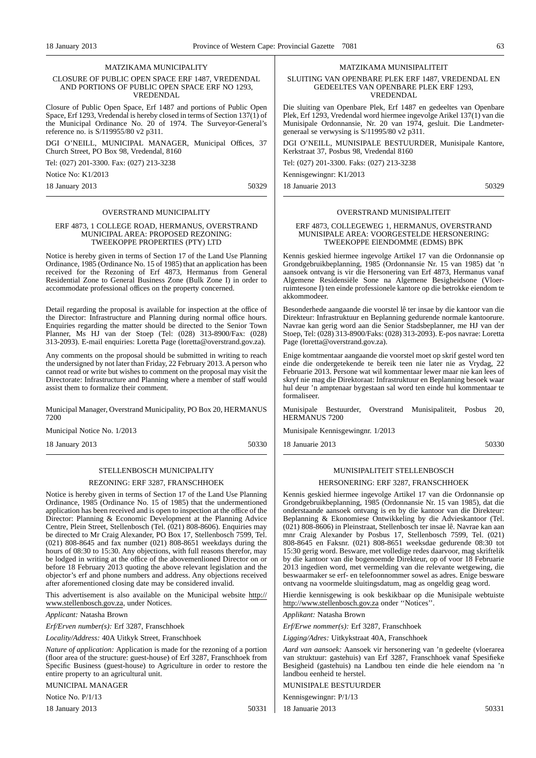## MATZIKAMA MUNICIPALITY

### CLOSURE OF PUBLIC OPEN SPACE ERF 1487, VREDENDAL AND PORTIONS OF PUBLIC OPEN SPACE ERF NO 1293, VREDENDAL

Closure of Public Open Space, Erf 1487 and portions of Public Open Space, Erf 1293, Vredendal is hereby closed in terms of Section 137(1) of the Municipal Ordinance No. 20 of 1974. The Surveyor-General's reference no. is S/119955/80 v2 p311.

DGI O'NEILL, MUNICIPAL MANAGER, Municipal Offices, 37 Church Street, PO Box 98, Vredendal, 8160

Tel: (027) 201-3300. Fax: (027) 213-3238

Notice No: K1/2013

18 January 2013 50329

## OVERSTRAND MUNICIPALITY

### ERF 4873, 1 COLLEGE ROAD, HERMANUS, OVERSTRAND MUNICIPAL AREA: PROPOSED REZONING: TWEEKOPPE PROPERTIES (PTY) LTD

Notice is hereby given in terms of Section 17 of the Land Use Planning Ordinance, 1985 (Ordinance No. 15 of 1985) that an application has been received for the Rezoning of Erf 4873, Hermanus from General Residential Zone to General Business Zone (Bulk Zone I) in order to accommodate professional offices on the property concerned.

Detail regarding the proposal is available for inspection at the office of the Director: Infrastructure and Planning during normal office hours. Enquiries regarding the matter should be directed to the Senior Town Planner, Ms HJ van der Stoep (Tel: (028) 313-8900/Fax: (028) 313-2093). E-mail enquiries: Loretta Page (loretta@overstrand.gov.za).

Any comments on the proposal should be submitted in writing to reach the undersigned by not later than Friday, 22 February 2013. A person who cannot read or write but wishes to comment on the proposal may visit the Directorate: Infrastructure and Planning where a member of staff would assist them to formalize their comment.

Municipal Manager, Overstrand Municipality, PO Box 20, HERMANUS 7200

Municipal Notice No. 1/2013

18 January 2013 50330

## STELLENBOSCH MUNICIPALITY

### REZONING: ERF 3287, FRANSCHHOEK

Notice is hereby given in terms of Section 17 of the Land Use Planning Ordinance, 1985 (Ordinance No. 15 of 1985) that the undermentioned application has been received and is open to inspection at the office of the Director: Planning & Economic Development at the Planning Advice Centre, Plein Street, Stellenbosch (Tel. (021) 808-8606). Enquiries may be directed to Mr Craig Alexander, PO Box 17, Stellenbosch 7599, Tel. (021) 808-8645 and fax number (021) 808-8651 weekdays during the hours of 08:30 to 15:30. Any objections, with full reasons therefor, may be lodged in writing at the office of the abovementioned Director on or before 18 February 2013 quoting the above relevant legislation and the objector's erf and phone numbers and address. Any objections received after aforementioned closing date may be considered invalid.

This advertisement is also available on the Municipal website http://www.stellenbosch.gov.za, under Notices.

*Applicant:* Natasha Brown

*Erf/Erven number(s):* Erf 3287, Franschhoek

*Locality/Address:* 40A Uitkyk Street, Franschhoek

*Nature of application:* Application is made for the rezoning of a portion (floor area of the structure: guest-house) of Erf 3287, Franschhoek from Specific Business (guest-house) to Agriculture in order to restore the entire property to an agricultural unit.

MUNICIPAL MANAGER

Notice No. P/1/13

18 January 2013 50331

## MATZIKAMA MUNISIPALITEIT

### SLUITING VAN OPENBARE PLEK ERF 1487, VREDENDAL EN GEDEELTES VAN OPENBARE PLEK ERF 1293, VREDENDAL

Die sluiting van Openbare Plek, Erf 1487 en gedeeltes van Openbare Plek, Erf 1293, Vredendal word hiermee ingevolge Arikel 137(1) van die Munisipale Ordonnansie, Nr. 20 van 1974, gesluit. Die Landmeter-generaal se verwysing is S/11995/80 v2 p311.

DGI O'NEILL, MUNISIPALE BESTUURDER, Munisipale Kantore, Kerkstraat 37, Posbus 98, Vredendal 8160

Tel: (027) 201-3300. Faks: (027) 213-3238

Kennisgewingnr: K1/2013

18 Januarie 2013 50329

## OVERSTRAND MUNISIPALITEIT

### ERF 4873, COLLEGEWEG 1, HERMANUS, OVERSTRAND MUNISIPALE AREA: VOORGESTELDE HERSONERING: TWEEKOPPE EIENDOMME (EDMS) BPK

Kennis geskied hiermee ingevolge Artikel 17 van die Ordonnansie op Grondgebruikbeplanning, 1985 (Ordonnansie Nr. 15 van 1985) dat 'n aansoek ontvang is vir die Hersonering van Erf 4873, Hermanus vanaf Algemene Residensiële Sone na Algemene Besigheidsone (Vloer-ruimtesone I) ten einde professionele kantore op die betrokke eiendom te akkommodeer.

Besonderhede aangaande die voorstel lê ter insae by die kantoor van die Direkteur: Infrastruktuur en Beplanning gedurende normale kantoorure. Navrae kan gerig word aan die Senior Stadsbeplanner, me HJ van der Stoep, Tel: (028) 313-8900/Faks: (028) 313-2093). E-pos navrae: Loretta Page (loretta@overstrand.gov.za).

Enige komtmentaar aangaande die voorstel moet op skrif gestel word ten einde die ondergetekende te bereik teen nie later nie as Vrydag, 22 Februarie 2013. Persone wat wil kommentaar lewer maar nie kan lees of skryf nie mag die Direktoraat: Infrastruktuur en Beplanning besoek waar hul deur 'n amptenaar bygestaan sal word ten einde hul kommentaar te formaliseer.

Munisipale Bestuurder, Overstrand Munisipaliteit, Posbus 20, HERMANUS 7200

Munisipale Kennisgewingnr. 1/2013

18 Januarie 2013 50330

## MUNISIPALITEIT STELLENBOSCH

### HERSONERING: ERF 3287, FRANSCHHOEK

Kennis geskied hiermee ingevolge Artikel 17 van die Ordonnansie op Grondgebruikbeplanning, 1985 (Ordonnansie Nr. 15 van 1985), dat die onderstaande aansoek ontvang is en by die kantoor van die Direkteur: Beplanning & Ekonomiese Ontwikkeling by die Advieskantoor (Tel. (021) 808-8606) in Pleinstraat, Stellenbosch ter insae lê. Navrae kan aan mnr Craig Alexander by Posbus 17, Stellenbosch 7599, Tel. (021) 808-8645 en Faksnr. (021) 808-8651 weeksdae gedurende 08:30 tot 15:30 gerig word. Besware, met volledige redes daarvoor, mag skriftelik by die kantoor van die bogenoemde Direkteur, op of voor 18 Februarie 2013 ingedien word, met vermelding van die relevante wetgewing, die beswaarmaker se erf- en telefoonnommer sowel as adres. Enige besware ontvang na voormelde sluitingsdatum, mag as ongeldig geag word.

Hierdie kennisgewing is ook beskikbaar op die Munisipale webtuiste http://www.stellenbosch.gov.za onder ''Notices''.

*Applikant:* Natasha Brown

*Erf/Erwe nommer(s):* Erf 3287, Franschhoek

*Ligging/Adres:* Uitkykstraat 40A, Franschhoek

*Aard van aansoek:* Aansoek vir hersonering van 'n gedeelte (vloerarea van struktuur: gastehuis) van Erf 3287, Franschhoek vanaf Spesifieke Besigheid (gastehuis) na Landbou ten einde die hele eiendom na 'n landbou eenheid te herstel.

MUNISIPALE BESTUURDER

Kennisgewingnr: P/1/13

18 Januarie 2013 50331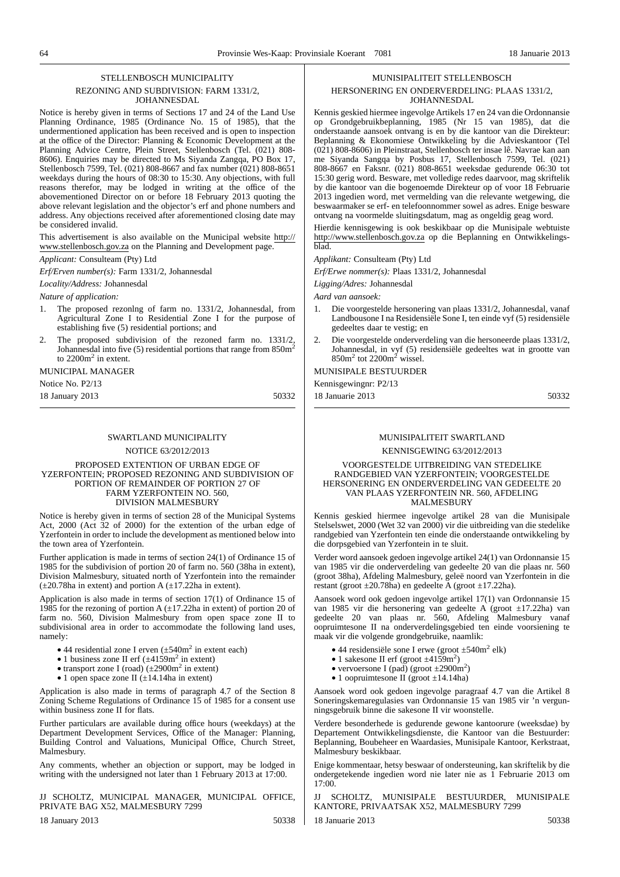## STELLENBOSCH MUNICIPALITY

### REZONING AND SUBDIVISION: FARM 1331/2, JOHANNESDAL

Notice is hereby given in terms of Sections 17 and 24 of the Land Use Planning Ordinance, 1985 (Ordinance No. 15 of 1985), that the undermentioned application has been received and is open to inspection at the office of the Director: Planning & Economic Development at the Planning Advice Centre, Plein Street, Stellenbosch (Tel. (021) 808-8606). Enquiries may be directed to Ms Siyanda Zangqa, PO Box 17, Stellenbosch 7599, Tel. (021) 808-8667 and fax number (021) 808-8651 weekdays during the hours of 08:30 to 15:30. Any objections, with full reasons therefor, may be lodged in writing at the office of the abovementioned Director on or before 18 February 2013 quoting the above relevant legislation and the objector's erf and phone numbers and address. Any objections received after aforementioned closing date may be considered invalid.

This advertisement is also available on the Municipal website http://www.stellenbosch.gov.za on the Planning and Development page.

*Applicant:* Consulteam (Pty) Ltd

*Erf/Erven number(s):* Farm 1331/2, Johannesdal

*Locality/Address:* Johannesdal

*Nature of application:*

1. The proposed rezonlng of farm no. 1331/2, Johannesdal, from Agricultural Zone I to Residential Zone I for the purpose of establishing five (5) residential portions; and
2. The proposed subdivision of the rezoned farm no. 1331/2, Johannesdal into five (5) residential portions that range from 850m$^2$ to 2200m$^2$ in extent.

MUNICIPAL MANAGER

Notice No. P2/13

18 January 2013 50332

## MUNISIPALITEIT STELLENBOSCH

### HERSONERING EN ONDERVERDELING: PLAAS 1331/2, JOHANNESDAL

Kennis geskied hiermee ingevolge Artikels 17 en 24 van die Ordonnansie op Grondgebruikbeplanning, 1985 (Nr 15 van 1985), dat die onderstaande aansoek ontvang is en by die kantoor van die Direkteur: Beplanning & Ekonomiese Ontwikkeling by die Advieskantoor (Tel (021) 808-8606) in Pleinstraat, Stellenbosch ter insae lê. Navrae kan aan me Siyanda Sangqa by Posbus 17, Stellenbosch 7599, Tel. (021) 808-8667 en Faksnr. (021) 808-8651 weeksdae gedurende 06:30 tot 15:30 gerig word. Besware, met volledige redes daarvoor, mag skriftelik by die kantoor van die bogenoemde Direkteur op of voor 18 Februarie 2013 ingedien word, met vermelding van die relevante wetgewing, die beswaarmaker se erf- en telefoonnommer sowel as adres. Enige besware ontvang na voormelde sluitingsdatum, mag as ongeldig geag word.

Hierdie kennisgewing is ook beskikbaar op die Munisipale webtuiste http://www.stellenbosch.gov.za op die Beplanning en Ontwikkelingsblad.

*Applikant:* Consulteam (Pty) Ltd

*Erf/Erwe nommer(s):* Plaas 1331/2, Johannesdal

*Ligging/Adres:* Johannesdal

*Aard van aansoek:*

1. Die voorgestelde hersonering van plaas 1331/2, Johannesdal, vanaf Landbousone I na Residensiële Sone I, ten einde vyf (5) residensiële gedeeltes daar te vestig; en
2. Die voorgestelde onderverdeling van die hersoneerde plaas 1331/2, Johannesdal, in vyf (5) residensiële gedeeltes wat in grootte van 850m$^2$ tot 2200m$^2$ wissel.

MUNISIPALE BESTUURDER

Kennisgewingnr: P2/13

18 Januarie 2013 50332

## SWARTLAND MUNICIPALITY

### NOTICE 63/2012/2013

### PROPOSED EXTENTION OF URBAN EDGE OF YZERFONTEIN; PROPOSED REZONING AND SUBDIVISION OF PORTION OF REMAINDER OF PORTION 27 OF FARM YZERFONTEIN NO. 560, DIVISION MALMESBURY

Notice is hereby given in terms of section 28 of the Municipal Systems Act, 2000 (Act 32 of 2000) for the extention of the urban edge of Yzerfontein in order to include the development as mentioned below into the town area of Yzerfontein.

Further application is made in terms of section 24(1) of Ordinance 15 of 1985 for the subdivision of portion 20 of farm no. 560 (38ha in extent), Division Malmesbury, situated north of Yzerfontein into the remainder (±20.78ha in extent) and portion A (±17.22ha in extent).

Application is also made in terms of section 17(1) of Ordinance 15 of 1985 for the rezoning of portion A (±17.22ha in extent) of portion 20 of farm no. 560, Division Malmesbury from open space zone II to subdivisional area in order to accommodate the following land uses, namely:

- 44 residential zone I erven (±540m$^2$ in extent each)
- 1 business zone II erf (±4159m$^2$ in extent)
- transport zone I (road) (±2900m$^2$ in extent)
- 1 open space zone II (±14.14ha in extent)

Application is also made in terms of paragraph 4.7 of the Section 8 Zoning Scheme Regulations of Ordinance 15 of 1985 for a consent use within business zone II for flats.

Further particulars are available during office hours (weekdays) at the Department Development Services, Office of the Manager: Planning, Building Control and Valuations, Municipal Office, Church Street, Malmesbury.

Any comments, whether an objection or support, may be lodged in writing with the undersigned not later than 1 February 2013 at 17:00.

JJ SCHOLTZ, MUNICIPAL MANAGER, MUNICIPAL OFFICE, PRIVATE BAG X52, MALMESBURY 7299

18 January 2013 50338

## MUNISIPALITEIT SWARTLAND

### KENNISGEWING 63/2012/2013

### VOORGESTELDE UITBREIDING VAN STEDELIKE RANDGEBIED VAN YZERFONTEIN; VOORGESTELDE HERSONERING EN ONDERVERDELING VAN GEDEELTE 20 VAN PLAAS YZERFONTEIN NR. 560, AFDELING MALMESBURY

Kennis geskied hiermee ingevolge artikel 28 van die Munisipale Stelselswet, 2000 (Wet 32 van 2000) vir die uitbreiding van die stedelike randgebied van Yzerfontein ten einde die onderstaande ontwikkeling by die dorpsgebied van Yzerfontein in te sluit.

Verder word aansoek gedoen ingevolge artikel 24(1) van Ordonnansie 15 van 1985 vir die onderverdeling van gedeelte 20 van die plaas nr. 560 (groot 38ha), Afdeling Malmesbury, geleë noord van Yzerfontein in die restant (groot ±20.78ha) en gedeelte A (groot ±17.22ha).

Aansoek word ook gedoen ingevolge artikel 17(1) van Ordonnansie 15 van 1985 vir die hersonering van gedeelte A (groot ±17.22ha) van gedeelte 20 van plaas nr. 560, Afdeling Malmesbury vanaf oopruimtesone II na onderverdelingsgebied ten einde voorsiening te maak vir die volgende grondgebruike, naamlik:

- 44 residensiële sone I erwe (groot ±540m$^2$ elk)
- 1 sakesone II erf (groot ±4159m$^2$)
- vervoersone I (pad) (groot ±2900m$^2$)
- 1 oopruimtesone II (groot ±14.14ha)

Aansoek word ook gedoen ingevolge paragraaf 4.7 van die Artikel 8 Soneringskemaregulasies van Ordonnansie 15 van 1985 vir 'n vergunningsgebruik binne die sakesone II vir woonstelle.

Verdere besonderhede is gedurende gewone kantoorure (weeksdae) by Departement Ontwikkelingsdienste, die Kantoor van die Bestuurder: Beplanning, Boubeheer en Waardasies, Munisipale Kantoor, Kerkstraat, Malmesbury beskikbaar.

Enige kommentaar, hetsy beswaar of ondersteuning, kan skriftelik by die ondergetekende ingedien word nie later nie as 1 Februarie 2013 om 17:00.

JJ SCHOLTZ, MUNISIPALE BESTUURDER, MUNISIPALE KANTORE, PRIVAATSAK X52, MALMESBURY 7299

18 Januarie 2013 50338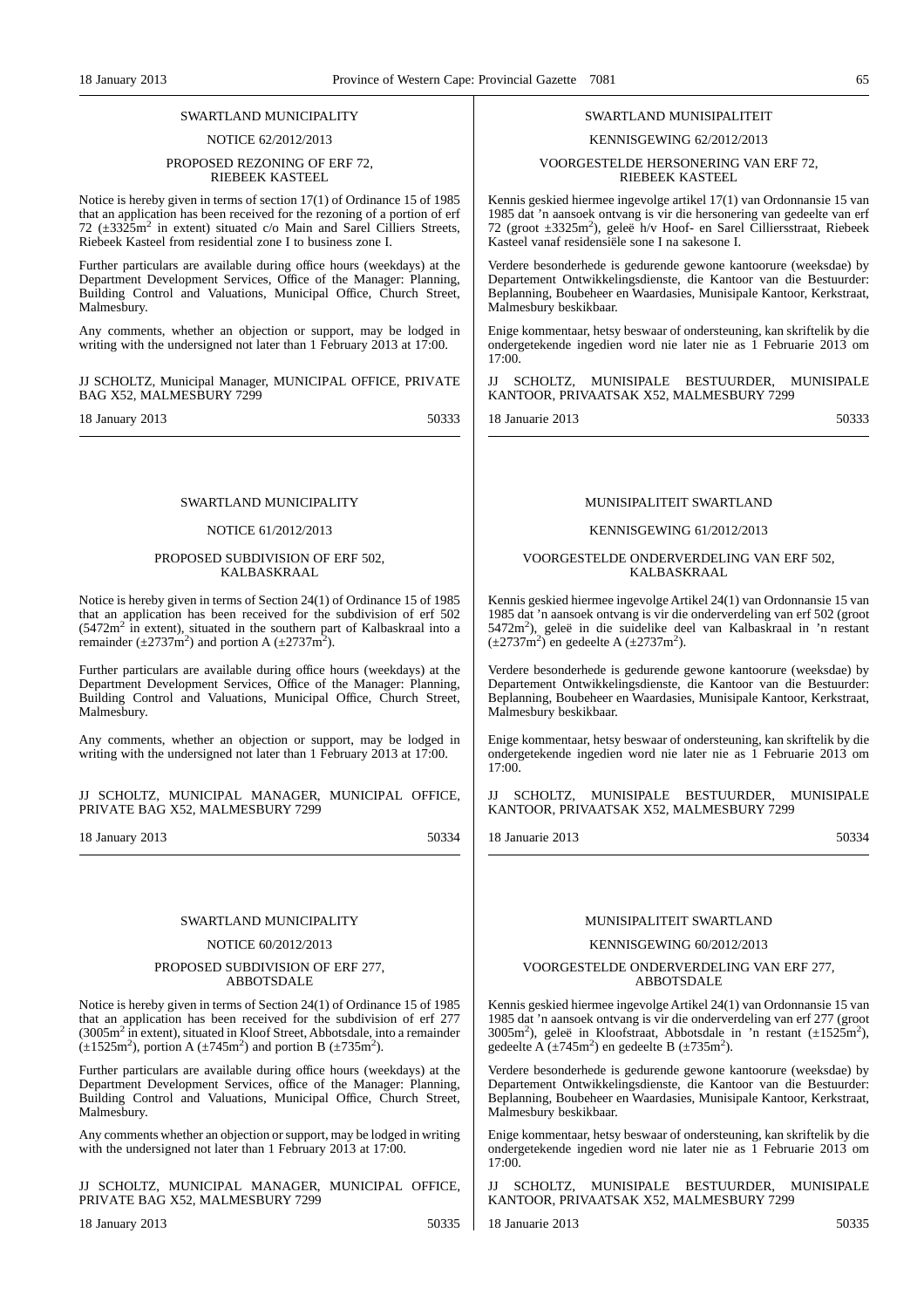SWARTLAND MUNICIPALITY

NOTICE 62/2012/2013

PROPOSED REZONING OF ERF 72, RIEBEEK KASTEEL

Notice is hereby given in terms of section 17(1) of Ordinance 15 of 1985 that an application has been received for the rezoning of a portion of erf 72 (±3325m$^2$ in extent) situated c/o Main and Sarel Cilliers Streets, Riebeek Kasteel from residential zone I to business zone I.

Further particulars are available during office hours (weekdays) at the Department Development Services, Office of the Manager: Planning, Building Control and Valuations, Municipal Office, Church Street, Malmesbury.

Any comments, whether an objection or support, may be lodged in writing with the undersigned not later than 1 February 2013 at 17:00.

JJ SCHOLTZ, Municipal Manager, MUNICIPAL OFFICE, PRIVATE BAG X52, MALMESBURY 7299

18 January 2013 50333

SWARTLAND MUNISIPALITEIT

KENNISGEWING 62/2012/2013

VOORGESTELDE HERSONERING VAN ERF 72, RIEBEEK KASTEEL

Kennis geskied hiermee ingevolge artikel 17(1) van Ordonnansie 15 van 1985 dat 'n aansoek ontvang is vir die hersonering van gedeelte van erf 72 (groot ±3325m$^2$), geleë h/v Hoof- en Sarel Cilliersstraat, Riebeek Kasteel vanaf residensiële sone I na sakesone I.

Verdere besonderhede is gedurende gewone kantoorure (weeksdae) by Departement Ontwikkelingsdienste, die Kantoor van die Bestuurder: Beplanning, Boubeheer en Waardasies, Munisipale Kantoor, Kerkstraat, Malmesbury beskikbaar.

Enige kommentaar, hetsy beswaar of ondersteuning, kan skriftelik by die ondergetekende ingedien word nie later nie as 1 Februarie 2013 om 17:00.

JJ SCHOLTZ, MUNISIPALE BESTUURDER, MUNISIPALE KANTOOR, PRIVAATSAK X52, MALMESBURY 7299

18 Januarie 2013 50333

SWARTLAND MUNICIPALITY

NOTICE 61/2012/2013

PROPOSED SUBDIVISION OF ERF 502, KALBASKRAAL

Notice is hereby given in terms of Section 24(1) of Ordinance 15 of 1985 that an application has been received for the subdivision of erf 502 (5472m$^2$ in extent), situated in the southern part of Kalbaskraal into a remainder (±2737m$^2$) and portion A (±2737m$^2$).

Further particulars are available during office hours (weekdays) at the Department Development Services, Office of the Manager: Planning, Building Control and Valuations, Municipal Office, Church Street, Malmesbury.

Any comments, whether an objection or support, may be lodged in writing with the undersigned not later than 1 February 2013 at 17:00.

JJ SCHOLTZ, MUNICIPAL MANAGER, MUNICIPAL OFFICE, PRIVATE BAG X52, MALMESBURY 7299

18 January 2013 50334

MUNISIPALITEIT SWARTLAND

KENNISGEWING 61/2012/2013

VOORGESTELDE ONDERVERDELING VAN ERF 502, KALBASKRAAL

Kennis geskied hiermee ingevolge Artikel 24(1) van Ordonnansie 15 van 1985 dat 'n aansoek ontvang is vir die onderverdeling van erf 502 (groot 5472m$^2$), geleë in die suidelike deel van Kalbaskraal in 'n restant (±2737m$^2$) en gedeelte A (±2737m$^2$).

Verdere besonderhede is gedurende gewone kantoorure (weeksdae) by Departement Ontwikkelingsdienste, die Kantoor van die Bestuurder: Beplanning, Boubeheer en Waardasies, Munisipale Kantoor, Kerkstraat, Malmesbury beskikbaar.

Enige kommentaar, hetsy beswaar of ondersteuning, kan skriftelik by die ondergetekende ingedien word nie later nie as 1 Februarie 2013 om 17:00.

JJ SCHOLTZ, MUNISIPALE BESTUURDER, MUNISIPALE KANTOOR, PRIVAATSAK X52, MALMESBURY 7299

18 Januarie 2013 50334

SWARTLAND MUNICIPALITY

NOTICE 60/2012/2013

PROPOSED SUBDIVISION OF ERF 277, ABBOTSDALE

Notice is hereby given in terms of Section 24(1) of Ordinance 15 of 1985 that an application has been received for the subdivision of erf 277 (3005m$^2$ in extent), situated in Kloof Street, Abbotsdale, into a remainder (±1525m$^2$), portion A (±745m$^2$) and portion B (±735m$^2$).

Further particulars are available during office hours (weekdays) at the Department Development Services, office of the Manager: Planning, Building Control and Valuations, Municipal Office, Church Street, Malmesbury.

Any comments whether an objection or support, may be lodged in writing with the undersigned not later than 1 February 2013 at 17:00.

JJ SCHOLTZ, MUNICIPAL MANAGER, MUNICIPAL OFFICE, PRIVATE BAG X52, MALMESBURY 7299

18 January 2013 50335

MUNISIPALITEIT SWARTLAND

KENNISGEWING 60/2012/2013

VOORGESTELDE ONDERVERDELING VAN ERF 277, ABBOTSDALE

Kennis geskied hiermee ingevolge Artikel 24(1) van Ordonnansie 15 van 1985 dat 'n aansoek ontvang is vir die onderverdeling van erf 277 (groot 3005m$^2$), geleë in Kloofstraat, Abbotsdale in 'n restant (±1525m$^2$), gedeelte A (±745m$^2$) en gedeelte B (±735m$^2$).

Verdere besonderhede is gedurende gewone kantoorure (weeksdae) by Departement Ontwikkelingsdienste, die Kantoor van die Bestuurder: Beplanning, Boubeheer en Waardasies, Munisipale Kantoor, Kerkstraat, Malmesbury beskikbaar.

Enige kommentaar, hetsy beswaar of ondersteuning, kan skriftelik by die ondergetekende ingedien word nie later nie as 1 Februarie 2013 om 17:00.

JJ SCHOLTZ, MUNISIPALE BESTUURDER, MUNISIPALE KANTOOR, PRIVAATSAK X52, MALMESBURY 7299

18 Januarie 2013 50335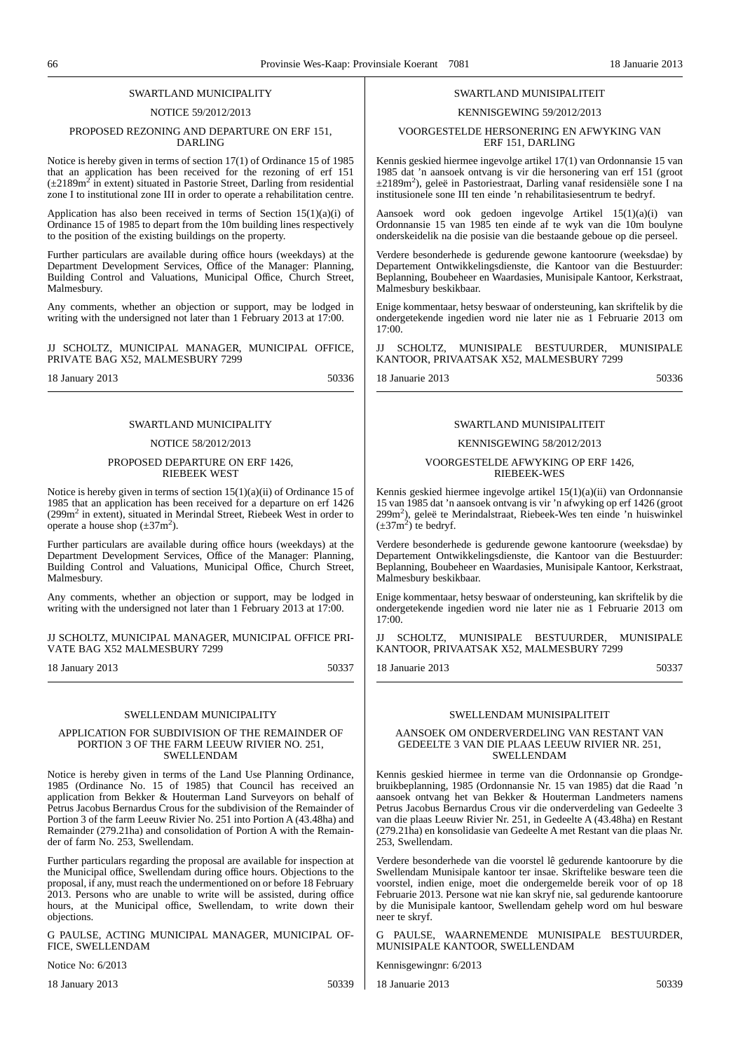SWARTLAND MUNICIPALITY

NOTICE 59/2012/2013

PROPOSED REZONING AND DEPARTURE ON ERF 151, DARLING

Notice is hereby given in terms of section 17(1) of Ordinance 15 of 1985 that an application has been received for the rezoning of erf 151 ($\pm$2189$m^2$ in extent) situated in Pastorie Street, Darling from residential zone I to institutional zone III in order to operate a rehabilitation centre.

Application has also been received in terms of Section 15(1)(a)(i) of Ordinance 15 of 1985 to depart from the 10m building lines respectively to the position of the existing buildings on the property.

Further particulars are available during office hours (weekdays) at the Department Development Services, Office of the Manager: Planning, Building Control and Valuations, Municipal Office, Church Street, Malmesbury.

Any comments, whether an objection or support, may be lodged in writing with the undersigned not later than 1 February 2013 at 17:00.

JJ SCHOLTZ, MUNICIPAL MANAGER, MUNICIPAL OFFICE, PRIVATE BAG X52, MALMESBURY 7299

18 January 2013 50336

---

SWARTLAND MUNISIPALITEIT

KENNISGEWING 59/2012/2013

VOORGESTELDE HERSONERING EN AFWYKING VAN ERF 151, DARLING

Kennis geskied hiermee ingevolge artikel 17(1) van Ordonnansie 15 van 1985 dat 'n aansoek ontvang is vir die hersonering van erf 151 (groot $\pm$2189$m^2$), geleë in Pastoriestraat, Darling vanaf residensiële sone I na institusionele sone III ten einde 'n rehabilitasiesentrum te bedryf.

Aansoek word ook gedoen ingevolge Artikel 15(1)(a)(i) van Ordonnansie 15 van 1985 ten einde af te wyk van die 10m boulyne onderskeidelik na die posisie van die bestaande geboue op die perseel.

Verdere besonderhede is gedurende gewone kantoorure (weeksdae) by Departement Ontwikkelingsdienste, die Kantoor van die Bestuurder: Beplanning, Boubeheer en Waardasies, Munisipale Kantoor, Kerkstraat, Malmesbury beskikbaar.

Enige kommentaar, hetsy beswaar of ondersteuning, kan skriftelik by die ondergetekende ingedien word nie later nie as 1 Februarie 2013 om 17:00.

JJ SCHOLTZ, MUNISIPALE BESTUURDER, MUNISIPALE KANTOOR, PRIVAATSAK X52, MALMESBURY 7299

18 Januarie 2013 50336

---

SWARTLAND MUNICIPALITY

NOTICE 58/2012/2013

PROPOSED DEPARTURE ON ERF 1426, RIEBEEK WEST

Notice is hereby given in terms of section 15(1)(a)(ii) of Ordinance 15 of 1985 that an application has been received for a departure on erf 1426 (299$m^2$ in extent), situated in Merindal Street, Riebeek West in order to operate a house shop ($\pm$37$m^2$).

Further particulars are available during office hours (weekdays) at the Department Development Services, Office of the Manager: Planning, Building Control and Valuations, Municipal Office, Church Street, Malmesbury.

Any comments, whether an objection or support, may be lodged in writing with the undersigned not later than 1 February 2013 at 17:00.

JJ SCHOLTZ, MUNICIPAL MANAGER, MUNICIPAL OFFICE PRIVATE BAG X52 MALMESBURY 7299

18 January 2013 50337

---

SWARTLAND MUNISIPALITEIT

KENNISGEWING 58/2012/2013

VOORGESTELDE AFWYKING OP ERF 1426, RIEBEEK-WES

Kennis geskied hiermee ingevolge artikel 15(1)(a)(ii) van Ordonnansie 15 van 1985 dat 'n aansoek ontvang is vir 'n afwyking op erf 1426 (groot 299$m^2$), geleë te Merindalstraat, Riebeek-Wes ten einde 'n huiswinkel ($\pm$37$m^2$) te bedryf.

Verdere besonderhede is gedurende gewone kantoorure (weeksdae) by Departement Ontwikkelingsdienste, die Kantoor van die Bestuurder: Beplanning, Boubeheer en Waardasies, Munisipale Kantoor, Kerkstraat, Malmesbury beskikbaar.

Enige kommentaar, hetsy beswaar of ondersteuning, kan skriftelik by die ondergetekende ingedien word nie later nie as 1 Februarie 2013 om 17:00.

JJ SCHOLTZ, MUNISIPALE BESTUURDER, MUNISIPALE KANTOOR, PRIVAATSAK X52, MALMESBURY 7299

18 Januarie 2013 50337

---

SWELLENDAM MUNICIPALITY

APPLICATION FOR SUBDIVISION OF THE REMAINDER OF PORTION 3 OF THE FARM LEEUW RIVIER NO. 251, SWELLENDAM

Notice is hereby given in terms of the Land Use Planning Ordinance, 1985 (Ordinance No. 15 of 1985) that Council has received an application from Bekker & Houterman Land Surveyors on behalf of Petrus Jacobus Bernardus Crous for the subdivision of the Remainder of Portion 3 of the farm Leeuw Rivier No. 251 into Portion A (43.48ha) and Remainder (279.21ha) and consolidation of Portion A with the Remainder of farm No. 253, Swellendam.

Further particulars regarding the proposal are available for inspection at the Municipal office, Swellendam during office hours. Objections to the proposal, if any, must reach the undermentioned on or before 18 February 2013. Persons who are unable to write will be assisted, during office hours, at the Municipal office, Swellendam, to write down their objections.

G PAULSE, ACTING MUNICIPAL MANAGER, MUNICIPAL OFFICE, SWELLENDAM

Notice No: 6/2013

18 January 2013 50339

---

SWELLENDAM MUNISIPALITEIT

AANSOEK OM ONDERVERDELING VAN RESTANT VAN GEDEELTE 3 VAN DIE PLAAS LEEUW RIVIER NR. 251, SWELLENDAM

Kennis geskied hiermee in terme van die Ordonnansie op Grondgebruikbeplanning, 1985 (Ordonnansie Nr. 15 van 1985) dat die Raad 'n aansoek ontvang het van Bekker & Houterman Landmeters namens Petrus Jacobus Bernardus Crous vir die onderverdeling van Gedeelte 3 van die plaas Leeuw Rivier Nr. 251, in Gedeelte A (43.48ha) en Restant (279.21ha) en konsolidasie van Gedeelte A met Restant van die plaas Nr. 253, Swellendam.

Verdere besonderhede van die voorstel lê gedurende kantoorure by die Swellendam Munisipale kantoor ter insae. Skriftelike besware teen die voorstel, indien enige, moet die ondergemelde bereik voor of op 18 Februarie 2013. Persone wat nie kan skryf nie, sal gedurende kantoorure by die Munisipale kantoor, Swellendam gehelp word om hul besware neer te skryf.

G PAULSE, WAARNEMENDE MUNISIPALE BESTUURDER, MUNISIPALE KANTOOR, SWELLENDAM

Kennisgewingnr: 6/2013

18 Januarie 2013 50339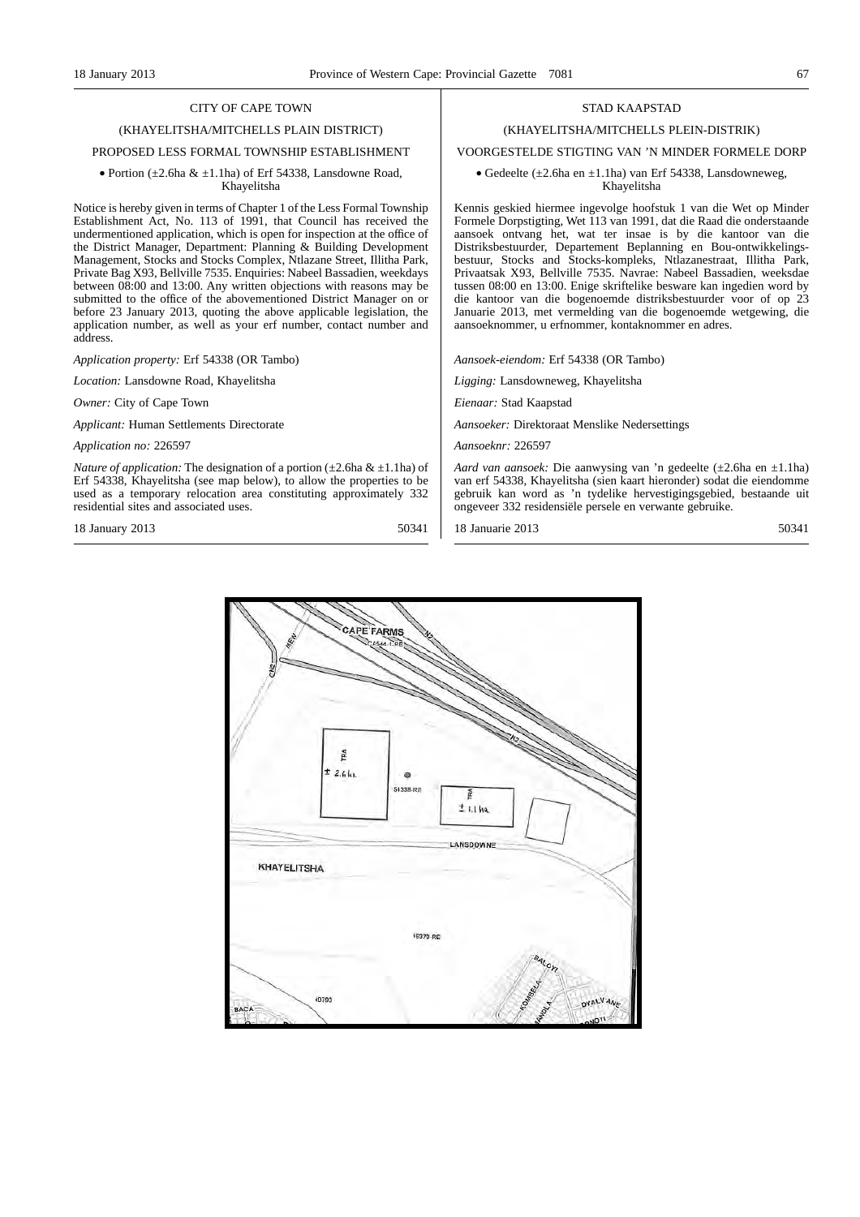## CITY OF CAPE TOWN

### (KHAYELITSHA/MITCHELLS PLAIN DISTRICT)

### PROPOSED LESS FORMAL TOWNSHIP ESTABLISHMENT

- Portion (±2.6ha & ±1.1ha) of Erf 54338, Lansdowne Road, Khayelitsha

Notice is hereby given in terms of Chapter 1 of the Less Formal Township Establishment Act, No. 113 of 1991, that Council has received the undermentioned application, which is open for inspection at the office of the District Manager, Department: Planning & Building Development Management, Stocks and Stocks Complex, Ntlazane Street, Illitha Park, Private Bag X93, Bellville 7535. Enquiries: Nabeel Bassadien, weekdays between 08:00 and 13:00. Any written objections with reasons may be submitted to the office of the abovementioned District Manager on or before 23 January 2013, quoting the above applicable legislation, the application number, as well as your erf number, contact number and address.

*Application property:* Erf 54338 (OR Tambo)

*Location:* Lansdowne Road, Khayelitsha

*Owner:* City of Cape Town

*Applicant:* Human Settlements Directorate

*Application no:* 226597

*Nature of application:* The designation of a portion (±2.6ha & ±1.1ha) of Erf 54338, Khayelitsha (see map below), to allow the properties to be used as a temporary relocation area constituting approximately 332 residential sites and associated uses.

18 January 2013 50341

## STAD KAAPSTAD

### (KHAYELITSHA/MITCHELLS PLEIN-DISTRIK)

### VOORGESTELDE STIGTING VAN 'N MINDER FORMELE DORP

- Gedeelte (±2.6ha en ±1.1ha) van Erf 54338, Lansdowneweg, Khayelitsha

Kennis geskied hiermee ingevolge hoofstuk 1 van die Wet op Minder Formele Dorpstigting, Wet 113 van 1991, dat die Raad die onderstaande aansoek ontvang het, wat ter insae is by die kantoor van die Distriksbestuurder, Departement Beplanning en Bou-ontwikkelingsbestuur, Stocks and Stocks-kompleks, Ntlazanestraat, Illitha Park, Privaatsak X93, Bellville 7535. Navrae: Nabeel Bassadien, weeksdae tussen 08:00 en 13:00. Enige skriftelike besware kan ingedien word by die kantoor van die bogenoemde distriksbestuurder voor of op 23 Januarie 2013, met vermelding van die bogenoemde wetgewing, die aansoeknommer, u erfnommer, kontaknommer en adres.

*Aansoek-eiendom:* Erf 54338 (OR Tambo)

*Ligging:* Lansdowneweg, Khayelitsha

*Eienaar:* Stad Kaapstad

*Aansoeker:* Direktoraat Menslike Nedersettings

*Aansoeknr:* 226597

*Aard van aansoek:* Die aanwysing van 'n gedeelte (±2.6ha en ±1.1ha) van erf 54338, Khayelitsha (sien kaart hieronder) sodat die eiendomme gebruik kan word as 'n tydelike hervestigingsgebied, bestaande uit ongeveer 332 residensiële persele en verwante gebruike.

18 Januarie 2013 50341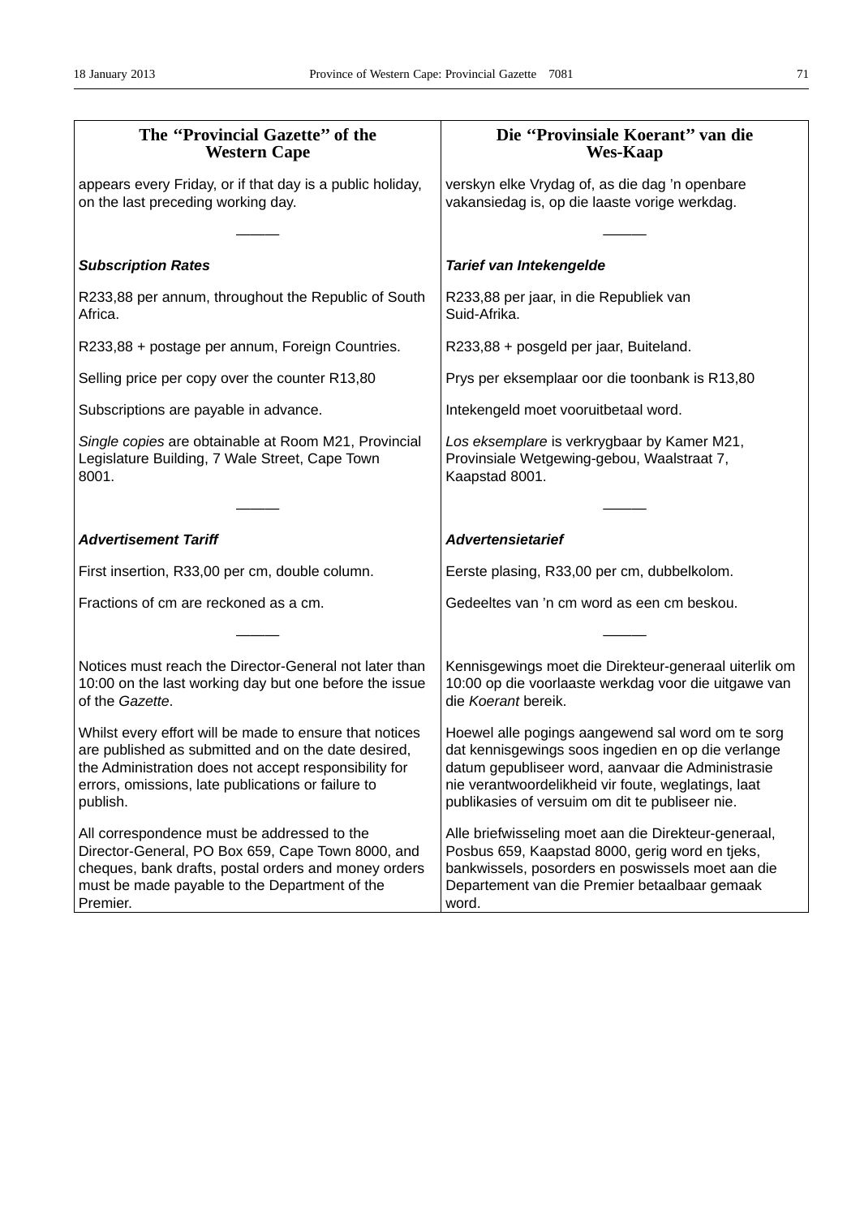| **The "Provincial Gazette" of the Western Cape** | **Die "Provinsiale Koerant" van die Wes-Kaap** |
|---|---|
| appears every Friday, or if that day is a public holiday, on the last preceding working day. | verskyn elke Vrydag of, as die dag 'n openbare vakansiedag is, op die laaste vorige werkdag. |
| ——— | ——— |
| ***Subscription Rates*** | ***Tarief van Intekengelde*** |
| R233,88 per annum, throughout the Republic of South Africa. | R233,88 per jaar, in die Republiek van Suid-Afrika. |
| R233,88 + postage per annum, Foreign Countries. | R233,88 + posgeld per jaar, Buiteland. |
| Selling price per copy over the counter R13,80 | Prys per eksemplaar oor die toonbank is R13,80 |
| Subscriptions are payable in advance. | Intekengeld moet vooruitbetaal word. |
| *Single copies* are obtainable at Room M21, Provincial Legislature Building, 7 Wale Street, Cape Town 8001. | *Los eksemplare* is verkrygbaar by Kamer M21, Provinsiale Wetgewing-gebou, Waalstraat 7, Kaapstad 8001. |
| ——— | ——— |
| ***Advertisement Tariff*** | ***Advertensietarief*** |
| First insertion, R33,00 per cm, double column. | Eerste plasing, R33,00 per cm, dubbelkolom. |
| Fractions of cm are reckoned as a cm. | Gedeeltes van 'n cm word as een cm beskou. |
| ——— | ——— |
| Notices must reach the Director-General not later than 10:00 on the last working day but one before the issue of the *Gazette*. | Kennisgewings moet die Direkteur-generaal uiterlik om 10:00 op die voorlaaste werkdag voor die uitgawe van die *Koerant* bereik. |
| Whilst every effort will be made to ensure that notices are published as submitted and on the date desired, the Administration does not accept responsibility for errors, omissions, late publications or failure to publish. | Hoewel alle pogings aangewend sal word om te sorg dat kennisgewings soos ingedien en op die verlange datum gepubliseer word, aanvaar die Administrasie nie verantwoordelikheid vir foute, weglatings, laat publikasies of versuim om dit te publiseer nie. |
| All correspondence must be addressed to the Director-General, PO Box 659, Cape Town 8000, and cheques, bank drafts, postal orders and money orders must be made payable to the Department of the Premier. | Alle briefwisseling moet aan die Direkteur-generaal, Posbus 659, Kaapstad 8000, gerig word en tjeks, bankwissels, posorders en poswissels moet aan die Departement van die Premier betaalbaar gemaak word. |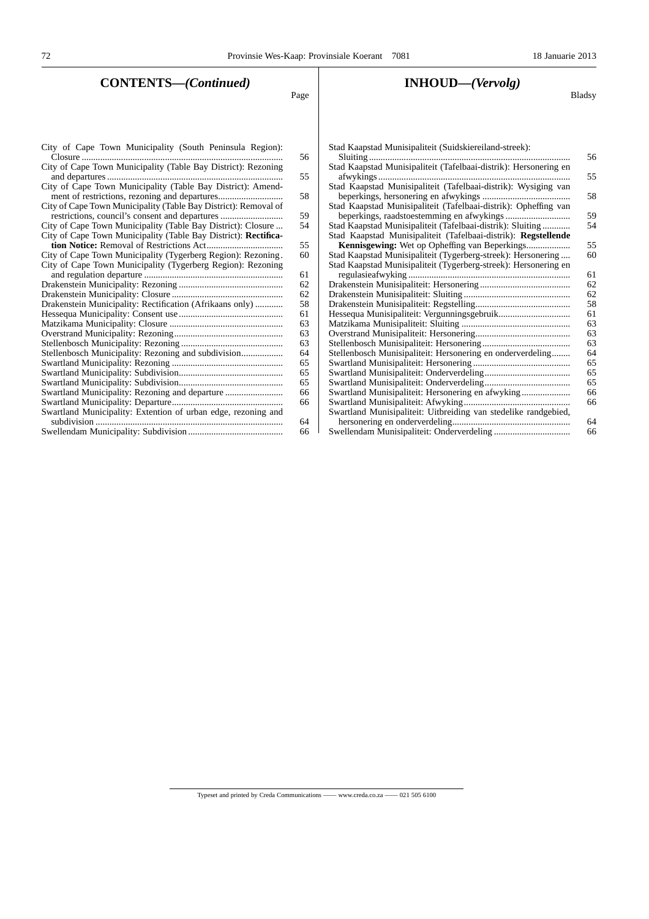## CONTENTS—*(Continued)*

| | Page |
|---|---|
| City of Cape Town Municipality (South Peninsula Region): Closure | 56 |
| City of Cape Town Municipality (Table Bay District): Rezoning and departures | 55 |
| City of Cape Town Municipality (Table Bay District): Amendment of restrictions, rezoning and departures | 58 |
| City of Cape Town Municipality (Table Bay District): Removal of restrictions, council's consent and departures | 59 |
| City of Cape Town Municipality (Table Bay District): Closure | 54 |
| City of Cape Town Municipality (Table Bay District): **Rectification Notice:** Removal of Restrictions Act | 55 |
| City of Cape Town Municipality (Tygerberg Region): Rezoning | 60 |
| City of Cape Town Municipality (Tygerberg Region): Rezoning and regulation departure | 61 |
| Drakenstein Municipality: Rezoning | 62 |
| Drakenstein Municipality: Closure | 62 |
| Drakenstein Municipality: Rectification (Afrikaans only) | 58 |
| Hessequa Municipality: Consent use | 61 |
| Matzikama Municipality: Closure | 63 |
| Overstrand Municipality: Rezoning | 63 |
| Stellenbosch Municipality: Rezoning | 63 |
| Stellenbosch Municipality: Rezoning and subdivision | 64 |
| Swartland Municipality: Rezoning | 65 |
| Swartland Municipality: Subdivision | 65 |
| Swartland Municipality: Subdivision | 65 |
| Swartland Municipality: Rezoning and departure | 66 |
| Swartland Municipality: Departure | 66 |
| Swartland Municipality: Extention of urban edge, rezoning and subdivision | 64 |
| Swellendam Municipality: Subdivision | 66 |

## INHOUD—*(Vervolg)*

| | Bladsy |
|---|---|
| Stad Kaapstad Munisipaliteit (Suidskiereiland-streek): Sluiting | 56 |
| Stad Kaapstad Munisipaliteit (Tafelbaai-distrik): Hersonering en afwykings | 55 |
| Stad Kaapstad Munisipaliteit (Tafelbaai-distrik): Wysiging van beperkings, hersonering en afwykings | 58 |
| Stad Kaapstad Munisipaliteit (Tafelbaai-distrik): Opheffing van beperkings, raadstoestemming en afwykings | 59 |
| Stad Kaapstad Munisipaliteit (Tafelbaai-distrik): Sluiting | 54 |
| Stad Kaapstad Munisipaliteit (Tafelbaai-distrik): **Regstellende Kennisgewing:** Wet op Opheffing van Beperkings | 55 |
| Stad Kaapstad Munisipaliteit (Tygerberg-streek): Hersonering | 60 |
| Stad Kaapstad Munisipaliteit (Tygerberg-streek): Hersonering en regulasieafwyking | 61 |
| Drakenstein Munisipaliteit: Hersonering | 62 |
| Drakenstein Munisipaliteit: Sluiting | 62 |
| Drakenstein Munisipaliteit: Regstelling | 58 |
| Hessequa Munisipaliteit: Vergunningsgebruik | 61 |
| Matzikama Munisipaliteit: Sluiting | 63 |
| Overstrand Munisipaliteit: Hersonering | 63 |
| Stellenbosch Munisipaliteit: Hersonering | 63 |
| Stellenbosch Munisipaliteit: Hersonering en onderverdeling | 64 |
| Swartland Munisipaliteit: Hersonering | 65 |
| Swartland Munisipaliteit: Onderverdeling | 65 |
| Swartland Munisipaliteit: Onderverdeling | 65 |
| Swartland Munisipaliteit: Hersonering en afwyking | 66 |
| Swartland Munisipaliteit: Afwyking | 66 |
| Swartland Munisipaliteit: Uitbreiding van stedelike randgebied, hersonering en onderverdeling | 64 |
| Swellendam Munisipaliteit: Onderverdeling | 66 |

Typeset and printed by Creda Communications —— www.creda.co.za —— 021 505 6100